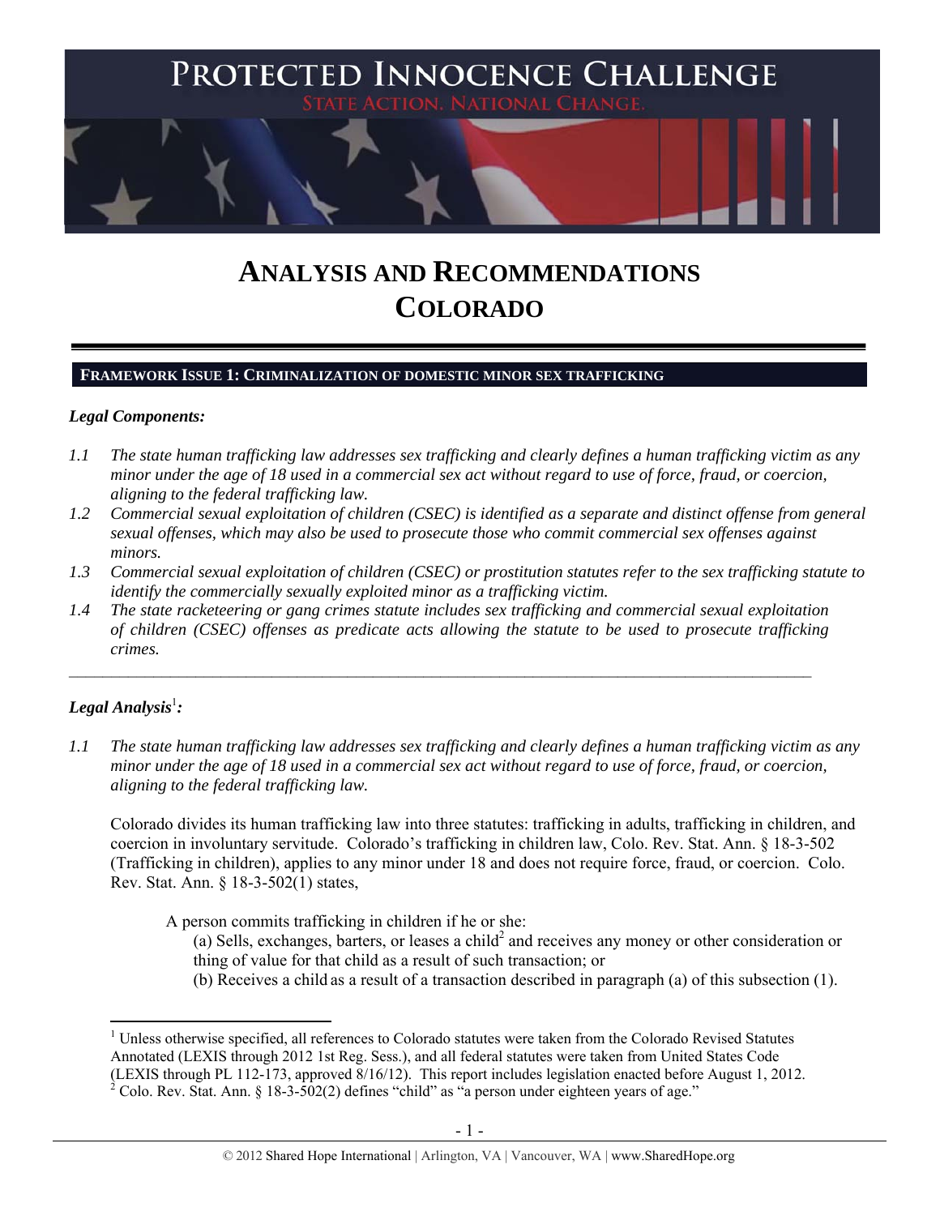# PROTECTED INNOCENCE CHALLENGE

STATE ACTION. NATIONAL CHANGE.

# ANALYSIS AND RECOMMENDATIONS COLORADO

## FRAMEWORK ISSUE 1: CRIMINALIZATION OF DOMESTIC MINOR SEX TRAFFICKING

### *Legal Components:*

*1.1 The state human trafficking law addresses sex trafficking and clearly defines a human trafficking victim as any minor under the age of 18 used in a commercial sex act without regard to use of force, fraud, or coercion, aligning to the federal trafficking law.*

*1.2 Commercial sexual exploitation of children (CSEC) is identified as a separate and distinct offense from general sexual offenses, which may also be used to prosecute those who commit commercial sex offenses against minors.*

*1.3 Commercial sexual exploitation of children (CSEC) or prostitution statutes refer to the sex trafficking statute to identify the commercially sexually exploited minor as a trafficking victim.*

*1.4 The state racketeering or gang crimes statute includes sex trafficking and commercial sexual exploitation of children (CSEC) offenses as predicate acts allowing the statute to be used to prosecute trafficking crimes.*

---

### *Legal Analysis*[1]*:*

*1.1 The state human trafficking law addresses sex trafficking and clearly defines a human trafficking victim as any minor under the age of 18 used in a commercial sex act without regard to use of force, fraud, or coercion, aligning to the federal trafficking law.*

Colorado divides its human trafficking law into three statutes: trafficking in adults, trafficking in children, and coercion in involuntary servitude. Colorado's trafficking in children law, Colo. Rev. Stat. Ann. § 18-3-502 (Trafficking in children), applies to any minor under 18 and does not require force, fraud, or coercion. Colo. Rev. Stat. Ann. § 18-3-502(1) states,

> A person commits trafficking in children if he or she:
>
> (a) Sells, exchanges, barters, or leases a child[2] and receives any money or other consideration or thing of value for that child as a result of such transaction; or
>
> (b) Receives a child as a result of a transaction described in paragraph (a) of this subsection (1).

---

[1] Unless otherwise specified, all references to Colorado statutes were taken from the Colorado Revised Statutes Annotated (LEXIS through 2012 1st Reg. Sess.), and all federal statutes were taken from United States Code (LEXIS through PL 112-173, approved 8/16/12). This report includes legislation enacted before August 1, 2012.

[2] Colo. Rev. Stat. Ann. § 18-3-502(2) defines "child" as "a person under eighteen years of age."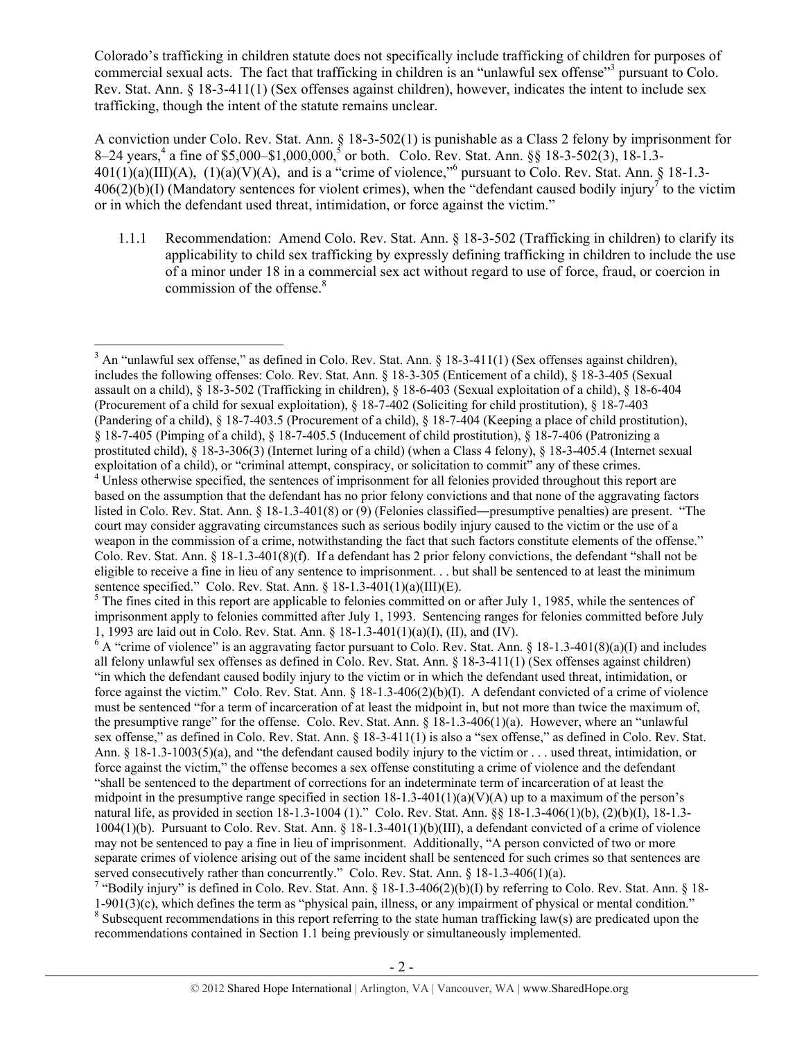Colorado's trafficking in children statute does not specifically include trafficking of children for purposes of commercial sexual acts. The fact that trafficking in children is an "unlawful sex offense"[3] pursuant to Colo. Rev. Stat. Ann. § 18-3-411(1) (Sex offenses against children), however, indicates the intent to include sex trafficking, though the intent of the statute remains unclear.

A conviction under Colo. Rev. Stat. Ann. § 18-3-502(1) is punishable as a Class 2 felony by imprisonment for 8–24 years,[4] a fine of $5,000–$1,000,000,[5] or both. Colo. Rev. Stat. Ann. §§ 18-3-502(3), 18-1.3-401(1)(a)(III)(A), (1)(a)(V)(A), and is a "crime of violence,"[6] pursuant to Colo. Rev. Stat. Ann. § 18-1.3-406(2)(b)(I) (Mandatory sentences for violent crimes), when the "defendant caused bodily injury[7] to the victim or in which the defendant used threat, intimidation, or force against the victim."

1.1.1 Recommendation: Amend Colo. Rev. Stat. Ann. § 18-3-502 (Trafficking in children) to clarify its applicability to child sex trafficking by expressly defining trafficking in children to include the use of a minor under 18 in a commercial sex act without regard to use of force, fraud, or coercion in commission of the offense.[8]

---

[3] An "unlawful sex offense," as defined in Colo. Rev. Stat. Ann. § 18-3-411(1) (Sex offenses against children), includes the following offenses: Colo. Rev. Stat. Ann. § 18-3-305 (Enticement of a child), § 18-3-405 (Sexual assault on a child), § 18-3-502 (Trafficking in children), § 18-6-403 (Sexual exploitation of a child), § 18-6-404 (Procurement of a child for sexual exploitation), § 18-7-402 (Soliciting for child prostitution), § 18-7-403 (Pandering of a child), § 18-7-403.5 (Procurement of a child), § 18-7-404 (Keeping a place of child prostitution), § 18-7-405 (Pimping of a child), § 18-7-405.5 (Inducement of child prostitution), § 18-7-406 (Patronizing a prostituted child), § 18-3-306(3) (Internet luring of a child) (when a Class 4 felony), § 18-3-405.4 (Internet sexual exploitation of a child), or "criminal attempt, conspiracy, or solicitation to commit" any of these crimes.

[4] Unless otherwise specified, the sentences of imprisonment for all felonies provided throughout this report are based on the assumption that the defendant has no prior felony convictions and that none of the aggravating factors listed in Colo. Rev. Stat. Ann. § 18-1.3-401(8) or (9) (Felonies classified―presumptive penalties) are present. "The court may consider aggravating circumstances such as serious bodily injury caused to the victim or the use of a weapon in the commission of a crime, notwithstanding the fact that such factors constitute elements of the offense." Colo. Rev. Stat. Ann. § 18-1.3-401(8)(f). If a defendant has 2 prior felony convictions, the defendant "shall not be eligible to receive a fine in lieu of any sentence to imprisonment. . . but shall be sentenced to at least the minimum sentence specified." Colo. Rev. Stat. Ann. § 18-1.3-401(1)(a)(III)(E).

[5] The fines cited in this report are applicable to felonies committed on or after July 1, 1985, while the sentences of imprisonment apply to felonies committed after July 1, 1993. Sentencing ranges for felonies committed before July 1, 1993 are laid out in Colo. Rev. Stat. Ann. § 18-1.3-401(1)(a)(I), (II), and (IV).

[6] A "crime of violence" is an aggravating factor pursuant to Colo. Rev. Stat. Ann. § 18-1.3-401(8)(a)(I) and includes all felony unlawful sex offenses as defined in Colo. Rev. Stat. Ann. § 18-3-411(1) (Sex offenses against children) "in which the defendant caused bodily injury to the victim or in which the defendant used threat, intimidation, or force against the victim." Colo. Rev. Stat. Ann. § 18-1.3-406(2)(b)(I). A defendant convicted of a crime of violence must be sentenced "for a term of incarceration of at least the midpoint in, but not more than twice the maximum of, the presumptive range" for the offense. Colo. Rev. Stat. Ann. § 18-1.3-406(1)(a). However, where an "unlawful sex offense," as defined in Colo. Rev. Stat. Ann. § 18-3-411(1) is also a "sex offense," as defined in Colo. Rev. Stat. Ann. § 18-1.3-1003(5)(a), and "the defendant caused bodily injury to the victim or . . . used threat, intimidation, or force against the victim," the offense becomes a sex offense constituting a crime of violence and the defendant "shall be sentenced to the department of corrections for an indeterminate term of incarceration of at least the midpoint in the presumptive range specified in section 18-1.3-401(1)(a)(V)(A) up to a maximum of the person's natural life, as provided in section 18-1.3-1004 (1)." Colo. Rev. Stat. Ann. §§ 18-1.3-406(1)(b), (2)(b)(I), 18-1.3-1004(1)(b). Pursuant to Colo. Rev. Stat. Ann. § 18-1.3-401(1)(b)(III), a defendant convicted of a crime of violence may not be sentenced to pay a fine in lieu of imprisonment. Additionally, "A person convicted of two or more separate crimes of violence arising out of the same incident shall be sentenced for such crimes so that sentences are served consecutively rather than concurrently." Colo. Rev. Stat. Ann. § 18-1.3-406(1)(a).

[7] "Bodily injury" is defined in Colo. Rev. Stat. Ann. § 18-1.3-406(2)(b)(I) by referring to Colo. Rev. Stat. Ann. § 18-1-901(3)(c), which defines the term as "physical pain, illness, or any impairment of physical or mental condition."

[8] Subsequent recommendations in this report referring to the state human trafficking law(s) are predicated upon the recommendations contained in Section 1.1 being previously or simultaneously implemented.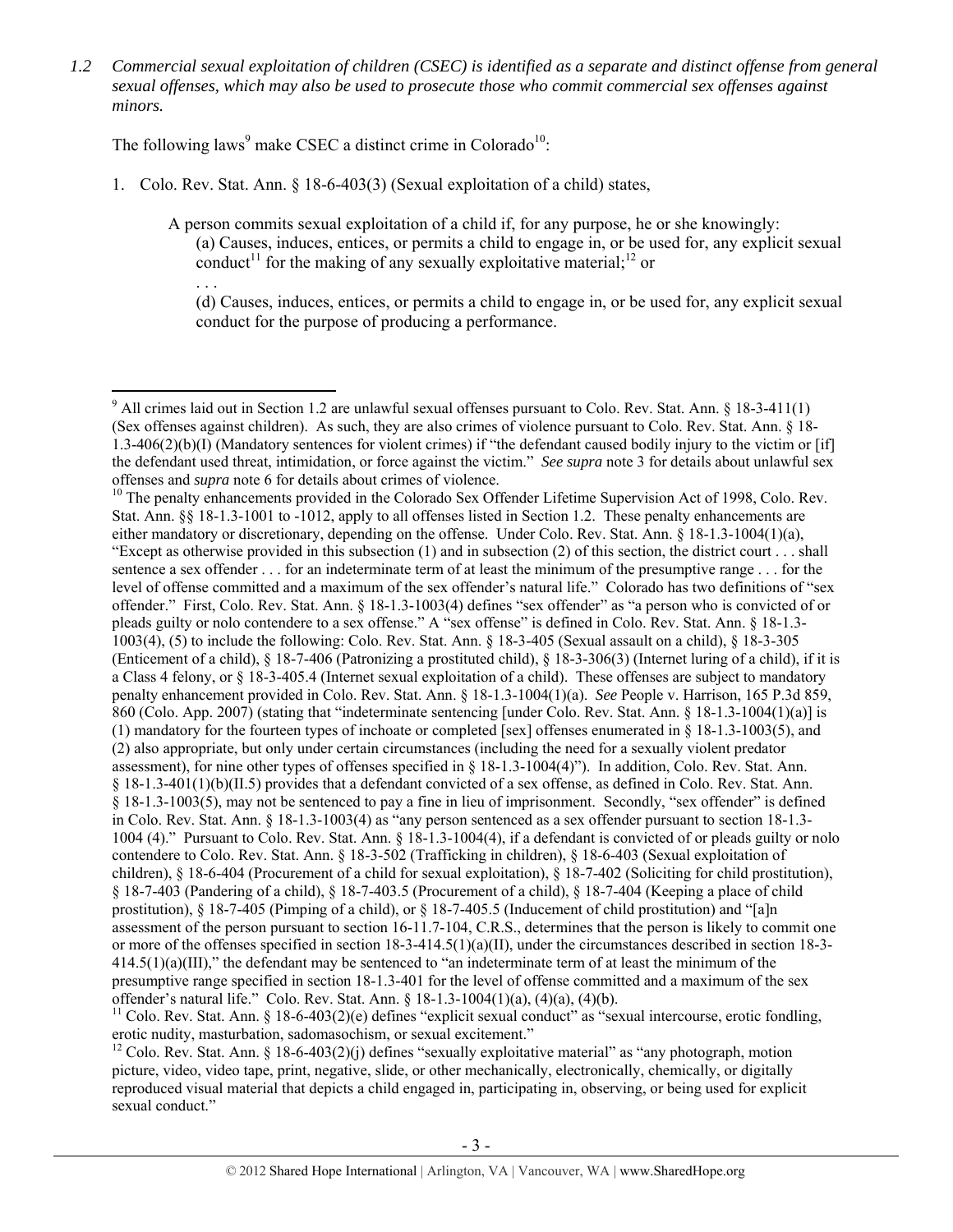*1.2 Commercial sexual exploitation of children (CSEC) is identified as a separate and distinct offense from general sexual offenses, which may also be used to prosecute those who commit commercial sex offenses against minors.*

The following laws[9] make CSEC a distinct crime in Colorado[10]:

1. Colo. Rev. Stat. Ann. § 18-6-403(3) (Sexual exploitation of a child) states,

   > A person commits sexual exploitation of a child if, for any purpose, he or she knowingly:
   >
   > (a) Causes, induces, entices, or permits a child to engage in, or be used for, any explicit sexual conduct[11] for the making of any sexually exploitative material;[12] or
   >
   > . . .
   >
   > (d) Causes, induces, entices, or permits a child to engage in, or be used for, any explicit sexual conduct for the purpose of producing a performance.

---

[9] All crimes laid out in Section 1.2 are unlawful sexual offenses pursuant to Colo. Rev. Stat. Ann. § 18-3-411(1) (Sex offenses against children). As such, they are also crimes of violence pursuant to Colo. Rev. Stat. Ann. § 18-1.3-406(2)(b)(I) (Mandatory sentences for violent crimes) if "the defendant caused bodily injury to the victim or [if] the defendant used threat, intimidation, or force against the victim." *See supra* note 3 for details about unlawful sex offenses and *supra* note 6 for details about crimes of violence.

[10] The penalty enhancements provided in the Colorado Sex Offender Lifetime Supervision Act of 1998, Colo. Rev. Stat. Ann. §§ 18-1.3-1001 to -1012, apply to all offenses listed in Section 1.2. These penalty enhancements are either mandatory or discretionary, depending on the offense. Under Colo. Rev. Stat. Ann. § 18-1.3-1004(1)(a), "Except as otherwise provided in this subsection (1) and in subsection (2) of this section, the district court . . . shall sentence a sex offender . . . for an indeterminate term of at least the minimum of the presumptive range . . . for the level of offense committed and a maximum of the sex offender's natural life." Colorado has two definitions of "sex offender." First, Colo. Rev. Stat. Ann. § 18-1.3-1003(4) defines "sex offender" as "a person who is convicted of or pleads guilty or nolo contendere to a sex offense." A "sex offense" is defined in Colo. Rev. Stat. Ann. § 18-1.3-1003(4), (5) to include the following: Colo. Rev. Stat. Ann. § 18-3-405 (Sexual assault on a child), § 18-3-305 (Enticement of a child), § 18-7-406 (Patronizing a prostituted child), § 18-3-306(3) (Internet luring of a child), if it is a Class 4 felony, or § 18-3-405.4 (Internet sexual exploitation of a child). These offenses are subject to mandatory penalty enhancement provided in Colo. Rev. Stat. Ann. § 18-1.3-1004(1)(a). *See* People v. Harrison, 165 P.3d 859, 860 (Colo. App. 2007) (stating that "indeterminate sentencing [under Colo. Rev. Stat. Ann. § 18-1.3-1004(1)(a)] is (1) mandatory for the fourteen types of inchoate or completed [sex] offenses enumerated in § 18-1.3-1003(5), and (2) also appropriate, but only under certain circumstances (including the need for a sexually violent predator assessment), for nine other types of offenses specified in § 18-1.3-1004(4)"). In addition, Colo. Rev. Stat. Ann. § 18-1.3-401(1)(b)(II.5) provides that a defendant convicted of a sex offense, as defined in Colo. Rev. Stat. Ann. § 18-1.3-1003(5), may not be sentenced to pay a fine in lieu of imprisonment. Secondly, "sex offender" is defined in Colo. Rev. Stat. Ann. § 18-1.3-1003(4) as "any person sentenced as a sex offender pursuant to section 18-1.3-1004 (4)." Pursuant to Colo. Rev. Stat. Ann. § 18-1.3-1004(4), if a defendant is convicted of or pleads guilty or nolo contendere to Colo. Rev. Stat. Ann. § 18-3-502 (Trafficking in children), § 18-6-403 (Sexual exploitation of children), § 18-6-404 (Procurement of a child for sexual exploitation), § 18-7-402 (Soliciting for child prostitution), § 18-7-403 (Pandering of a child), § 18-7-403.5 (Procurement of a child), § 18-7-404 (Keeping a place of child prostitution), § 18-7-405 (Pimping of a child), or § 18-7-405.5 (Inducement of child prostitution) and "[a]n assessment of the person pursuant to section 16-11.7-104, C.R.S., determines that the person is likely to commit one or more of the offenses specified in section 18-3-414.5(1)(a)(II), under the circumstances described in section 18-3-414.5(1)(a)(III)," the defendant may be sentenced to "an indeterminate term of at least the minimum of the presumptive range specified in section 18-1.3-401 for the level of offense committed and a maximum of the sex offender's natural life." Colo. Rev. Stat. Ann. § 18-1.3-1004(1)(a), (4)(a), (4)(b).

[11] Colo. Rev. Stat. Ann. § 18-6-403(2)(e) defines "explicit sexual conduct" as "sexual intercourse, erotic fondling, erotic nudity, masturbation, sadomasochism, or sexual excitement."

[12] Colo. Rev. Stat. Ann. § 18-6-403(2)(j) defines "sexually exploitative material" as "any photograph, motion picture, video, video tape, print, negative, slide, or other mechanically, electronically, chemically, or digitally reproduced visual material that depicts a child engaged in, participating in, observing, or being used for explicit sexual conduct."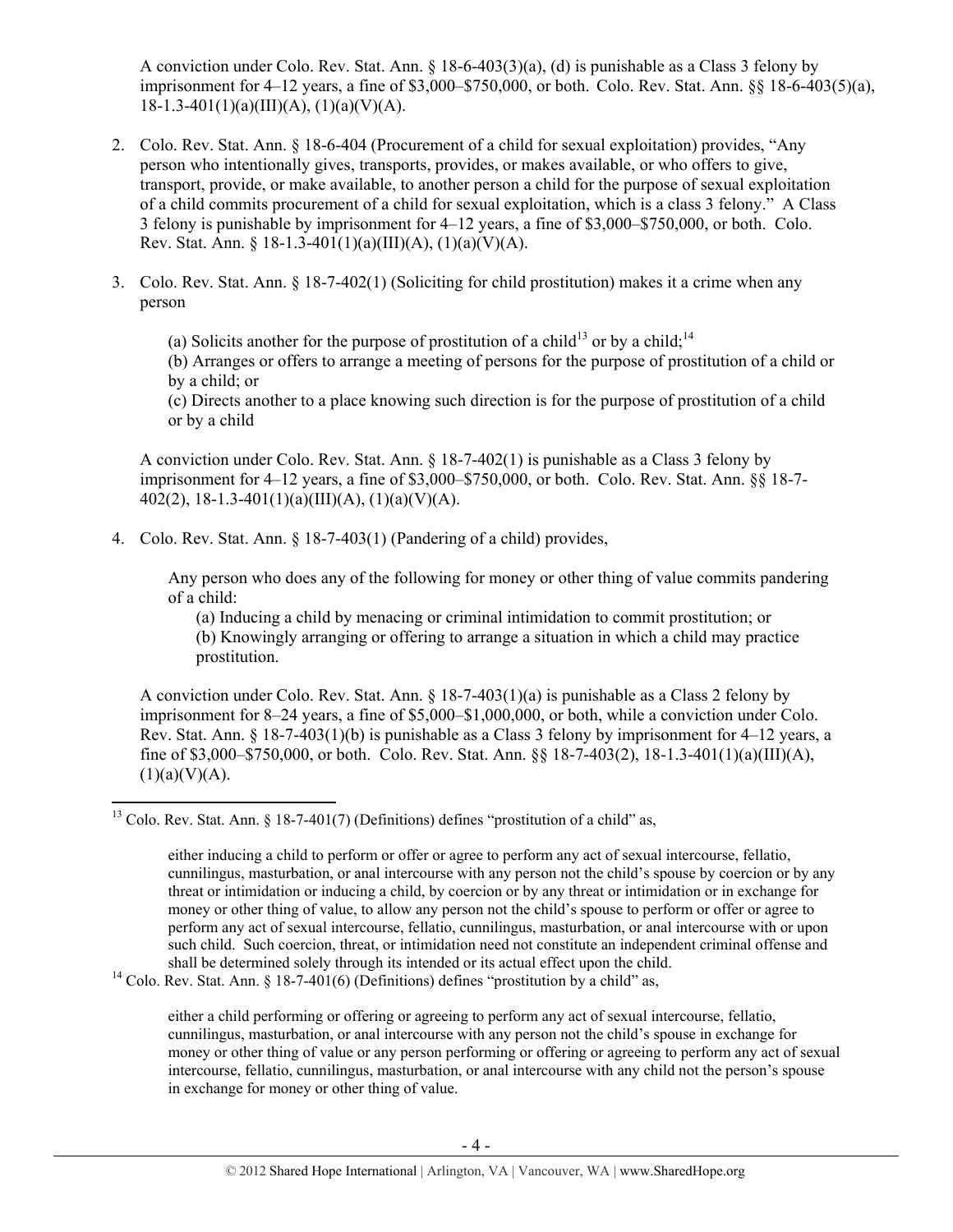A conviction under Colo. Rev. Stat. Ann. § 18-6-403(3)(a), (d) is punishable as a Class 3 felony by imprisonment for 4–12 years, a fine of \$3,000–\$750,000, or both. Colo. Rev. Stat. Ann. §§ 18-6-403(5)(a), 18-1.3-401(1)(a)(III)(A), (1)(a)(V)(A).

2. Colo. Rev. Stat. Ann. § 18-6-404 (Procurement of a child for sexual exploitation) provides, "Any person who intentionally gives, transports, provides, or makes available, or who offers to give, transport, provide, or make available, to another person a child for the purpose of sexual exploitation of a child commits procurement of a child for sexual exploitation, which is a class 3 felony." A Class 3 felony is punishable by imprisonment for 4–12 years, a fine of \$3,000–\$750,000, or both. Colo. Rev. Stat. Ann. § 18-1.3-401(1)(a)(III)(A), (1)(a)(V)(A).

3. Colo. Rev. Stat. Ann. § 18-7-402(1) (Soliciting for child prostitution) makes it a crime when any person

   (a) Solicits another for the purpose of prostitution of a child[13] or by a child;[14]
   (b) Arranges or offers to arrange a meeting of persons for the purpose of prostitution of a child or by a child; or
   (c) Directs another to a place knowing such direction is for the purpose of prostitution of a child or by a child

   A conviction under Colo. Rev. Stat. Ann. § 18-7-402(1) is punishable as a Class 3 felony by imprisonment for 4–12 years, a fine of \$3,000–\$750,000, or both. Colo. Rev. Stat. Ann. §§ 18-7-402(2), 18-1.3-401(1)(a)(III)(A), (1)(a)(V)(A).

4. Colo. Rev. Stat. Ann. § 18-7-403(1) (Pandering of a child) provides,

   Any person who does any of the following for money or other thing of value commits pandering of a child:
   (a) Inducing a child by menacing or criminal intimidation to commit prostitution; or
   (b) Knowingly arranging or offering to arrange a situation in which a child may practice prostitution.

   A conviction under Colo. Rev. Stat. Ann. § 18-7-403(1)(a) is punishable as a Class 2 felony by imprisonment for 8–24 years, a fine of \$5,000–\$1,000,000, or both, while a conviction under Colo. Rev. Stat. Ann. § 18-7-403(1)(b) is punishable as a Class 3 felony by imprisonment for 4–12 years, a fine of \$3,000–\$750,000, or both. Colo. Rev. Stat. Ann. §§ 18-7-403(2), 18-1.3-401(1)(a)(III)(A), (1)(a)(V)(A).

---

[13] Colo. Rev. Stat. Ann. § 18-7-401(7) (Definitions) defines "prostitution of a child" as,

> either inducing a child to perform or offer or agree to perform any act of sexual intercourse, fellatio, cunnilingus, masturbation, or anal intercourse with any person not the child's spouse by coercion or by any threat or intimidation or inducing a child, by coercion or by any threat or intimidation or in exchange for money or other thing of value, to allow any person not the child's spouse to perform or offer or agree to perform any act of sexual intercourse, fellatio, cunnilingus, masturbation, or anal intercourse with or upon such child. Such coercion, threat, or intimidation need not constitute an independent criminal offense and shall be determined solely through its intended or its actual effect upon the child.

[14] Colo. Rev. Stat. Ann. § 18-7-401(6) (Definitions) defines "prostitution by a child" as,

> either a child performing or offering or agreeing to perform any act of sexual intercourse, fellatio, cunnilingus, masturbation, or anal intercourse with any person not the child's spouse in exchange for money or other thing of value or any person performing or offering or agreeing to perform any act of sexual intercourse, fellatio, cunnilingus, masturbation, or anal intercourse with any child not the person's spouse in exchange for money or other thing of value.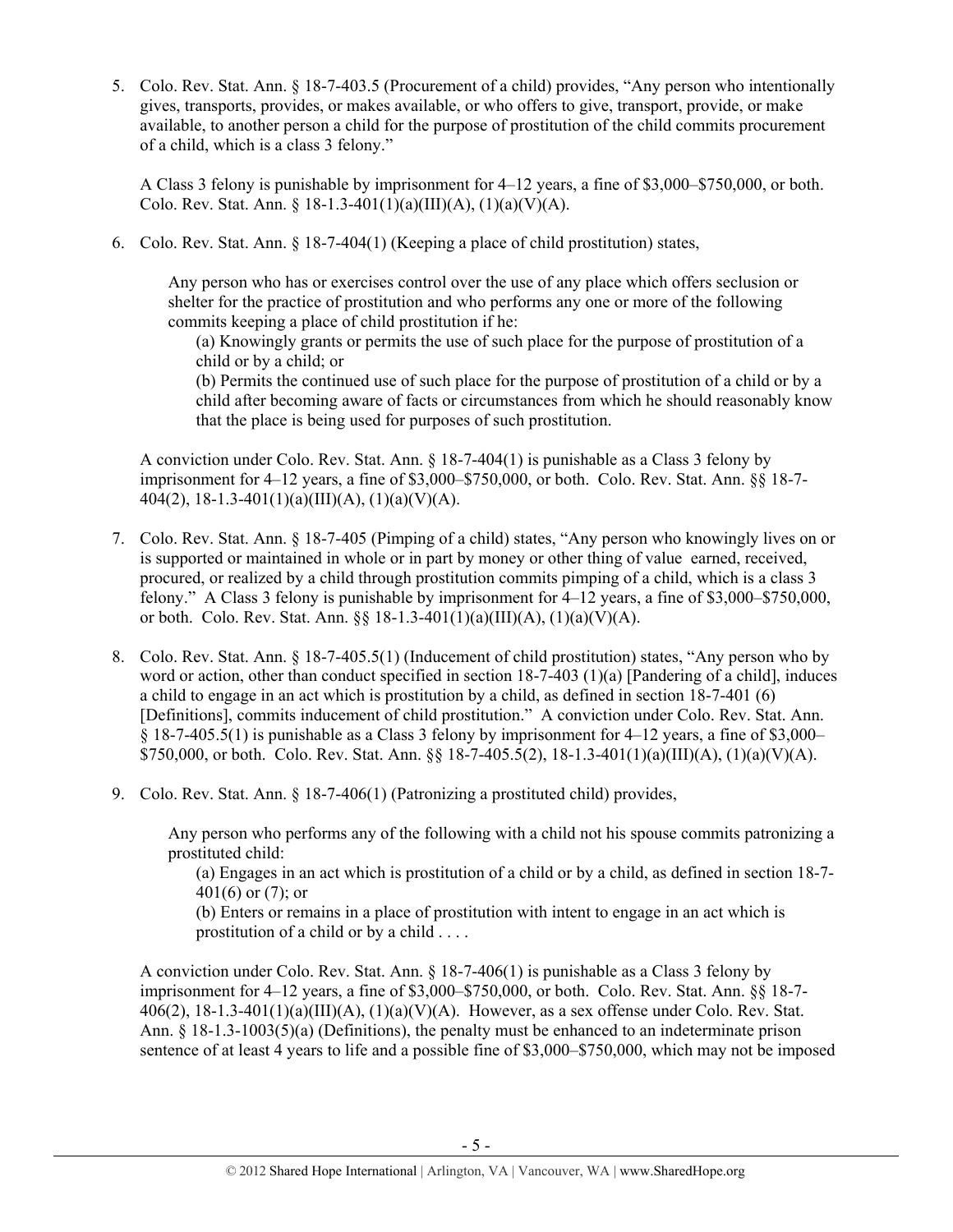5. Colo. Rev. Stat. Ann. § 18-7-403.5 (Procurement of a child) provides, "Any person who intentionally gives, transports, provides, or makes available, or who offers to give, transport, provide, or make available, to another person a child for the purpose of prostitution of the child commits procurement of a child, which is a class 3 felony."

   A Class 3 felony is punishable by imprisonment for 4–12 years, a fine of $3,000–$750,000, or both. Colo. Rev. Stat. Ann. § 18-1.3-401(1)(a)(III)(A), (1)(a)(V)(A).

6. Colo. Rev. Stat. Ann. § 18-7-404(1) (Keeping a place of child prostitution) states,

   > Any person who has or exercises control over the use of any place which offers seclusion or shelter for the practice of prostitution and who performs any one or more of the following commits keeping a place of child prostitution if he:
   >
   > (a) Knowingly grants or permits the use of such place for the purpose of prostitution of a child or by a child; or
   >
   > (b) Permits the continued use of such place for the purpose of prostitution of a child or by a child after becoming aware of facts or circumstances from which he should reasonably know that the place is being used for purposes of such prostitution.

   A conviction under Colo. Rev. Stat. Ann. § 18-7-404(1) is punishable as a Class 3 felony by imprisonment for 4–12 years, a fine of $3,000–$750,000, or both. Colo. Rev. Stat. Ann. §§ 18-7-404(2), 18-1.3-401(1)(a)(III)(A), (1)(a)(V)(A).

7. Colo. Rev. Stat. Ann. § 18-7-405 (Pimping of a child) states, "Any person who knowingly lives on or is supported or maintained in whole or in part by money or other thing of value earned, received, procured, or realized by a child through prostitution commits pimping of a child, which is a class 3 felony." A Class 3 felony is punishable by imprisonment for 4–12 years, a fine of $3,000–$750,000, or both. Colo. Rev. Stat. Ann. §§ 18-1.3-401(1)(a)(III)(A), (1)(a)(V)(A).

8. Colo. Rev. Stat. Ann. § 18-7-405.5(1) (Inducement of child prostitution) states, "Any person who by word or action, other than conduct specified in section 18-7-403 (1)(a) [Pandering of a child], induces a child to engage in an act which is prostitution by a child, as defined in section 18-7-401 (6) [Definitions], commits inducement of child prostitution." A conviction under Colo. Rev. Stat. Ann. § 18-7-405.5(1) is punishable as a Class 3 felony by imprisonment for 4–12 years, a fine of $3,000–$750,000, or both. Colo. Rev. Stat. Ann. §§ 18-7-405.5(2), 18-1.3-401(1)(a)(III)(A), (1)(a)(V)(A).

9. Colo. Rev. Stat. Ann. § 18-7-406(1) (Patronizing a prostituted child) provides,

   > Any person who performs any of the following with a child not his spouse commits patronizing a prostituted child:
   >
   > (a) Engages in an act which is prostitution of a child or by a child, as defined in section 18-7-401(6) or (7); or
   >
   > (b) Enters or remains in a place of prostitution with intent to engage in an act which is prostitution of a child or by a child . . . .

   A conviction under Colo. Rev. Stat. Ann. § 18-7-406(1) is punishable as a Class 3 felony by imprisonment for 4–12 years, a fine of $3,000–$750,000, or both. Colo. Rev. Stat. Ann. §§ 18-7-406(2), 18-1.3-401(1)(a)(III)(A), (1)(a)(V)(A). However, as a sex offense under Colo. Rev. Stat. Ann. § 18-1.3-1003(5)(a) (Definitions), the penalty must be enhanced to an indeterminate prison sentence of at least 4 years to life and a possible fine of $3,000–$750,000, which may not be imposed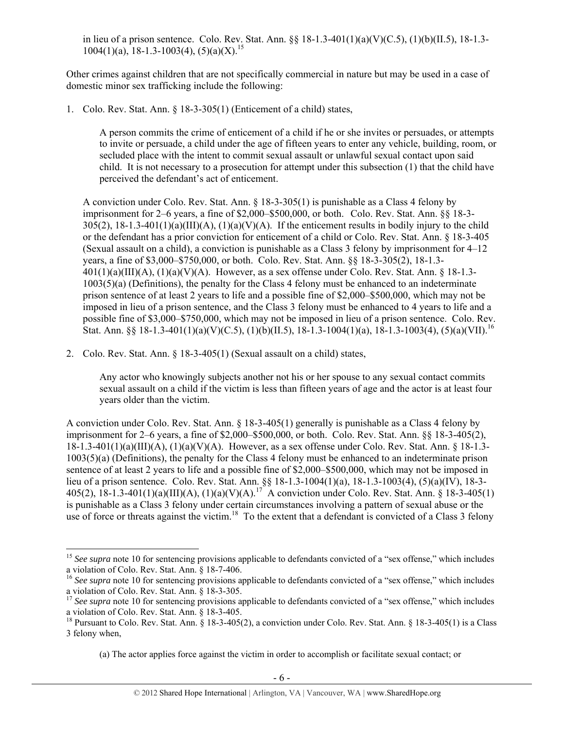in lieu of a prison sentence. Colo. Rev. Stat. Ann. §§ 18-1.3-401(1)(a)(V)(C.5), (1)(b)(II.5), 18-1.3-1004(1)(a), 18-1.3-1003(4), (5)(a)(X).[15]

Other crimes against children that are not specifically commercial in nature but may be used in a case of domestic minor sex trafficking include the following:

1. Colo. Rev. Stat. Ann. § 18-3-305(1) (Enticement of a child) states,

   > A person commits the crime of enticement of a child if he or she invites or persuades, or attempts to invite or persuade, a child under the age of fifteen years to enter any vehicle, building, room, or secluded place with the intent to commit sexual assault or unlawful sexual contact upon said child. It is not necessary to a prosecution for attempt under this subsection (1) that the child have perceived the defendant's act of enticement.

   A conviction under Colo. Rev. Stat. Ann. § 18-3-305(1) is punishable as a Class 4 felony by imprisonment for 2–6 years, a fine of $2,000–$500,000, or both. Colo. Rev. Stat. Ann. §§ 18-3-305(2), 18-1.3-401(1)(a)(III)(A), (1)(a)(V)(A). If the enticement results in bodily injury to the child or the defendant has a prior conviction for enticement of a child or Colo. Rev. Stat. Ann. § 18-3-405 (Sexual assault on a child), a conviction is punishable as a Class 3 felony by imprisonment for 4–12 years, a fine of $3,000–$750,000, or both. Colo. Rev. Stat. Ann. §§ 18-3-305(2), 18-1.3-401(1)(a)(III)(A), (1)(a)(V)(A). However, as a sex offense under Colo. Rev. Stat. Ann. § 18-1.3-1003(5)(a) (Definitions), the penalty for the Class 4 felony must be enhanced to an indeterminate prison sentence of at least 2 years to life and a possible fine of $2,000–$500,000, which may not be imposed in lieu of a prison sentence, and the Class 3 felony must be enhanced to 4 years to life and a possible fine of $3,000–$750,000, which may not be imposed in lieu of a prison sentence. Colo. Rev. Stat. Ann. §§ 18-1.3-401(1)(a)(V)(C.5), (1)(b)(II.5), 18-1.3-1004(1)(a), 18-1.3-1003(4), (5)(a)(VII).[16]

2. Colo. Rev. Stat. Ann. § 18-3-405(1) (Sexual assault on a child) states,

   > Any actor who knowingly subjects another not his or her spouse to any sexual contact commits sexual assault on a child if the victim is less than fifteen years of age and the actor is at least four years older than the victim.

A conviction under Colo. Rev. Stat. Ann. § 18-3-405(1) generally is punishable as a Class 4 felony by imprisonment for 2–6 years, a fine of $2,000–$500,000, or both. Colo. Rev. Stat. Ann. §§ 18-3-405(2), 18-1.3-401(1)(a)(III)(A), (1)(a)(V)(A). However, as a sex offense under Colo. Rev. Stat. Ann. § 18-1.3-1003(5)(a) (Definitions), the penalty for the Class 4 felony must be enhanced to an indeterminate prison sentence of at least 2 years to life and a possible fine of $2,000–$500,000, which may not be imposed in lieu of a prison sentence. Colo. Rev. Stat. Ann. §§ 18-1.3-1004(1)(a), 18-1.3-1003(4), (5)(a)(IV), 18-3-405(2), 18-1.3-401(1)(a)(III)(A), (1)(a)(V)(A).[17] A conviction under Colo. Rev. Stat. Ann. § 18-3-405(1) is punishable as a Class 3 felony under certain circumstances involving a pattern of sexual abuse or the use of force or threats against the victim.[18] To the extent that a defendant is convicted of a Class 3 felony

---

[15] *See supra* note 10 for sentencing provisions applicable to defendants convicted of a "sex offense," which includes a violation of Colo. Rev. Stat. Ann. § 18-7-406.

[16] *See supra* note 10 for sentencing provisions applicable to defendants convicted of a "sex offense," which includes a violation of Colo. Rev. Stat. Ann. § 18-3-305.

[17] *See supra* note 10 for sentencing provisions applicable to defendants convicted of a "sex offense," which includes a violation of Colo. Rev. Stat. Ann. § 18-3-405.

[18] Pursuant to Colo. Rev. Stat. Ann. § 18-3-405(2), a conviction under Colo. Rev. Stat. Ann. § 18-3-405(1) is a Class 3 felony when,

> (a) The actor applies force against the victim in order to accomplish or facilitate sexual contact; or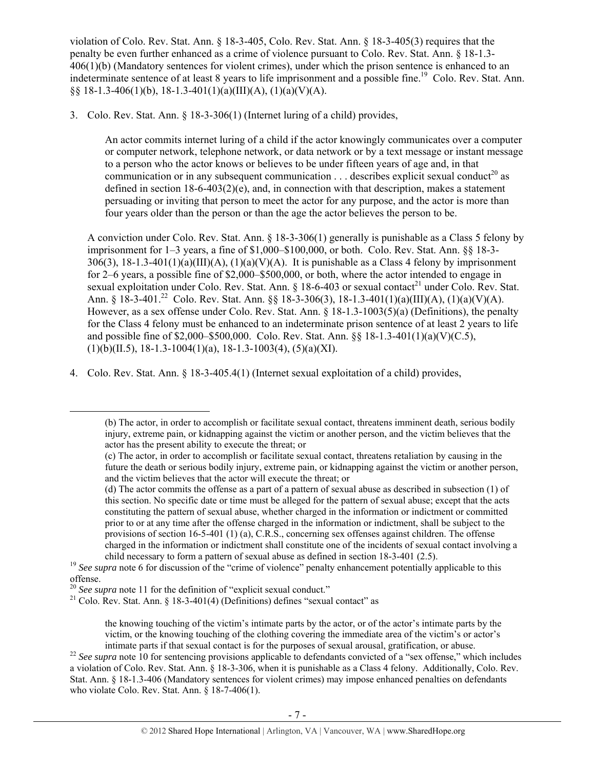violation of Colo. Rev. Stat. Ann. § 18-3-405, Colo. Rev. Stat. Ann. § 18-3-405(3) requires that the penalty be even further enhanced as a crime of violence pursuant to Colo. Rev. Stat. Ann. § 18-1.3-406(1)(b) (Mandatory sentences for violent crimes), under which the prison sentence is enhanced to an indeterminate sentence of at least 8 years to life imprisonment and a possible fine.[19] Colo. Rev. Stat. Ann. §§ 18-1.3-406(1)(b), 18-1.3-401(1)(a)(III)(A), (1)(a)(V)(A).

3. Colo. Rev. Stat. Ann. § 18-3-306(1) (Internet luring of a child) provides,

   > An actor commits internet luring of a child if the actor knowingly communicates over a computer or computer network, telephone network, or data network or by a text message or instant message to a person who the actor knows or believes to be under fifteen years of age and, in that communication or in any subsequent communication . . . describes explicit sexual conduct[20] as defined in section 18-6-403(2)(e), and, in connection with that description, makes a statement persuading or inviting that person to meet the actor for any purpose, and the actor is more than four years older than the person or than the age the actor believes the person to be.

   A conviction under Colo. Rev. Stat. Ann. § 18-3-306(1) generally is punishable as a Class 5 felony by imprisonment for 1–3 years, a fine of \$1,000–\$100,000, or both. Colo. Rev. Stat. Ann. §§ 18-3-306(3), 18-1.3-401(1)(a)(III)(A), (1)(a)(V)(A). It is punishable as a Class 4 felony by imprisonment for 2–6 years, a possible fine of \$2,000–\$500,000, or both, where the actor intended to engage in sexual exploitation under Colo. Rev. Stat. Ann. § 18-6-403 or sexual contact[21] under Colo. Rev. Stat. Ann. § 18-3-401.[22] Colo. Rev. Stat. Ann. §§ 18-3-306(3), 18-1.3-401(1)(a)(III)(A), (1)(a)(V)(A). However, as a sex offense under Colo. Rev. Stat. Ann. § 18-1.3-1003(5)(a) (Definitions), the penalty for the Class 4 felony must be enhanced to an indeterminate prison sentence of at least 2 years to life and possible fine of \$2,000–\$500,000. Colo. Rev. Stat. Ann. §§ 18-1.3-401(1)(a)(V)(C.5), (1)(b)(II.5), 18-1.3-1004(1)(a), 18-1.3-1003(4), (5)(a)(XI).

4. Colo. Rev. Stat. Ann. § 18-3-405.4(1) (Internet sexual exploitation of a child) provides,

---

> (b) The actor, in order to accomplish or facilitate sexual contact, threatens imminent death, serious bodily injury, extreme pain, or kidnapping against the victim or another person, and the victim believes that the actor has the present ability to execute the threat; or
>
> (c) The actor, in order to accomplish or facilitate sexual contact, threatens retaliation by causing in the future the death or serious bodily injury, extreme pain, or kidnapping against the victim or another person, and the victim believes that the actor will execute the threat; or
>
> (d) The actor commits the offense as a part of a pattern of sexual abuse as described in subsection (1) of this section. No specific date or time must be alleged for the pattern of sexual abuse; except that the acts constituting the pattern of sexual abuse, whether charged in the information or indictment or committed prior to or at any time after the offense charged in the information or indictment, shall be subject to the provisions of section 16-5-401 (1) (a), C.R.S., concerning sex offenses against children. The offense charged in the information or indictment shall constitute one of the incidents of sexual contact involving a child necessary to form a pattern of sexual abuse as defined in section 18-3-401 (2.5).

[19] *See supra* note 6 for discussion of the "crime of violence" penalty enhancement potentially applicable to this offense.

[20] *See supra* note 11 for the definition of "explicit sexual conduct."

[21] Colo. Rev. Stat. Ann. § 18-3-401(4) (Definitions) defines "sexual contact" as

> the knowing touching of the victim's intimate parts by the actor, or of the actor's intimate parts by the victim, or the knowing touching of the clothing covering the immediate area of the victim's or actor's intimate parts if that sexual contact is for the purposes of sexual arousal, gratification, or abuse.

[22] *See supra* note 10 for sentencing provisions applicable to defendants convicted of a "sex offense," which includes a violation of Colo. Rev. Stat. Ann. § 18-3-306, when it is punishable as a Class 4 felony. Additionally, Colo. Rev. Stat. Ann. § 18-1.3-406 (Mandatory sentences for violent crimes) may impose enhanced penalties on defendants who violate Colo. Rev. Stat. Ann. § 18-7-406(1).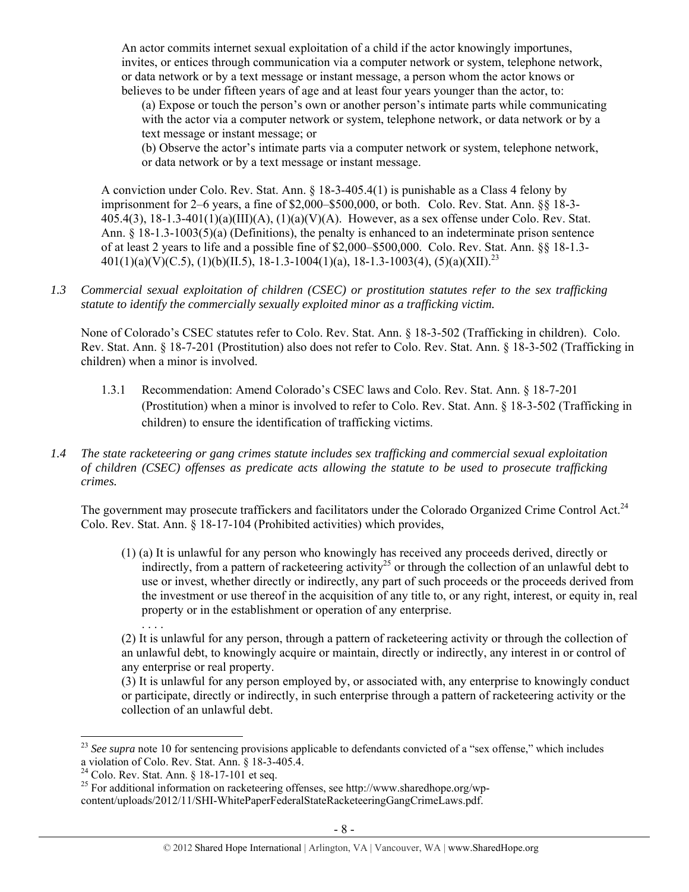An actor commits internet sexual exploitation of a child if the actor knowingly importunes, invites, or entices through communication via a computer network or system, telephone network, or data network or by a text message or instant message, a person whom the actor knows or believes to be under fifteen years of age and at least four years younger than the actor, to:

(a) Expose or touch the person's own or another person's intimate parts while communicating with the actor via a computer network or system, telephone network, or data network or by a text message or instant message; or

(b) Observe the actor's intimate parts via a computer network or system, telephone network, or data network or by a text message or instant message.

A conviction under Colo. Rev. Stat. Ann. § 18-3-405.4(1) is punishable as a Class 4 felony by imprisonment for 2–6 years, a fine of $2,000–$500,000, or both. Colo. Rev. Stat. Ann. §§ 18-3-405.4(3), 18-1.3-401(1)(a)(III)(A), (1)(a)(V)(A). However, as a sex offense under Colo. Rev. Stat. Ann. § 18-1.3-1003(5)(a) (Definitions), the penalty is enhanced to an indeterminate prison sentence of at least 2 years to life and a possible fine of $2,000–$500,000. Colo. Rev. Stat. Ann. §§ 18-1.3-401(1)(a)(V)(C.5), (1)(b)(II.5), 18-1.3-1004(1)(a), 18-1.3-1003(4), (5)(a)(XII).[23]

*1.3 Commercial sexual exploitation of children (CSEC) or prostitution statutes refer to the sex trafficking statute to identify the commercially sexually exploited minor as a trafficking victim.*

None of Colorado's CSEC statutes refer to Colo. Rev. Stat. Ann. § 18-3-502 (Trafficking in children). Colo. Rev. Stat. Ann. § 18-7-201 (Prostitution) also does not refer to Colo. Rev. Stat. Ann. § 18-3-502 (Trafficking in children) when a minor is involved.

1.3.1 Recommendation: Amend Colorado's CSEC laws and Colo. Rev. Stat. Ann. § 18-7-201 (Prostitution) when a minor is involved to refer to Colo. Rev. Stat. Ann. § 18-3-502 (Trafficking in children) to ensure the identification of trafficking victims.

*1.4 The state racketeering or gang crimes statute includes sex trafficking and commercial sexual exploitation of children (CSEC) offenses as predicate acts allowing the statute to be used to prosecute trafficking crimes.*

The government may prosecute traffickers and facilitators under the Colorado Organized Crime Control Act.[24] Colo. Rev. Stat. Ann. § 18-17-104 (Prohibited activities) which provides,

(1) (a) It is unlawful for any person who knowingly has received any proceeds derived, directly or indirectly, from a pattern of racketeering activity[25] or through the collection of an unlawful debt to use or invest, whether directly or indirectly, any part of such proceeds or the proceeds derived from the investment or use thereof in the acquisition of any title to, or any right, interest, or equity in, real property or in the establishment or operation of any enterprise.

. . . .

(2) It is unlawful for any person, through a pattern of racketeering activity or through the collection of an unlawful debt, to knowingly acquire or maintain, directly or indirectly, any interest in or control of any enterprise or real property.

(3) It is unlawful for any person employed by, or associated with, any enterprise to knowingly conduct or participate, directly or indirectly, in such enterprise through a pattern of racketeering activity or the collection of an unlawful debt.

---

[23] *See supra* note 10 for sentencing provisions applicable to defendants convicted of a "sex offense," which includes a violation of Colo. Rev. Stat. Ann. § 18-3-405.4.

[24] Colo. Rev. Stat. Ann. § 18-17-101 et seq.

[25] For additional information on racketeering offenses, see http://www.sharedhope.org/wp-content/uploads/2012/11/SHI-WhitePaperFederalStateRacketeeringGangCrimeLaws.pdf.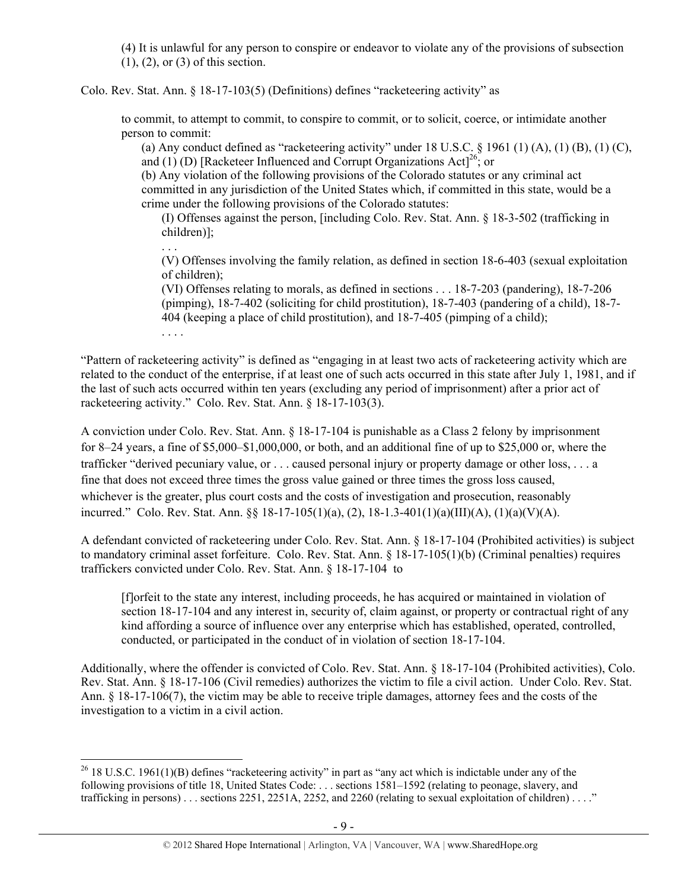(4) It is unlawful for any person to conspire or endeavor to violate any of the provisions of subsection (1), (2), or (3) of this section.

Colo. Rev. Stat. Ann. § 18-17-103(5) (Definitions) defines "racketeering activity" as

> to commit, to attempt to commit, to conspire to commit, or to solicit, coerce, or intimidate another person to commit:
>
> (a) Any conduct defined as "racketeering activity" under 18 U.S.C. § 1961 (1) (A), (1) (B), (1) (C), and (1) (D) [Racketeer Influenced and Corrupt Organizations Act][26]; or
>
> (b) Any violation of the following provisions of the Colorado statutes or any criminal act committed in any jurisdiction of the United States which, if committed in this state, would be a crime under the following provisions of the Colorado statutes:
>
> (I) Offenses against the person, [including Colo. Rev. Stat. Ann. § 18-3-502 (trafficking in children)];
>
> . . .
>
> (V) Offenses involving the family relation, as defined in section 18-6-403 (sexual exploitation of children);
>
> (VI) Offenses relating to morals, as defined in sections . . . 18-7-203 (pandering), 18-7-206 (pimping), 18-7-402 (soliciting for child prostitution), 18-7-403 (pandering of a child), 18-7-404 (keeping a place of child prostitution), and 18-7-405 (pimping of a child);
>
> . . . .

"Pattern of racketeering activity" is defined as "engaging in at least two acts of racketeering activity which are related to the conduct of the enterprise, if at least one of such acts occurred in this state after July 1, 1981, and if the last of such acts occurred within ten years (excluding any period of imprisonment) after a prior act of racketeering activity." Colo. Rev. Stat. Ann. § 18-17-103(3).

A conviction under Colo. Rev. Stat. Ann. § 18-17-104 is punishable as a Class 2 felony by imprisonment for 8–24 years, a fine of $5,000–$1,000,000, or both, and an additional fine of up to $25,000 or, where the trafficker "derived pecuniary value, or . . . caused personal injury or property damage or other loss, . . . a fine that does not exceed three times the gross value gained or three times the gross loss caused, whichever is the greater, plus court costs and the costs of investigation and prosecution, reasonably incurred." Colo. Rev. Stat. Ann. §§ 18-17-105(1)(a), (2), 18-1.3-401(1)(a)(III)(A), (1)(a)(V)(A).

A defendant convicted of racketeering under Colo. Rev. Stat. Ann. § 18-17-104 (Prohibited activities) is subject to mandatory criminal asset forfeiture. Colo. Rev. Stat. Ann. § 18-17-105(1)(b) (Criminal penalties) requires traffickers convicted under Colo. Rev. Stat. Ann. § 18-17-104 to

> [f]orfeit to the state any interest, including proceeds, he has acquired or maintained in violation of section 18-17-104 and any interest in, security of, claim against, or property or contractual right of any kind affording a source of influence over any enterprise which has established, operated, controlled, conducted, or participated in the conduct of in violation of section 18-17-104.

Additionally, where the offender is convicted of Colo. Rev. Stat. Ann. § 18-17-104 (Prohibited activities), Colo. Rev. Stat. Ann. § 18-17-106 (Civil remedies) authorizes the victim to file a civil action. Under Colo. Rev. Stat. Ann. § 18-17-106(7), the victim may be able to receive triple damages, attorney fees and the costs of the investigation to a victim in a civil action.

---

[26] 18 U.S.C. 1961(1)(B) defines "racketeering activity" in part as "any act which is indictable under any of the following provisions of title 18, United States Code: . . . sections 1581–1592 (relating to peonage, slavery, and trafficking in persons) . . . sections 2251, 2251A, 2252, and 2260 (relating to sexual exploitation of children) . . . ."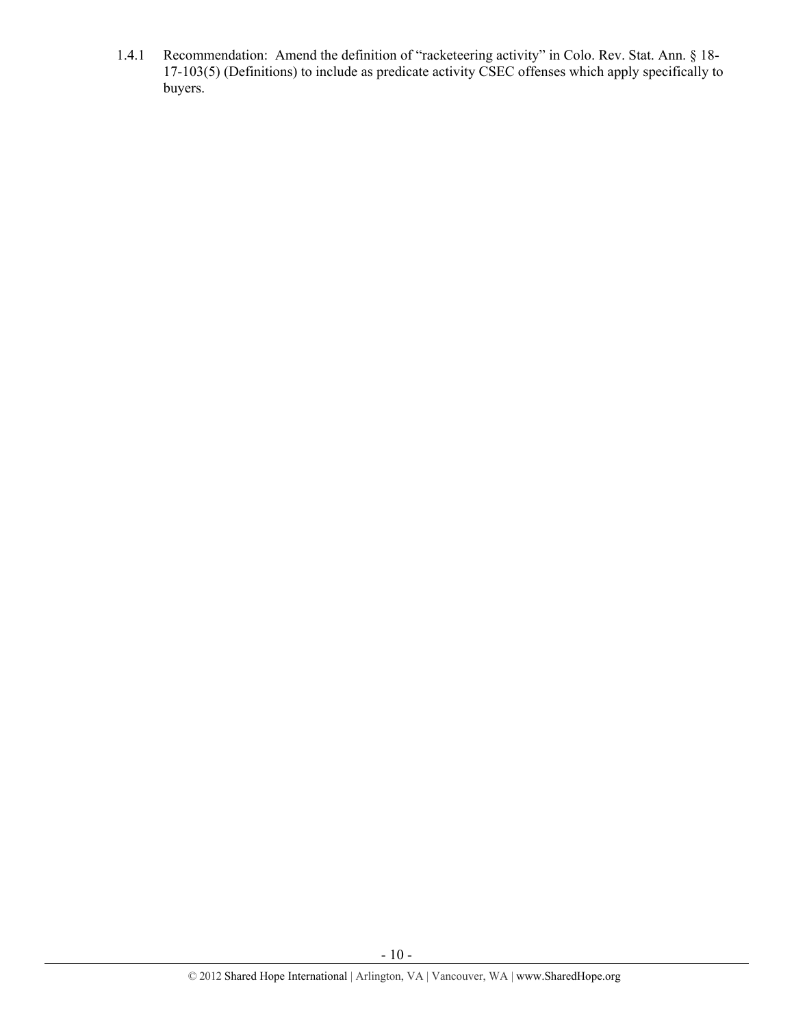1.4.1 Recommendation: Amend the definition of "racketeering activity" in Colo. Rev. Stat. Ann. § 18-17-103(5) (Definitions) to include as predicate activity CSEC offenses which apply specifically to buyers.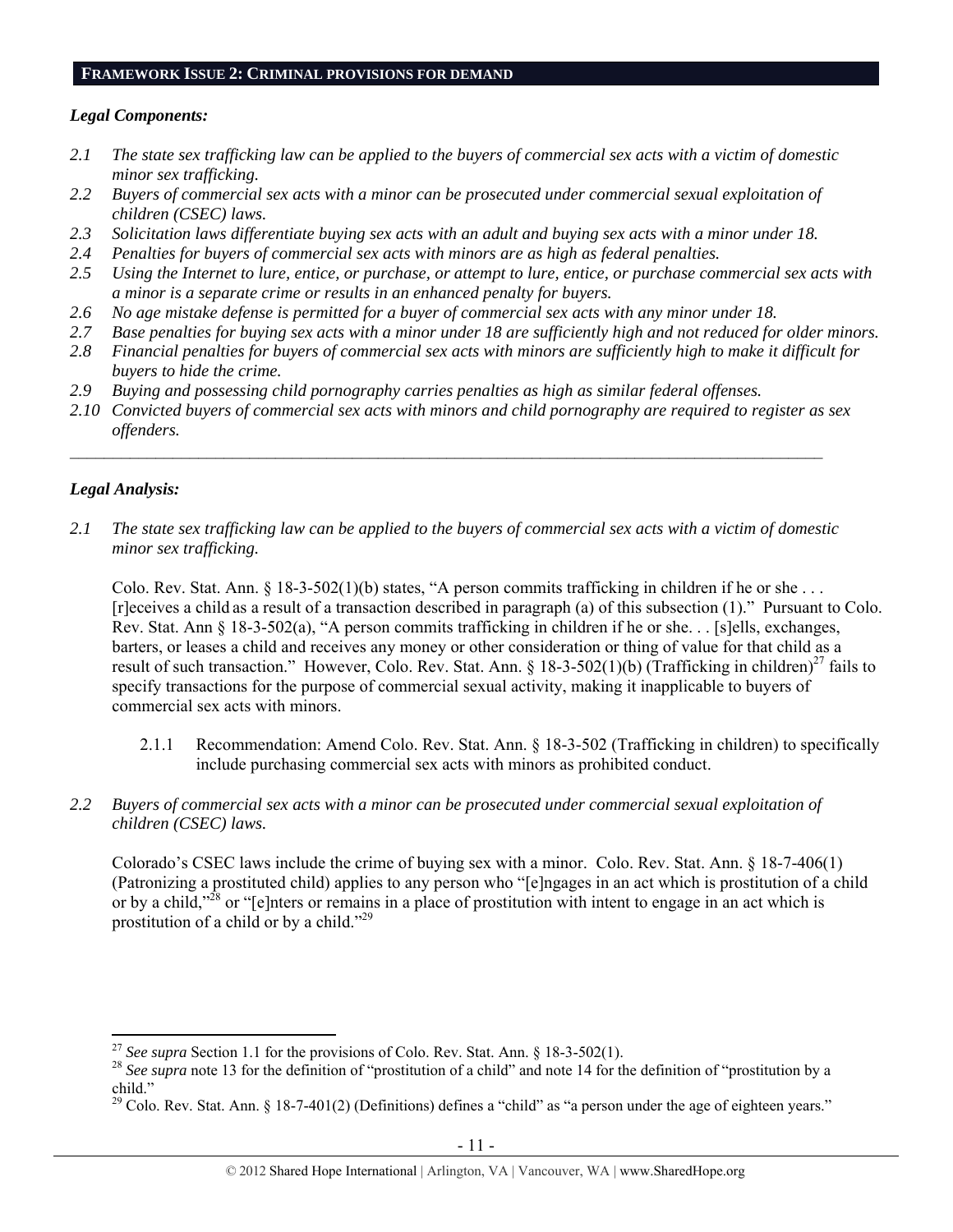## FRAMEWORK ISSUE 2: CRIMINAL PROVISIONS FOR DEMAND

### *Legal Components:*

*2.1 The state sex trafficking law can be applied to the buyers of commercial sex acts with a victim of domestic minor sex trafficking.*

*2.2 Buyers of commercial sex acts with a minor can be prosecuted under commercial sexual exploitation of children (CSEC) laws.*

*2.3 Solicitation laws differentiate buying sex acts with an adult and buying sex acts with a minor under 18.*

*2.4 Penalties for buyers of commercial sex acts with minors are as high as federal penalties.*

*2.5 Using the Internet to lure, entice, or purchase, or attempt to lure, entice, or purchase commercial sex acts with a minor is a separate crime or results in an enhanced penalty for buyers.*

*2.6 No age mistake defense is permitted for a buyer of commercial sex acts with any minor under 18.*

*2.7 Base penalties for buying sex acts with a minor under 18 are sufficiently high and not reduced for older minors.*

*2.8 Financial penalties for buyers of commercial sex acts with minors are sufficiently high to make it difficult for buyers to hide the crime.*

*2.9 Buying and possessing child pornography carries penalties as high as similar federal offenses.*

*2.10 Convicted buyers of commercial sex acts with minors and child pornography are required to register as sex offenders.*

---

### *Legal Analysis:*

*2.1 The state sex trafficking law can be applied to the buyers of commercial sex acts with a victim of domestic minor sex trafficking.*

Colo. Rev. Stat. Ann. § 18-3-502(1)(b) states, "A person commits trafficking in children if he or she . . . [r]eceives a child as a result of a transaction described in paragraph (a) of this subsection (1)." Pursuant to Colo. Rev. Stat. Ann § 18-3-502(a), "A person commits trafficking in children if he or she. . . [s]ells, exchanges, barters, or leases a child and receives any money or other consideration or thing of value for that child as a result of such transaction." However, Colo. Rev. Stat. Ann. § 18-3-502(1)(b) (Trafficking in children)[27] fails to specify transactions for the purpose of commercial sexual activity, making it inapplicable to buyers of commercial sex acts with minors.

2.1.1 Recommendation: Amend Colo. Rev. Stat. Ann. § 18-3-502 (Trafficking in children) to specifically include purchasing commercial sex acts with minors as prohibited conduct.

*2.2 Buyers of commercial sex acts with a minor can be prosecuted under commercial sexual exploitation of children (CSEC) laws.*

Colorado's CSEC laws include the crime of buying sex with a minor. Colo. Rev. Stat. Ann. § 18-7-406(1) (Patronizing a prostituted child) applies to any person who "[e]ngages in an act which is prostitution of a child or by a child,"[28] or "[e]nters or remains in a place of prostitution with intent to engage in an act which is prostitution of a child or by a child."[29]

---

[27] *See supra* Section 1.1 for the provisions of Colo. Rev. Stat. Ann. § 18-3-502(1).

[28] *See supra* note 13 for the definition of "prostitution of a child" and note 14 for the definition of "prostitution by a child."

[29] Colo. Rev. Stat. Ann. § 18-7-401(2) (Definitions) defines a "child" as "a person under the age of eighteen years."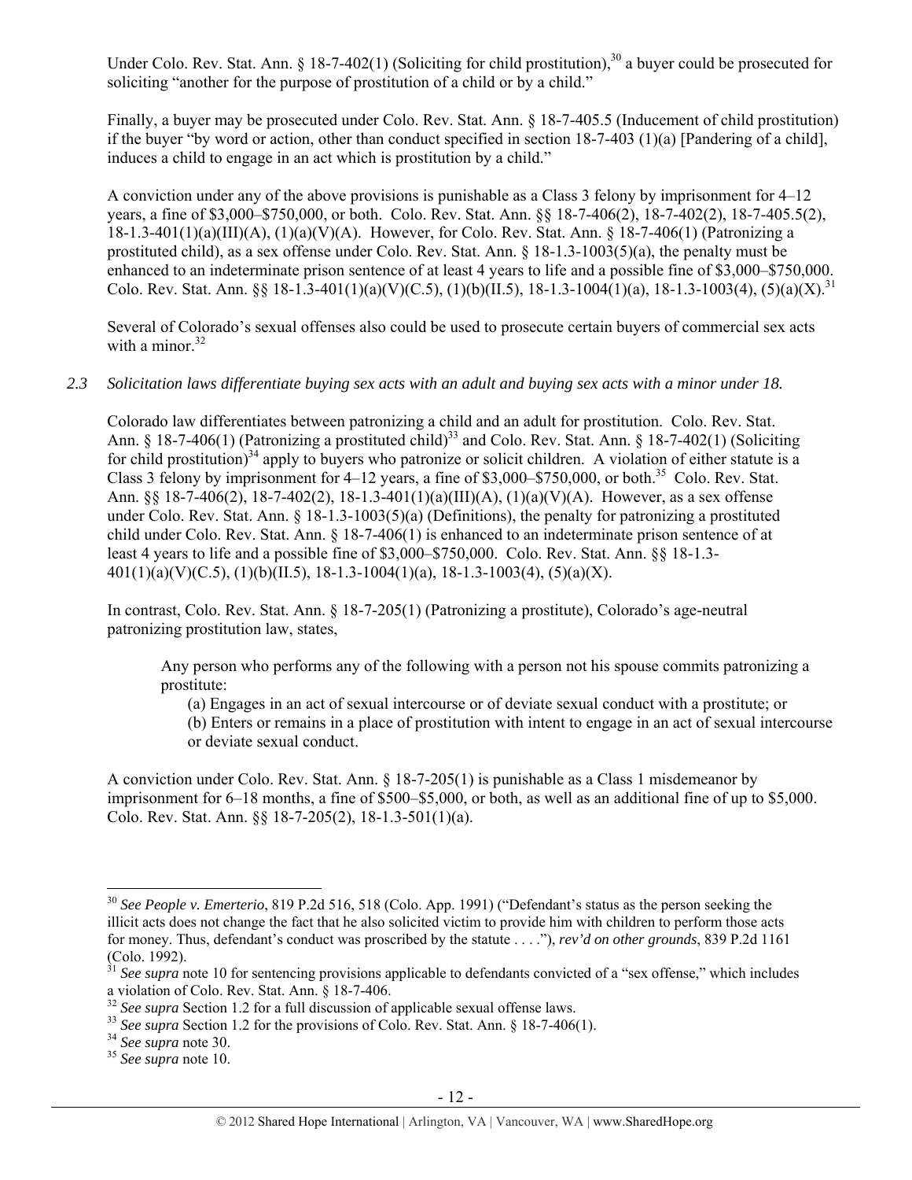Under Colo. Rev. Stat. Ann. § 18-7-402(1) (Soliciting for child prostitution),[30] a buyer could be prosecuted for soliciting "another for the purpose of prostitution of a child or by a child."

Finally, a buyer may be prosecuted under Colo. Rev. Stat. Ann. § 18-7-405.5 (Inducement of child prostitution) if the buyer "by word or action, other than conduct specified in section 18-7-403 (1)(a) [Pandering of a child], induces a child to engage in an act which is prostitution by a child."

A conviction under any of the above provisions is punishable as a Class 3 felony by imprisonment for 4–12 years, a fine of $3,000–$750,000, or both. Colo. Rev. Stat. Ann. §§ 18-7-406(2), 18-7-402(2), 18-7-405.5(2), 18-1.3-401(1)(a)(III)(A), (1)(a)(V)(A). However, for Colo. Rev. Stat. Ann. § 18-7-406(1) (Patronizing a prostituted child), as a sex offense under Colo. Rev. Stat. Ann. § 18-1.3-1003(5)(a), the penalty must be enhanced to an indeterminate prison sentence of at least 4 years to life and a possible fine of $3,000–$750,000. Colo. Rev. Stat. Ann. §§ 18-1.3-401(1)(a)(V)(C.5), (1)(b)(II.5), 18-1.3-1004(1)(a), 18-1.3-1003(4), (5)(a)(X).[31]

Several of Colorado's sexual offenses also could be used to prosecute certain buyers of commercial sex acts with a minor.[32]

*2.3 Solicitation laws differentiate buying sex acts with an adult and buying sex acts with a minor under 18.*

Colorado law differentiates between patronizing a child and an adult for prostitution. Colo. Rev. Stat. Ann. § 18-7-406(1) (Patronizing a prostituted child)[33] and Colo. Rev. Stat. Ann. § 18-7-402(1) (Soliciting for child prostitution)[34] apply to buyers who patronize or solicit children. A violation of either statute is a Class 3 felony by imprisonment for 4–12 years, a fine of $3,000–$750,000, or both.[35] Colo. Rev. Stat. Ann. §§ 18-7-406(2), 18-7-402(2), 18-1.3-401(1)(a)(III)(A), (1)(a)(V)(A). However, as a sex offense under Colo. Rev. Stat. Ann. § 18-1.3-1003(5)(a) (Definitions), the penalty for patronizing a prostituted child under Colo. Rev. Stat. Ann. § 18-7-406(1) is enhanced to an indeterminate prison sentence of at least 4 years to life and a possible fine of $3,000–$750,000. Colo. Rev. Stat. Ann. §§ 18-1.3-401(1)(a)(V)(C.5), (1)(b)(II.5), 18-1.3-1004(1)(a), 18-1.3-1003(4), (5)(a)(X).

In contrast, Colo. Rev. Stat. Ann. § 18-7-205(1) (Patronizing a prostitute), Colorado's age-neutral patronizing prostitution law, states,

> Any person who performs any of the following with a person not his spouse commits patronizing a prostitute:
>
> (a) Engages in an act of sexual intercourse or of deviate sexual conduct with a prostitute; or
>
> (b) Enters or remains in a place of prostitution with intent to engage in an act of sexual intercourse or deviate sexual conduct.

A conviction under Colo. Rev. Stat. Ann. § 18-7-205(1) is punishable as a Class 1 misdemeanor by imprisonment for 6–18 months, a fine of $500–$5,000, or both, as well as an additional fine of up to $5,000. Colo. Rev. Stat. Ann. §§ 18-7-205(2), 18-1.3-501(1)(a).

---

[30] *See People v. Emerterio*, 819 P.2d 516, 518 (Colo. App. 1991) ("Defendant's status as the person seeking the illicit acts does not change the fact that he also solicited victim to provide him with children to perform those acts for money. Thus, defendant's conduct was proscribed by the statute . . . ."), *rev'd on other grounds*, 839 P.2d 1161 (Colo. 1992).

[31] *See supra* note 10 for sentencing provisions applicable to defendants convicted of a "sex offense," which includes a violation of Colo. Rev. Stat. Ann. § 18-7-406.

[32] *See supra* Section 1.2 for a full discussion of applicable sexual offense laws.

[33] *See supra* Section 1.2 for the provisions of Colo. Rev. Stat. Ann. § 18-7-406(1).

[34] *See supra* note 30.

[35] *See supra* note 10.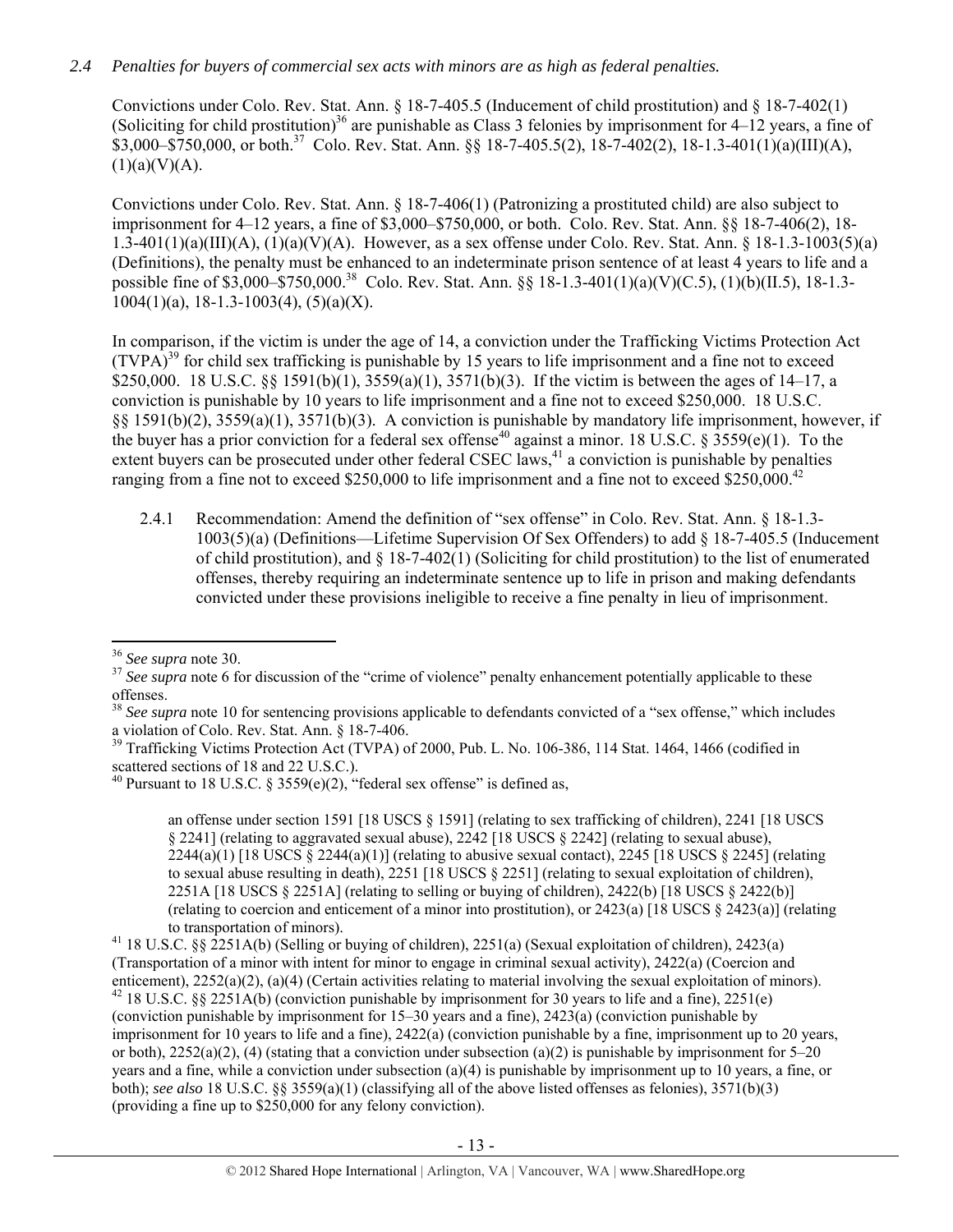*2.4 Penalties for buyers of commercial sex acts with minors are as high as federal penalties.*

Convictions under Colo. Rev. Stat. Ann. § 18-7-405.5 (Inducement of child prostitution) and § 18-7-402(1) (Soliciting for child prostitution)[36] are punishable as Class 3 felonies by imprisonment for 4–12 years, a fine of $3,000–$750,000, or both.[37] Colo. Rev. Stat. Ann. §§ 18-7-405.5(2), 18-7-402(2), 18-1.3-401(1)(a)(III)(A), (1)(a)(V)(A).

Convictions under Colo. Rev. Stat. Ann. § 18-7-406(1) (Patronizing a prostituted child) are also subject to imprisonment for 4–12 years, a fine of $3,000–$750,000, or both. Colo. Rev. Stat. Ann. §§ 18-7-406(2), 18-1.3-401(1)(a)(III)(A), (1)(a)(V)(A). However, as a sex offense under Colo. Rev. Stat. Ann. § 18-1.3-1003(5)(a) (Definitions), the penalty must be enhanced to an indeterminate prison sentence of at least 4 years to life and a possible fine of $3,000–$750,000.[38] Colo. Rev. Stat. Ann. §§ 18-1.3-401(1)(a)(V)(C.5), (1)(b)(II.5), 18-1.3-1004(1)(a), 18-1.3-1003(4), (5)(a)(X).

In comparison, if the victim is under the age of 14, a conviction under the Trafficking Victims Protection Act (TVPA)[39] for child sex trafficking is punishable by 15 years to life imprisonment and a fine not to exceed $250,000. 18 U.S.C. §§ 1591(b)(1), 3559(a)(1), 3571(b)(3). If the victim is between the ages of 14–17, a conviction is punishable by 10 years to life imprisonment and a fine not to exceed $250,000. 18 U.S.C. §§ 1591(b)(2), 3559(a)(1), 3571(b)(3). A conviction is punishable by mandatory life imprisonment, however, if the buyer has a prior conviction for a federal sex offense[40] against a minor. 18 U.S.C. § 3559(e)(1). To the extent buyers can be prosecuted under other federal CSEC laws,[41] a conviction is punishable by penalties ranging from a fine not to exceed $250,000 to life imprisonment and a fine not to exceed $250,000.[42]

2.4.1 Recommendation: Amend the definition of "sex offense" in Colo. Rev. Stat. Ann. § 18-1.3-1003(5)(a) (Definitions—Lifetime Supervision Of Sex Offenders) to add § 18-7-405.5 (Inducement of child prostitution), and § 18-7-402(1) (Soliciting for child prostitution) to the list of enumerated offenses, thereby requiring an indeterminate sentence up to life in prison and making defendants convicted under these provisions ineligible to receive a fine penalty in lieu of imprisonment.

---

[36] *See supra* note 30.

[37] *See supra* note 6 for discussion of the "crime of violence" penalty enhancement potentially applicable to these offenses.

[38] *See supra* note 10 for sentencing provisions applicable to defendants convicted of a "sex offense," which includes a violation of Colo. Rev. Stat. Ann. § 18-7-406.

[39] Trafficking Victims Protection Act (TVPA) of 2000, Pub. L. No. 106-386, 114 Stat. 1464, 1466 (codified in scattered sections of 18 and 22 U.S.C.).

[40] Pursuant to 18 U.S.C. § 3559(e)(2), "federal sex offense" is defined as,

> an offense under section 1591 [18 USCS § 1591] (relating to sex trafficking of children), 2241 [18 USCS § 2241] (relating to aggravated sexual abuse), 2242 [18 USCS § 2242] (relating to sexual abuse), 2244(a)(1) [18 USCS § 2244(a)(1)] (relating to abusive sexual contact), 2245 [18 USCS § 2245] (relating to sexual abuse resulting in death), 2251 [18 USCS § 2251] (relating to sexual exploitation of children), 2251A [18 USCS § 2251A] (relating to selling or buying of children), 2422(b) [18 USCS § 2422(b)] (relating to coercion and enticement of a minor into prostitution), or 2423(a) [18 USCS § 2423(a)] (relating to transportation of minors).

[41] 18 U.S.C. §§ 2251A(b) (Selling or buying of children), 2251(a) (Sexual exploitation of children), 2423(a) (Transportation of a minor with intent for minor to engage in criminal sexual activity), 2422(a) (Coercion and enticement), 2252(a)(2), (a)(4) (Certain activities relating to material involving the sexual exploitation of minors).

[42] 18 U.S.C. §§ 2251A(b) (conviction punishable by imprisonment for 30 years to life and a fine), 2251(e) (conviction punishable by imprisonment for 15–30 years and a fine), 2423(a) (conviction punishable by imprisonment for 10 years to life and a fine), 2422(a) (conviction punishable by a fine, imprisonment up to 20 years, or both), 2252(a)(2), (4) (stating that a conviction under subsection (a)(2) is punishable by imprisonment for 5–20 years and a fine, while a conviction under subsection (a)(4) is punishable by imprisonment up to 10 years, a fine, or both); *see also* 18 U.S.C. §§ 3559(a)(1) (classifying all of the above listed offenses as felonies), 3571(b)(3) (providing a fine up to $250,000 for any felony conviction).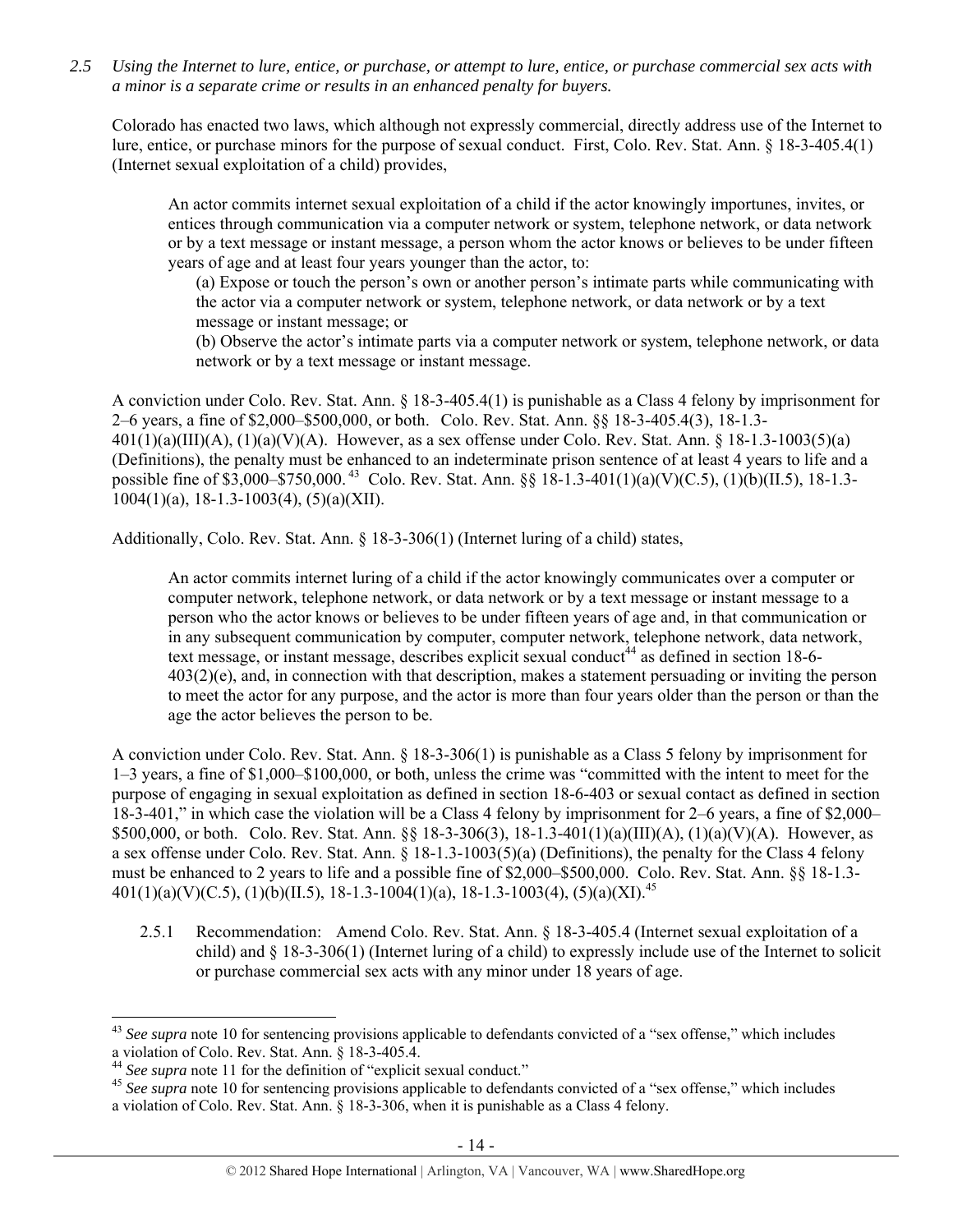*2.5 Using the Internet to lure, entice, or purchase, or attempt to lure, entice, or purchase commercial sex acts with a minor is a separate crime or results in an enhanced penalty for buyers.*

Colorado has enacted two laws, which although not expressly commercial, directly address use of the Internet to lure, entice, or purchase minors for the purpose of sexual conduct. First, Colo. Rev. Stat. Ann. § 18-3-405.4(1) (Internet sexual exploitation of a child) provides,

> An actor commits internet sexual exploitation of a child if the actor knowingly importunes, invites, or entices through communication via a computer network or system, telephone network, or data network or by a text message or instant message, a person whom the actor knows or believes to be under fifteen years of age and at least four years younger than the actor, to:
>
> (a) Expose or touch the person's own or another person's intimate parts while communicating with the actor via a computer network or system, telephone network, or data network or by a text message or instant message; or
>
> (b) Observe the actor's intimate parts via a computer network or system, telephone network, or data network or by a text message or instant message.

A conviction under Colo. Rev. Stat. Ann. § 18-3-405.4(1) is punishable as a Class 4 felony by imprisonment for 2–6 years, a fine of $2,000–$500,000, or both. Colo. Rev. Stat. Ann. §§ 18-3-405.4(3), 18-1.3-401(1)(a)(III)(A), (1)(a)(V)(A). However, as a sex offense under Colo. Rev. Stat. Ann. § 18-1.3-1003(5)(a) (Definitions), the penalty must be enhanced to an indeterminate prison sentence of at least 4 years to life and a possible fine of $3,000–$750,000.[43] Colo. Rev. Stat. Ann. §§ 18-1.3-401(1)(a)(V)(C.5), (1)(b)(II.5), 18-1.3-1004(1)(a), 18-1.3-1003(4), (5)(a)(XII).

Additionally, Colo. Rev. Stat. Ann. § 18-3-306(1) (Internet luring of a child) states,

> An actor commits internet luring of a child if the actor knowingly communicates over a computer or computer network, telephone network, or data network or by a text message or instant message to a person who the actor knows or believes to be under fifteen years of age and, in that communication or in any subsequent communication by computer, computer network, telephone network, data network, text message, or instant message, describes explicit sexual conduct[44] as defined in section 18-6-403(2)(e), and, in connection with that description, makes a statement persuading or inviting the person to meet the actor for any purpose, and the actor is more than four years older than the person or than the age the actor believes the person to be.

A conviction under Colo. Rev. Stat. Ann. § 18-3-306(1) is punishable as a Class 5 felony by imprisonment for 1–3 years, a fine of $1,000–$100,000, or both, unless the crime was "committed with the intent to meet for the purpose of engaging in sexual exploitation as defined in section 18-6-403 or sexual contact as defined in section 18-3-401," in which case the violation will be a Class 4 felony by imprisonment for 2–6 years, a fine of $2,000–$500,000, or both. Colo. Rev. Stat. Ann. §§ 18-3-306(3), 18-1.3-401(1)(a)(III)(A), (1)(a)(V)(A). However, as a sex offense under Colo. Rev. Stat. Ann. § 18-1.3-1003(5)(a) (Definitions), the penalty for the Class 4 felony must be enhanced to 2 years to life and a possible fine of $2,000–$500,000. Colo. Rev. Stat. Ann. §§ 18-1.3-401(1)(a)(V)(C.5), (1)(b)(II.5), 18-1.3-1004(1)(a), 18-1.3-1003(4), (5)(a)(XI).[45]

2.5.1 Recommendation: Amend Colo. Rev. Stat. Ann. § 18-3-405.4 (Internet sexual exploitation of a child) and § 18-3-306(1) (Internet luring of a child) to expressly include use of the Internet to solicit or purchase commercial sex acts with any minor under 18 years of age.

---

[43] *See supra* note 10 for sentencing provisions applicable to defendants convicted of a "sex offense," which includes a violation of Colo. Rev. Stat. Ann. § 18-3-405.4.

[44] *See supra* note 11 for the definition of "explicit sexual conduct."

[45] *See supra* note 10 for sentencing provisions applicable to defendants convicted of a "sex offense," which includes a violation of Colo. Rev. Stat. Ann. § 18-3-306, when it is punishable as a Class 4 felony.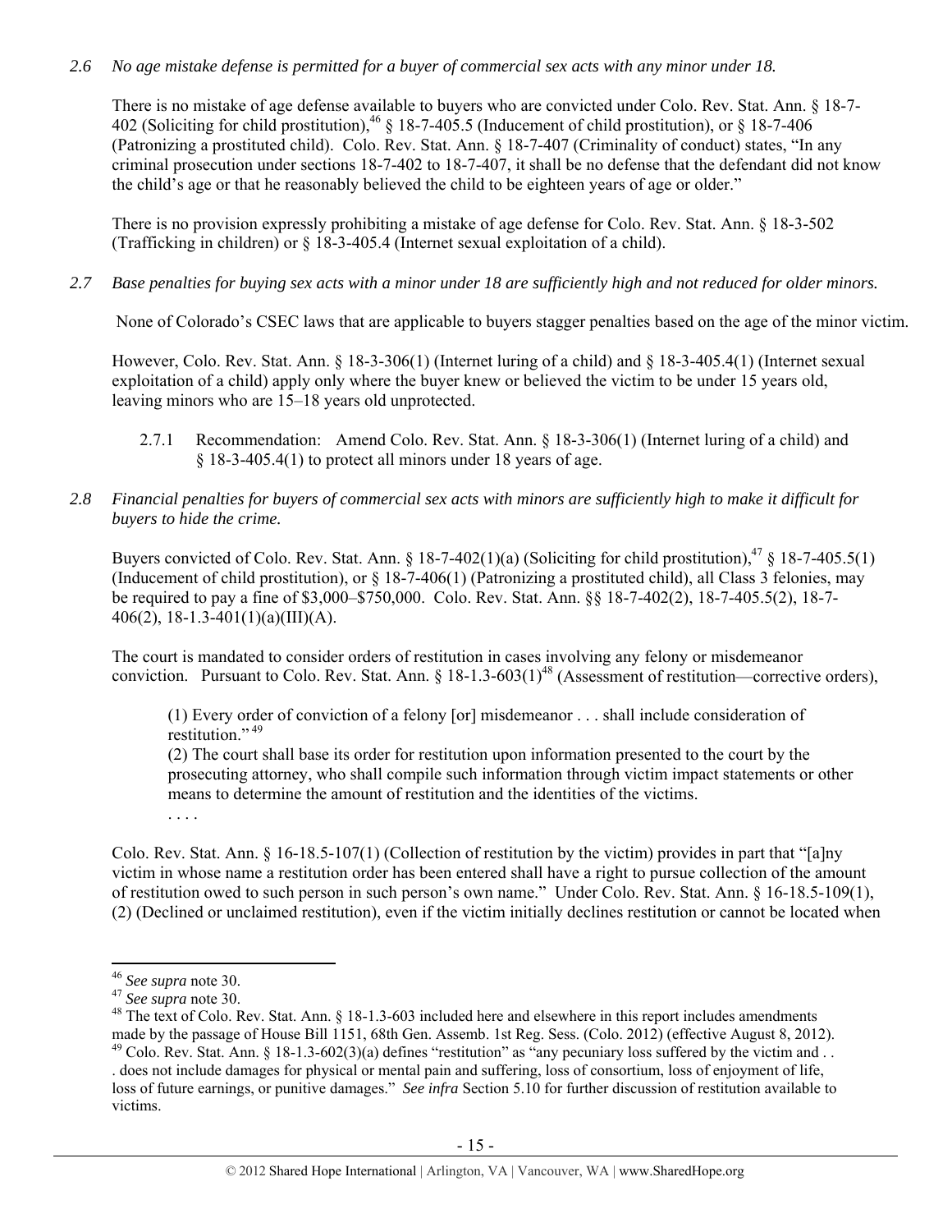*2.6 No age mistake defense is permitted for a buyer of commercial sex acts with any minor under 18.*

There is no mistake of age defense available to buyers who are convicted under Colo. Rev. Stat. Ann. § 18-7-402 (Soliciting for child prostitution),[46] § 18-7-405.5 (Inducement of child prostitution), or § 18-7-406 (Patronizing a prostituted child). Colo. Rev. Stat. Ann. § 18-7-407 (Criminality of conduct) states, "In any criminal prosecution under sections 18-7-402 to 18-7-407, it shall be no defense that the defendant did not know the child's age or that he reasonably believed the child to be eighteen years of age or older."

There is no provision expressly prohibiting a mistake of age defense for Colo. Rev. Stat. Ann. § 18-3-502 (Trafficking in children) or § 18-3-405.4 (Internet sexual exploitation of a child).

*2.7 Base penalties for buying sex acts with a minor under 18 are sufficiently high and not reduced for older minors.*

None of Colorado's CSEC laws that are applicable to buyers stagger penalties based on the age of the minor victim.

However, Colo. Rev. Stat. Ann. § 18-3-306(1) (Internet luring of a child) and § 18-3-405.4(1) (Internet sexual exploitation of a child) apply only where the buyer knew or believed the victim to be under 15 years old, leaving minors who are 15–18 years old unprotected.

2.7.1 Recommendation: Amend Colo. Rev. Stat. Ann. § 18-3-306(1) (Internet luring of a child) and § 18-3-405.4(1) to protect all minors under 18 years of age.

*2.8 Financial penalties for buyers of commercial sex acts with minors are sufficiently high to make it difficult for buyers to hide the crime.*

Buyers convicted of Colo. Rev. Stat. Ann. § 18-7-402(1)(a) (Soliciting for child prostitution),[47] § 18-7-405.5(1) (Inducement of child prostitution), or § 18-7-406(1) (Patronizing a prostituted child), all Class 3 felonies, may be required to pay a fine of $3,000–$750,000. Colo. Rev. Stat. Ann. §§ 18-7-402(2), 18-7-405.5(2), 18-7-406(2), 18-1.3-401(1)(a)(III)(A).

The court is mandated to consider orders of restitution in cases involving any felony or misdemeanor conviction. Pursuant to Colo. Rev. Stat. Ann. § 18-1.3-603(1)[48] (Assessment of restitution—corrective orders),

> (1) Every order of conviction of a felony [or] misdemeanor . . . shall include consideration of restitution."[49]
>
> (2) The court shall base its order for restitution upon information presented to the court by the prosecuting attorney, who shall compile such information through victim impact statements or other means to determine the amount of restitution and the identities of the victims.
>
> . . . .

Colo. Rev. Stat. Ann. § 16-18.5-107(1) (Collection of restitution by the victim) provides in part that "[a]ny victim in whose name a restitution order has been entered shall have a right to pursue collection of the amount of restitution owed to such person in such person's own name." Under Colo. Rev. Stat. Ann. § 16-18.5-109(1), (2) (Declined or unclaimed restitution), even if the victim initially declines restitution or cannot be located when

---

[46] *See supra* note 30.

[47] *See supra* note 30.

[48] The text of Colo. Rev. Stat. Ann. § 18-1.3-603 included here and elsewhere in this report includes amendments made by the passage of House Bill 1151, 68th Gen. Assemb. 1st Reg. Sess. (Colo. 2012) (effective August 8, 2012).

[49] Colo. Rev. Stat. Ann. § 18-1.3-602(3)(a) defines "restitution" as "any pecuniary loss suffered by the victim and . . . does not include damages for physical or mental pain and suffering, loss of consortium, loss of enjoyment of life, loss of future earnings, or punitive damages." *See infra* Section 5.10 for further discussion of restitution available to victims.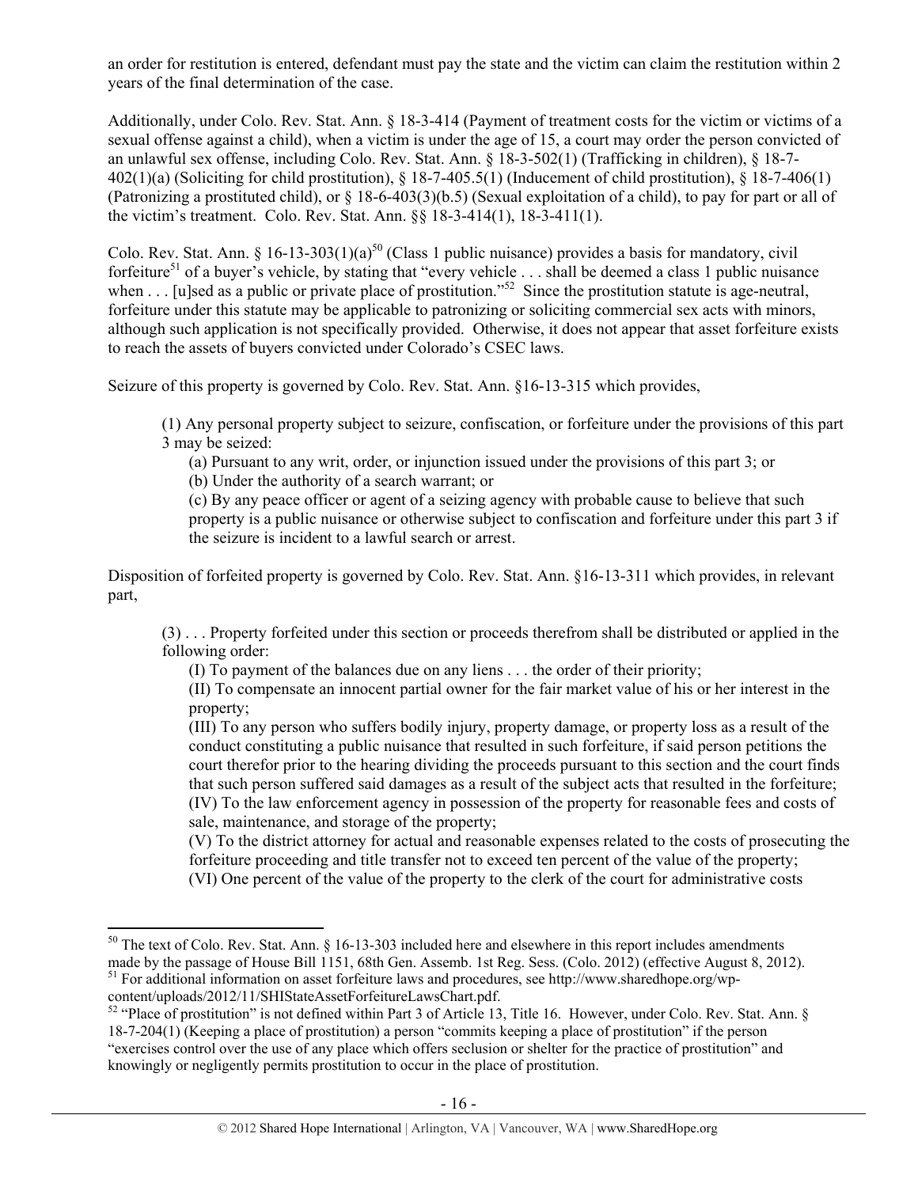an order for restitution is entered, defendant must pay the state and the victim can claim the restitution within 2 years of the final determination of the case.

Additionally, under Colo. Rev. Stat. Ann. § 18-3-414 (Payment of treatment costs for the victim or victims of a sexual offense against a child), when a victim is under the age of 15, a court may order the person convicted of an unlawful sex offense, including Colo. Rev. Stat. Ann. § 18-3-502(1) (Trafficking in children), § 18-7-402(1)(a) (Soliciting for child prostitution), § 18-7-405.5(1) (Inducement of child prostitution), § 18-7-406(1) (Patronizing a prostituted child), or § 18-6-403(3)(b.5) (Sexual exploitation of a child), to pay for part or all of the victim's treatment. Colo. Rev. Stat. Ann. §§ 18-3-414(1), 18-3-411(1).

Colo. Rev. Stat. Ann. § 16-13-303(1)(a)[50] (Class 1 public nuisance) provides a basis for mandatory, civil forfeiture[51] of a buyer's vehicle, by stating that "every vehicle . . . shall be deemed a class 1 public nuisance when . . . [u]sed as a public or private place of prostitution."[52] Since the prostitution statute is age-neutral, forfeiture under this statute may be applicable to patronizing or soliciting commercial sex acts with minors, although such application is not specifically provided. Otherwise, it does not appear that asset forfeiture exists to reach the assets of buyers convicted under Colorado's CSEC laws.

Seizure of this property is governed by Colo. Rev. Stat. Ann. §16-13-315 which provides,

> (1) Any personal property subject to seizure, confiscation, or forfeiture under the provisions of this part 3 may be seized:
>
> (a) Pursuant to any writ, order, or injunction issued under the provisions of this part 3; or
>
> (b) Under the authority of a search warrant; or
>
> (c) By any peace officer or agent of a seizing agency with probable cause to believe that such property is a public nuisance or otherwise subject to confiscation and forfeiture under this part 3 if the seizure is incident to a lawful search or arrest.

Disposition of forfeited property is governed by Colo. Rev. Stat. Ann. §16-13-311 which provides, in relevant part,

> (3) . . . Property forfeited under this section or proceeds therefrom shall be distributed or applied in the following order:
>
> (I) To payment of the balances due on any liens . . . the order of their priority;
>
> (II) To compensate an innocent partial owner for the fair market value of his or her interest in the property;
>
> (III) To any person who suffers bodily injury, property damage, or property loss as a result of the conduct constituting a public nuisance that resulted in such forfeiture, if said person petitions the court therefor prior to the hearing dividing the proceeds pursuant to this section and the court finds that such person suffered said damages as a result of the subject acts that resulted in the forfeiture;
>
> (IV) To the law enforcement agency in possession of the property for reasonable fees and costs of sale, maintenance, and storage of the property;
>
> (V) To the district attorney for actual and reasonable expenses related to the costs of prosecuting the forfeiture proceeding and title transfer not to exceed ten percent of the value of the property;
>
> (VI) One percent of the value of the property to the clerk of the court for administrative costs

---

[50] The text of Colo. Rev. Stat. Ann. § 16-13-303 included here and elsewhere in this report includes amendments made by the passage of House Bill 1151, 68th Gen. Assemb. 1st Reg. Sess. (Colo. 2012) (effective August 8, 2012).

[51] For additional information on asset forfeiture laws and procedures, see http://www.sharedhope.org/wp-content/uploads/2012/11/SHIStateAssetForfeitureLawsChart.pdf.

[52] "Place of prostitution" is not defined within Part 3 of Article 13, Title 16. However, under Colo. Rev. Stat. Ann. § 18-7-204(1) (Keeping a place of prostitution) a person "commits keeping a place of prostitution" if the person "exercises control over the use of any place which offers seclusion or shelter for the practice of prostitution" and knowingly or negligently permits prostitution to occur in the place of prostitution.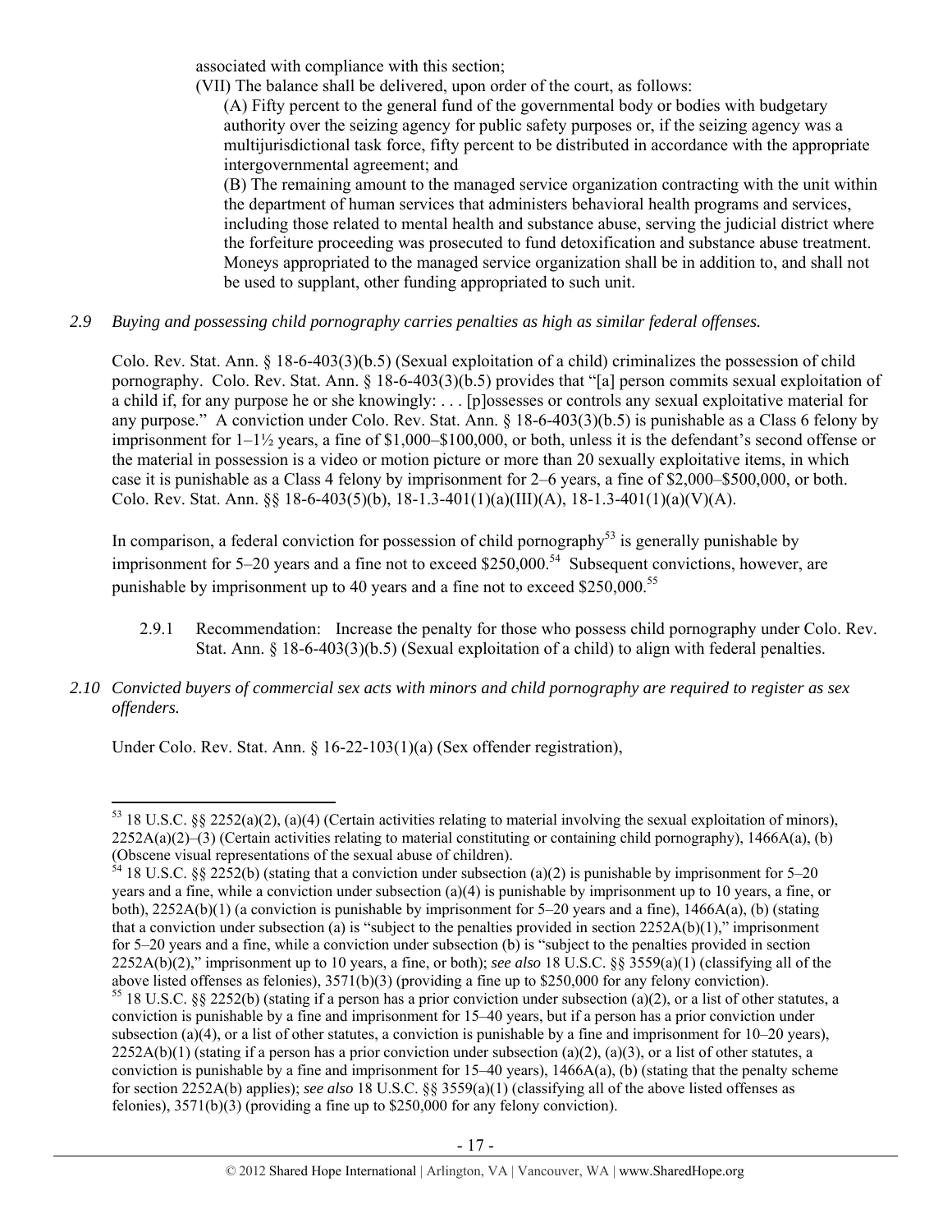associated with compliance with this section;

(VII) The balance shall be delivered, upon order of the court, as follows:

(A) Fifty percent to the general fund of the governmental body or bodies with budgetary authority over the seizing agency for public safety purposes or, if the seizing agency was a multijurisdictional task force, fifty percent to be distributed in accordance with the appropriate intergovernmental agreement; and

(B) The remaining amount to the managed service organization contracting with the unit within the department of human services that administers behavioral health programs and services, including those related to mental health and substance abuse, serving the judicial district where the forfeiture proceeding was prosecuted to fund detoxification and substance abuse treatment. Moneys appropriated to the managed service organization shall be in addition to, and shall not be used to supplant, other funding appropriated to such unit.

*2.9 Buying and possessing child pornography carries penalties as high as similar federal offenses.*

Colo. Rev. Stat. Ann. § 18-6-403(3)(b.5) (Sexual exploitation of a child) criminalizes the possession of child pornography. Colo. Rev. Stat. Ann. § 18-6-403(3)(b.5) provides that "[a] person commits sexual exploitation of a child if, for any purpose he or she knowingly: . . . [p]ossesses or controls any sexual exploitative material for any purpose." A conviction under Colo. Rev. Stat. Ann. § 18-6-403(3)(b.5) is punishable as a Class 6 felony by imprisonment for 1–1½ years, a fine of $1,000–$100,000, or both, unless it is the defendant's second offense or the material in possession is a video or motion picture or more than 20 sexually exploitative items, in which case it is punishable as a Class 4 felony by imprisonment for 2–6 years, a fine of $2,000–$500,000, or both. Colo. Rev. Stat. Ann. §§ 18-6-403(5)(b), 18-1.3-401(1)(a)(III)(A), 18-1.3-401(1)(a)(V)(A).

In comparison, a federal conviction for possession of child pornography[53] is generally punishable by imprisonment for 5–20 years and a fine not to exceed $250,000.[54] Subsequent convictions, however, are punishable by imprisonment up to 40 years and a fine not to exceed $250,000.[55]

2.9.1 Recommendation: Increase the penalty for those who possess child pornography under Colo. Rev. Stat. Ann. § 18-6-403(3)(b.5) (Sexual exploitation of a child) to align with federal penalties.

*2.10 Convicted buyers of commercial sex acts with minors and child pornography are required to register as sex offenders.*

Under Colo. Rev. Stat. Ann. § 16-22-103(1)(a) (Sex offender registration),

---

[53] 18 U.S.C. §§ 2252(a)(2), (a)(4) (Certain activities relating to material involving the sexual exploitation of minors), 2252A(a)(2)–(3) (Certain activities relating to material constituting or containing child pornography), 1466A(a), (b) (Obscene visual representations of the sexual abuse of children).

[54] 18 U.S.C. §§ 2252(b) (stating that a conviction under subsection (a)(2) is punishable by imprisonment for 5–20 years and a fine, while a conviction under subsection (a)(4) is punishable by imprisonment up to 10 years, a fine, or both), 2252A(b)(1) (a conviction is punishable by imprisonment for 5–20 years and a fine), 1466A(a), (b) (stating that a conviction under subsection (a) is "subject to the penalties provided in section 2252A(b)(1)," imprisonment for 5–20 years and a fine, while a conviction under subsection (b) is "subject to the penalties provided in section 2252A(b)(2)," imprisonment up to 10 years, a fine, or both); *see also* 18 U.S.C. §§ 3559(a)(1) (classifying all of the above listed offenses as felonies), 3571(b)(3) (providing a fine up to $250,000 for any felony conviction).

[55] 18 U.S.C. §§ 2252(b) (stating if a person has a prior conviction under subsection (a)(2), or a list of other statutes, a conviction is punishable by a fine and imprisonment for 15–40 years, but if a person has a prior conviction under subsection (a)(4), or a list of other statutes, a conviction is punishable by a fine and imprisonment for 10–20 years), 2252A(b)(1) (stating if a person has a prior conviction under subsection (a)(2), (a)(3), or a list of other statutes, a conviction is punishable by a fine and imprisonment for 15–40 years), 1466A(a), (b) (stating that the penalty scheme for section 2252A(b) applies); *see also* 18 U.S.C. §§ 3559(a)(1) (classifying all of the above listed offenses as felonies), 3571(b)(3) (providing a fine up to $250,000 for any felony conviction).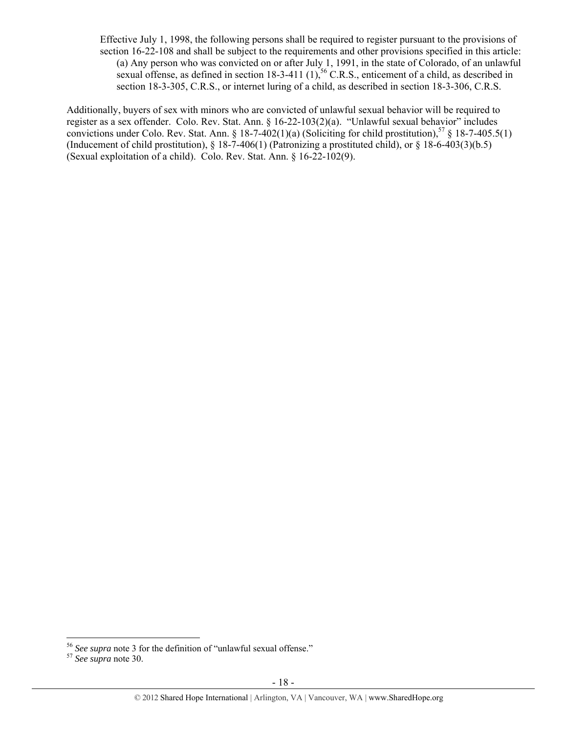> Effective July 1, 1998, the following persons shall be required to register pursuant to the provisions of section 16-22-108 and shall be subject to the requirements and other provisions specified in this article:
>
> (a) Any person who was convicted on or after July 1, 1991, in the state of Colorado, of an unlawful sexual offense, as defined in section 18-3-411 (1),[56] C.R.S., enticement of a child, as described in section 18-3-305, C.R.S., or internet luring of a child, as described in section 18-3-306, C.R.S.

Additionally, buyers of sex with minors who are convicted of unlawful sexual behavior will be required to register as a sex offender. Colo. Rev. Stat. Ann. § 16-22-103(2)(a). "Unlawful sexual behavior" includes convictions under Colo. Rev. Stat. Ann. § 18-7-402(1)(a) (Soliciting for child prostitution),[57] § 18-7-405.5(1) (Inducement of child prostitution), § 18-7-406(1) (Patronizing a prostituted child), or § 18-6-403(3)(b.5) (Sexual exploitation of a child). Colo. Rev. Stat. Ann. § 16-22-102(9).

---

[56] *See supra* note 3 for the definition of "unlawful sexual offense."

[57] *See supra* note 30.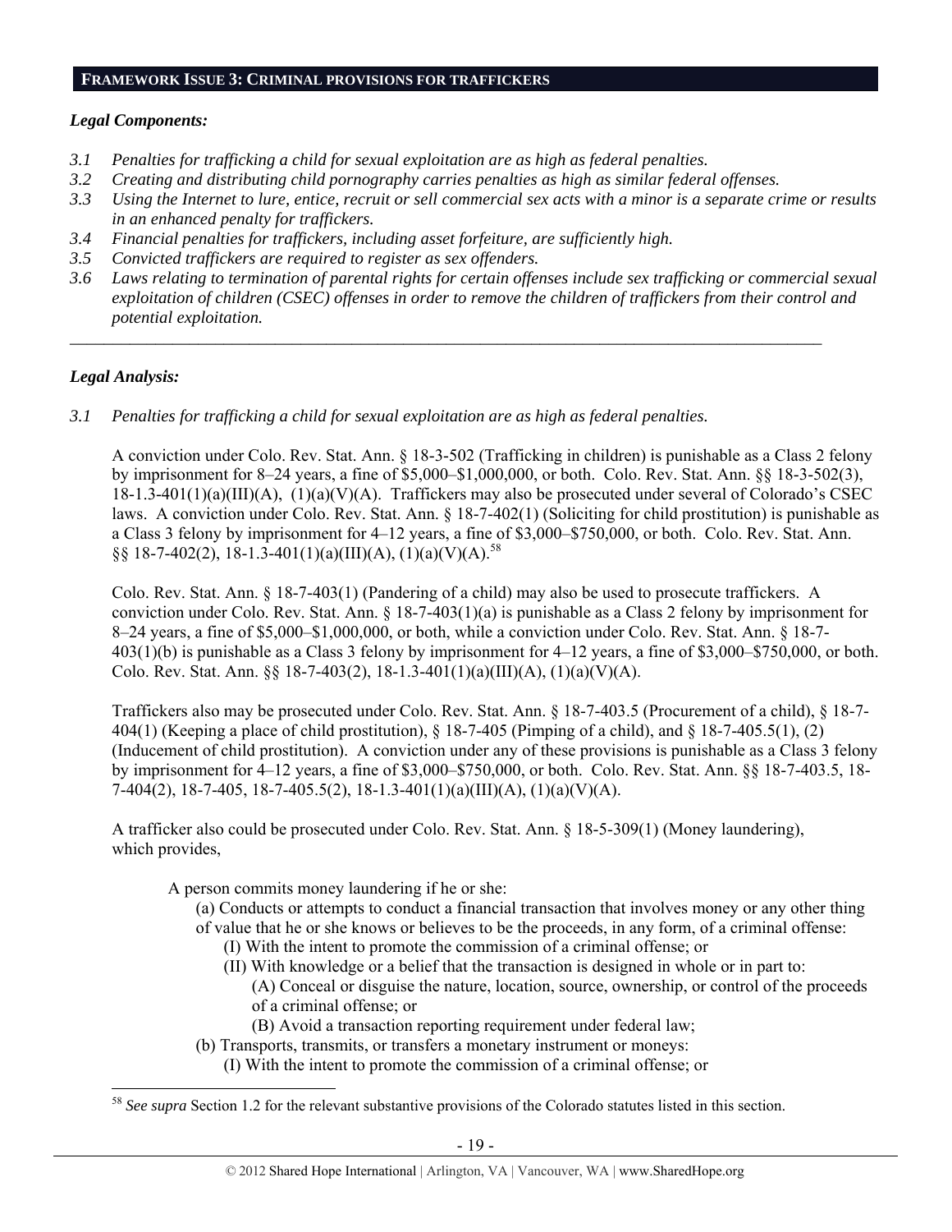## FRAMEWORK ISSUE 3: CRIMINAL PROVISIONS FOR TRAFFICKERS

### *Legal Components:*

*3.1 Penalties for trafficking a child for sexual exploitation are as high as federal penalties.*
*3.2 Creating and distributing child pornography carries penalties as high as similar federal offenses.*
*3.3 Using the Internet to lure, entice, recruit or sell commercial sex acts with a minor is a separate crime or results in an enhanced penalty for traffickers.*
*3.4 Financial penalties for traffickers, including asset forfeiture, are sufficiently high.*
*3.5 Convicted traffickers are required to register as sex offenders.*
*3.6 Laws relating to termination of parental rights for certain offenses include sex trafficking or commercial sexual exploitation of children (CSEC) offenses in order to remove the children of traffickers from their control and potential exploitation.*

---

### *Legal Analysis:*

*3.1 Penalties for trafficking a child for sexual exploitation are as high as federal penalties.*

A conviction under Colo. Rev. Stat. Ann. § 18-3-502 (Trafficking in children) is punishable as a Class 2 felony by imprisonment for 8–24 years, a fine of $5,000–$1,000,000, or both. Colo. Rev. Stat. Ann. §§ 18-3-502(3), 18-1.3-401(1)(a)(III)(A), (1)(a)(V)(A). Traffickers may also be prosecuted under several of Colorado's CSEC laws. A conviction under Colo. Rev. Stat. Ann. § 18-7-402(1) (Soliciting for child prostitution) is punishable as a Class 3 felony by imprisonment for 4–12 years, a fine of $3,000–$750,000, or both. Colo. Rev. Stat. Ann. §§ 18-7-402(2), 18-1.3-401(1)(a)(III)(A), (1)(a)(V)(A).[58]

Colo. Rev. Stat. Ann. § 18-7-403(1) (Pandering of a child) may also be used to prosecute traffickers. A conviction under Colo. Rev. Stat. Ann. § 18-7-403(1)(a) is punishable as a Class 2 felony by imprisonment for 8–24 years, a fine of $5,000–$1,000,000, or both, while a conviction under Colo. Rev. Stat. Ann. § 18-7-403(1)(b) is punishable as a Class 3 felony by imprisonment for 4–12 years, a fine of $3,000–$750,000, or both. Colo. Rev. Stat. Ann. §§ 18-7-403(2), 18-1.3-401(1)(a)(III)(A), (1)(a)(V)(A).

Traffickers also may be prosecuted under Colo. Rev. Stat. Ann. § 18-7-403.5 (Procurement of a child), § 18-7-404(1) (Keeping a place of child prostitution), § 18-7-405 (Pimping of a child), and § 18-7-405.5(1), (2) (Inducement of child prostitution). A conviction under any of these provisions is punishable as a Class 3 felony by imprisonment for 4–12 years, a fine of $3,000–$750,000, or both. Colo. Rev. Stat. Ann. §§ 18-7-403.5, 18-7-404(2), 18-7-405, 18-7-405.5(2), 18-1.3-401(1)(a)(III)(A), (1)(a)(V)(A).

A trafficker also could be prosecuted under Colo. Rev. Stat. Ann. § 18-5-309(1) (Money laundering), which provides,

> A person commits money laundering if he or she:
> (a) Conducts or attempts to conduct a financial transaction that involves money or any other thing of value that he or she knows or believes to be the proceeds, in any form, of a criminal offense:
> (I) With the intent to promote the commission of a criminal offense; or
> (II) With knowledge or a belief that the transaction is designed in whole or in part to:
> (A) Conceal or disguise the nature, location, source, ownership, or control of the proceeds of a criminal offense; or
> (B) Avoid a transaction reporting requirement under federal law;
> (b) Transports, transmits, or transfers a monetary instrument or moneys:
> (I) With the intent to promote the commission of a criminal offense; or

---

[58] *See supra* Section 1.2 for the relevant substantive provisions of the Colorado statutes listed in this section.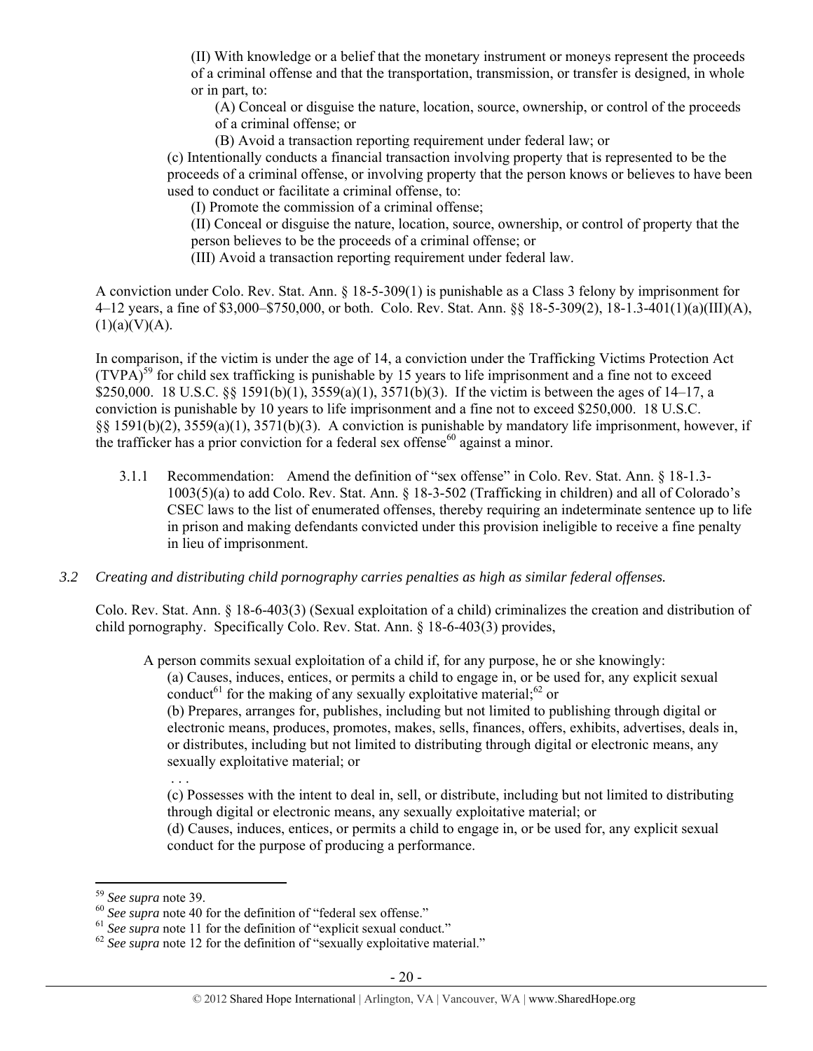(II) With knowledge or a belief that the monetary instrument or moneys represent the proceeds of a criminal offense and that the transportation, transmission, or transfer is designed, in whole or in part, to:

(A) Conceal or disguise the nature, location, source, ownership, or control of the proceeds of a criminal offense; or

(B) Avoid a transaction reporting requirement under federal law; or

(c) Intentionally conducts a financial transaction involving property that is represented to be the proceeds of a criminal offense, or involving property that the person knows or believes to have been used to conduct or facilitate a criminal offense, to:

(I) Promote the commission of a criminal offense;

(II) Conceal or disguise the nature, location, source, ownership, or control of property that the person believes to be the proceeds of a criminal offense; or

(III) Avoid a transaction reporting requirement under federal law.

A conviction under Colo. Rev. Stat. Ann. § 18-5-309(1) is punishable as a Class 3 felony by imprisonment for 4–12 years, a fine of $3,000–$750,000, or both. Colo. Rev. Stat. Ann. §§ 18-5-309(2), 18-1.3-401(1)(a)(III)(A), (1)(a)(V)(A).

In comparison, if the victim is under the age of 14, a conviction under the Trafficking Victims Protection Act (TVPA)[59] for child sex trafficking is punishable by 15 years to life imprisonment and a fine not to exceed $250,000. 18 U.S.C. §§ 1591(b)(1), 3559(a)(1), 3571(b)(3). If the victim is between the ages of 14–17, a conviction is punishable by 10 years to life imprisonment and a fine not to exceed $250,000. 18 U.S.C. §§ 1591(b)(2), 3559(a)(1), 3571(b)(3). A conviction is punishable by mandatory life imprisonment, however, if the trafficker has a prior conviction for a federal sex offense[60] against a minor.

3.1.1 Recommendation: Amend the definition of "sex offense" in Colo. Rev. Stat. Ann. § 18-1.3-1003(5)(a) to add Colo. Rev. Stat. Ann. § 18-3-502 (Trafficking in children) and all of Colorado's CSEC laws to the list of enumerated offenses, thereby requiring an indeterminate sentence up to life in prison and making defendants convicted under this provision ineligible to receive a fine penalty in lieu of imprisonment.

*3.2 Creating and distributing child pornography carries penalties as high as similar federal offenses.*

Colo. Rev. Stat. Ann. § 18-6-403(3) (Sexual exploitation of a child) criminalizes the creation and distribution of child pornography. Specifically Colo. Rev. Stat. Ann. § 18-6-403(3) provides,

A person commits sexual exploitation of a child if, for any purpose, he or she knowingly:

(a) Causes, induces, entices, or permits a child to engage in, or be used for, any explicit sexual conduct[61] for the making of any sexually exploitative material;[62] or

(b) Prepares, arranges for, publishes, including but not limited to publishing through digital or electronic means, produces, promotes, makes, sells, finances, offers, exhibits, advertises, deals in, or distributes, including but not limited to distributing through digital or electronic means, any sexually exploitative material; or

. . .

(c) Possesses with the intent to deal in, sell, or distribute, including but not limited to distributing through digital or electronic means, any sexually exploitative material; or

(d) Causes, induces, entices, or permits a child to engage in, or be used for, any explicit sexual conduct for the purpose of producing a performance.

---

[59] *See supra* note 39.

[60] *See supra* note 40 for the definition of "federal sex offense."

[61] *See supra* note 11 for the definition of "explicit sexual conduct."

[62] *See supra* note 12 for the definition of "sexually exploitative material."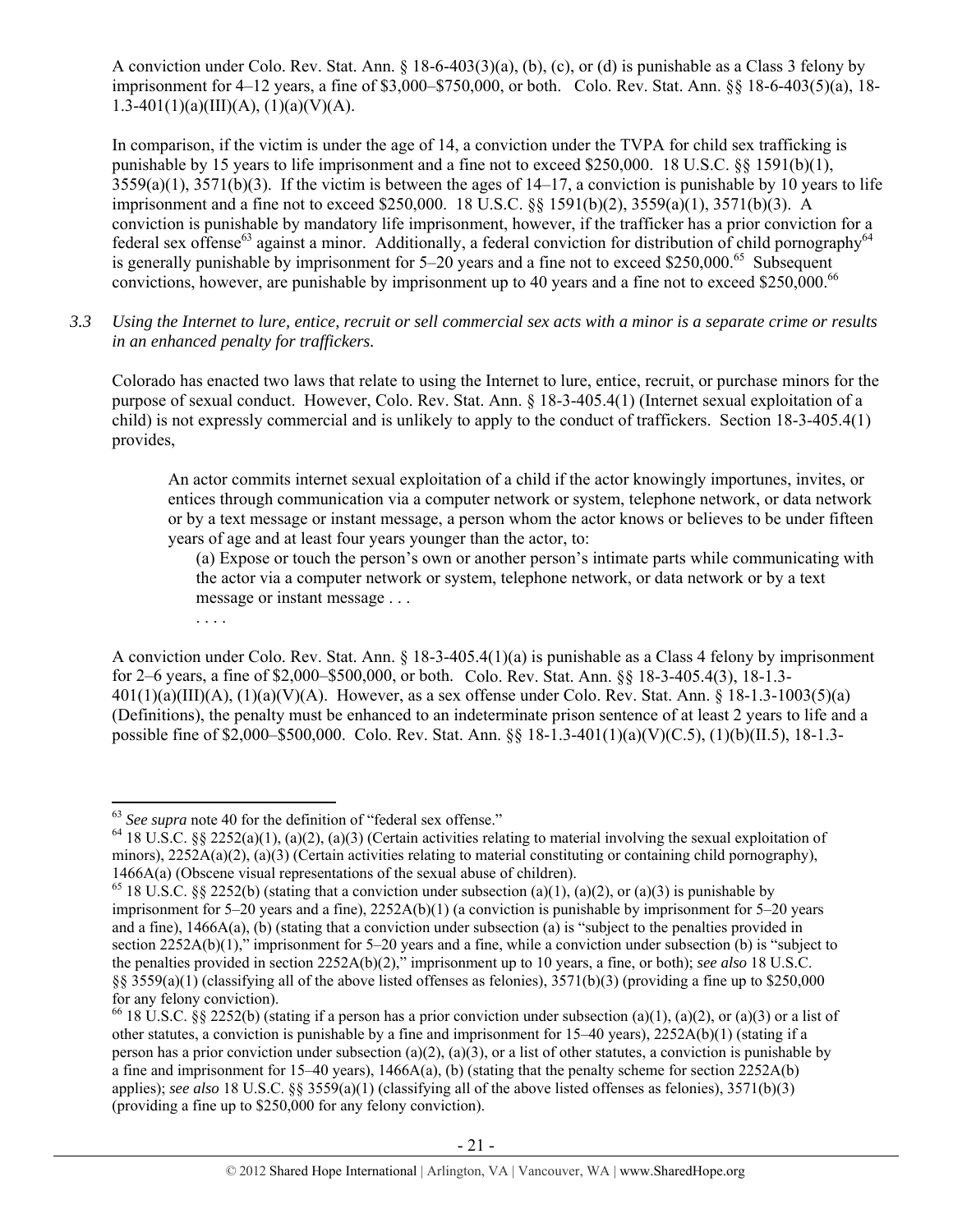A conviction under Colo. Rev. Stat. Ann. § 18-6-403(3)(a), (b), (c), or (d) is punishable as a Class 3 felony by imprisonment for 4–12 years, a fine of $3,000–$750,000, or both. Colo. Rev. Stat. Ann. §§ 18-6-403(5)(a), 18-1.3-401(1)(a)(III)(A), (1)(a)(V)(A).

In comparison, if the victim is under the age of 14, a conviction under the TVPA for child sex trafficking is punishable by 15 years to life imprisonment and a fine not to exceed $250,000. 18 U.S.C. §§ 1591(b)(1), 3559(a)(1), 3571(b)(3). If the victim is between the ages of 14–17, a conviction is punishable by 10 years to life imprisonment and a fine not to exceed $250,000. 18 U.S.C. §§ 1591(b)(2), 3559(a)(1), 3571(b)(3). A conviction is punishable by mandatory life imprisonment, however, if the trafficker has a prior conviction for a federal sex offense[63] against a minor. Additionally, a federal conviction for distribution of child pornography[64] is generally punishable by imprisonment for 5–20 years and a fine not to exceed $250,000.[65] Subsequent convictions, however, are punishable by imprisonment up to 40 years and a fine not to exceed $250,000.[66]

*3.3 Using the Internet to lure, entice, recruit or sell commercial sex acts with a minor is a separate crime or results in an enhanced penalty for traffickers.*

Colorado has enacted two laws that relate to using the Internet to lure, entice, recruit, or purchase minors for the purpose of sexual conduct. However, Colo. Rev. Stat. Ann. § 18-3-405.4(1) (Internet sexual exploitation of a child) is not expressly commercial and is unlikely to apply to the conduct of traffickers. Section 18-3-405.4(1) provides,

> An actor commits internet sexual exploitation of a child if the actor knowingly importunes, invites, or entices through communication via a computer network or system, telephone network, or data network or by a text message or instant message, a person whom the actor knows or believes to be under fifteen years of age and at least four years younger than the actor, to:
>
> (a) Expose or touch the person's own or another person's intimate parts while communicating with the actor via a computer network or system, telephone network, or data network or by a text message or instant message . . .
>
> . . . .

A conviction under Colo. Rev. Stat. Ann. § 18-3-405.4(1)(a) is punishable as a Class 4 felony by imprisonment for 2–6 years, a fine of $2,000–$500,000, or both. Colo. Rev. Stat. Ann. §§ 18-3-405.4(3), 18-1.3-401(1)(a)(III)(A), (1)(a)(V)(A). However, as a sex offense under Colo. Rev. Stat. Ann. § 18-1.3-1003(5)(a) (Definitions), the penalty must be enhanced to an indeterminate prison sentence of at least 2 years to life and a possible fine of $2,000–$500,000. Colo. Rev. Stat. Ann. §§ 18-1.3-401(1)(a)(V)(C.5), (1)(b)(II.5), 18-1.3-

---

[63] *See supra* note 40 for the definition of "federal sex offense."

[64] 18 U.S.C. §§ 2252(a)(1), (a)(2), (a)(3) (Certain activities relating to material involving the sexual exploitation of minors), 2252A(a)(2), (a)(3) (Certain activities relating to material constituting or containing child pornography), 1466A(a) (Obscene visual representations of the sexual abuse of children).

[65] 18 U.S.C. §§ 2252(b) (stating that a conviction under subsection (a)(1), (a)(2), or (a)(3) is punishable by imprisonment for 5–20 years and a fine), 2252A(b)(1) (a conviction is punishable by imprisonment for 5–20 years and a fine), 1466A(a), (b) (stating that a conviction under subsection (a) is "subject to the penalties provided in section 2252A(b)(1)," imprisonment for 5–20 years and a fine, while a conviction under subsection (b) is "subject to the penalties provided in section 2252A(b)(2)," imprisonment up to 10 years, a fine, or both); *see also* 18 U.S.C. §§ 3559(a)(1) (classifying all of the above listed offenses as felonies), 3571(b)(3) (providing a fine up to $250,000 for any felony conviction).

[66] 18 U.S.C. §§ 2252(b) (stating if a person has a prior conviction under subsection (a)(1), (a)(2), or (a)(3) or a list of other statutes, a conviction is punishable by a fine and imprisonment for 15–40 years), 2252A(b)(1) (stating if a person has a prior conviction under subsection (a)(2), (a)(3), or a list of other statutes, a conviction is punishable by a fine and imprisonment for 15–40 years), 1466A(a), (b) (stating that the penalty scheme for section 2252A(b) applies); *see also* 18 U.S.C. §§ 3559(a)(1) (classifying all of the above listed offenses as felonies), 3571(b)(3) (providing a fine up to $250,000 for any felony conviction).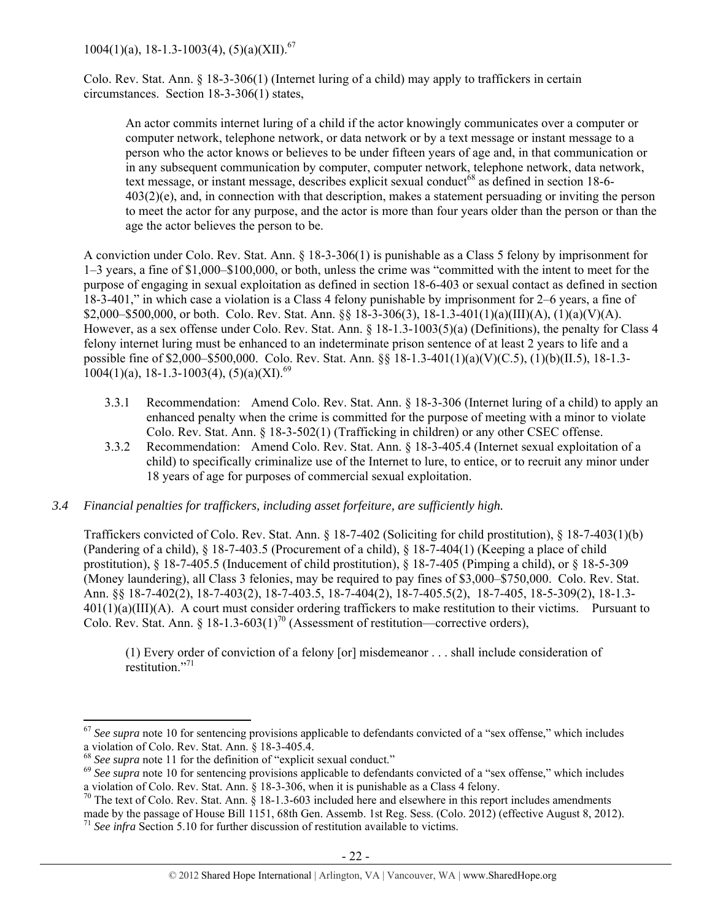1004(1)(a), 18-1.3-1003(4), (5)(a)(XII).[67]

Colo. Rev. Stat. Ann. § 18-3-306(1) (Internet luring of a child) may apply to traffickers in certain circumstances. Section 18-3-306(1) states,

> An actor commits internet luring of a child if the actor knowingly communicates over a computer or computer network, telephone network, or data network or by a text message or instant message to a person who the actor knows or believes to be under fifteen years of age and, in that communication or in any subsequent communication by computer, computer network, telephone network, data network, text message, or instant message, describes explicit sexual conduct[68] as defined in section 18-6-403(2)(e), and, in connection with that description, makes a statement persuading or inviting the person to meet the actor for any purpose, and the actor is more than four years older than the person or than the age the actor believes the person to be.

A conviction under Colo. Rev. Stat. Ann. § 18-3-306(1) is punishable as a Class 5 felony by imprisonment for 1–3 years, a fine of $1,000–$100,000, or both, unless the crime was "committed with the intent to meet for the purpose of engaging in sexual exploitation as defined in section 18-6-403 or sexual contact as defined in section 18-3-401," in which case a violation is a Class 4 felony punishable by imprisonment for 2–6 years, a fine of $2,000–$500,000, or both. Colo. Rev. Stat. Ann. §§ 18-3-306(3), 18-1.3-401(1)(a)(III)(A), (1)(a)(V)(A). However, as a sex offense under Colo. Rev. Stat. Ann. § 18-1.3-1003(5)(a) (Definitions), the penalty for Class 4 felony internet luring must be enhanced to an indeterminate prison sentence of at least 2 years to life and a possible fine of $2,000–$500,000. Colo. Rev. Stat. Ann. §§ 18-1.3-401(1)(a)(V)(C.5), (1)(b)(II.5), 18-1.3-1004(1)(a), 18-1.3-1003(4), (5)(a)(XI).[69]

3.3.1 Recommendation: Amend Colo. Rev. Stat. Ann. § 18-3-306 (Internet luring of a child) to apply an enhanced penalty when the crime is committed for the purpose of meeting with a minor to violate Colo. Rev. Stat. Ann. § 18-3-502(1) (Trafficking in children) or any other CSEC offense.

3.3.2 Recommendation: Amend Colo. Rev. Stat. Ann. § 18-3-405.4 (Internet sexual exploitation of a child) to specifically criminalize use of the Internet to lure, to entice, or to recruit any minor under 18 years of age for purposes of commercial sexual exploitation.

### *3.4 Financial penalties for traffickers, including asset forfeiture, are sufficiently high.*

Traffickers convicted of Colo. Rev. Stat. Ann. § 18-7-402 (Soliciting for child prostitution), § 18-7-403(1)(b) (Pandering of a child), § 18-7-403.5 (Procurement of a child), § 18-7-404(1) (Keeping a place of child prostitution), § 18-7-405.5 (Inducement of child prostitution), § 18-7-405 (Pimping a child), or § 18-5-309 (Money laundering), all Class 3 felonies, may be required to pay fines of $3,000–$750,000. Colo. Rev. Stat. Ann. §§ 18-7-402(2), 18-7-403(2), 18-7-403.5, 18-7-404(2), 18-7-405.5(2), 18-7-405, 18-5-309(2), 18-1.3-401(1)(a)(III)(A). A court must consider ordering traffickers to make restitution to their victims. Pursuant to Colo. Rev. Stat. Ann. § 18-1.3-603(1)[70] (Assessment of restitution—corrective orders),

> (1) Every order of conviction of a felony [or] misdemeanor . . . shall include consideration of restitution."[71]

---

[67] *See supra* note 10 for sentencing provisions applicable to defendants convicted of a "sex offense," which includes a violation of Colo. Rev. Stat. Ann. § 18-3-405.4.

[68] *See supra* note 11 for the definition of "explicit sexual conduct."

[69] *See supra* note 10 for sentencing provisions applicable to defendants convicted of a "sex offense," which includes a violation of Colo. Rev. Stat. Ann. § 18-3-306, when it is punishable as a Class 4 felony.

[70] The text of Colo. Rev. Stat. Ann. § 18-1.3-603 included here and elsewhere in this report includes amendments made by the passage of House Bill 1151, 68th Gen. Assemb. 1st Reg. Sess. (Colo. 2012) (effective August 8, 2012).

[71] *See infra* Section 5.10 for further discussion of restitution available to victims.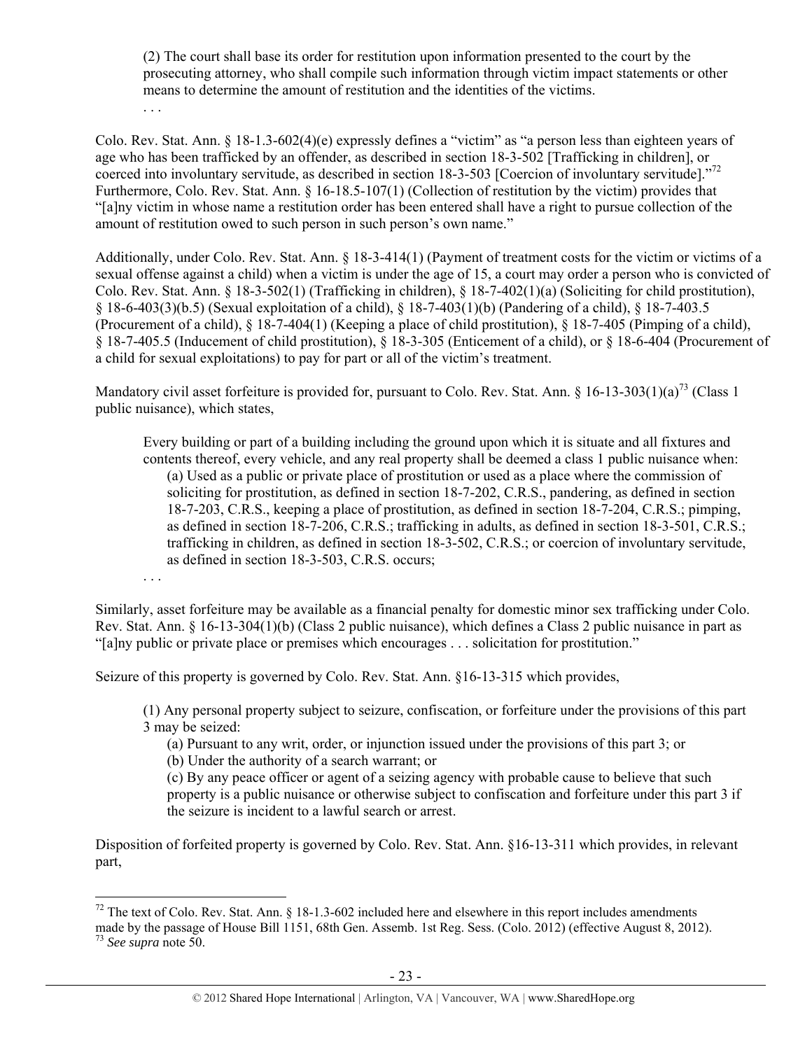> (2) The court shall base its order for restitution upon information presented to the court by the prosecuting attorney, who shall compile such information through victim impact statements or other means to determine the amount of restitution and the identities of the victims.
>
> . . .

Colo. Rev. Stat. Ann. § 18-1.3-602(4)(e) expressly defines a "victim" as "a person less than eighteen years of age who has been trafficked by an offender, as described in section 18-3-502 [Trafficking in children], or coerced into involuntary servitude, as described in section 18-3-503 [Coercion of involuntary servitude]."[72] Furthermore, Colo. Rev. Stat. Ann. § 16-18.5-107(1) (Collection of restitution by the victim) provides that "[a]ny victim in whose name a restitution order has been entered shall have a right to pursue collection of the amount of restitution owed to such person in such person's own name."

Additionally, under Colo. Rev. Stat. Ann. § 18-3-414(1) (Payment of treatment costs for the victim or victims of a sexual offense against a child) when a victim is under the age of 15, a court may order a person who is convicted of Colo. Rev. Stat. Ann. § 18-3-502(1) (Trafficking in children), § 18-7-402(1)(a) (Soliciting for child prostitution), § 18-6-403(3)(b.5) (Sexual exploitation of a child), § 18-7-403(1)(b) (Pandering of a child), § 18-7-403.5 (Procurement of a child), § 18-7-404(1) (Keeping a place of child prostitution), § 18-7-405 (Pimping of a child), § 18-7-405.5 (Inducement of child prostitution), § 18-3-305 (Enticement of a child), or § 18-6-404 (Procurement of a child for sexual exploitations) to pay for part or all of the victim's treatment.

Mandatory civil asset forfeiture is provided for, pursuant to Colo. Rev. Stat. Ann. § 16-13-303(1)(a)[73] (Class 1 public nuisance), which states,

> Every building or part of a building including the ground upon which it is situate and all fixtures and contents thereof, every vehicle, and any real property shall be deemed a class 1 public nuisance when:
>
> (a) Used as a public or private place of prostitution or used as a place where the commission of soliciting for prostitution, as defined in section 18-7-202, C.R.S., pandering, as defined in section 18-7-203, C.R.S., keeping a place of prostitution, as defined in section 18-7-204, C.R.S.; pimping, as defined in section 18-7-206, C.R.S.; trafficking in adults, as defined in section 18-3-501, C.R.S.; trafficking in children, as defined in section 18-3-502, C.R.S.; or coercion of involuntary servitude, as defined in section 18-3-503, C.R.S. occurs;
>
> . . .

Similarly, asset forfeiture may be available as a financial penalty for domestic minor sex trafficking under Colo. Rev. Stat. Ann. § 16-13-304(1)(b) (Class 2 public nuisance), which defines a Class 2 public nuisance in part as "[a]ny public or private place or premises which encourages . . . solicitation for prostitution."

Seizure of this property is governed by Colo. Rev. Stat. Ann. §16-13-315 which provides,

> (1) Any personal property subject to seizure, confiscation, or forfeiture under the provisions of this part 3 may be seized:
>
> (a) Pursuant to any writ, order, or injunction issued under the provisions of this part 3; or
>
> (b) Under the authority of a search warrant; or
>
> (c) By any peace officer or agent of a seizing agency with probable cause to believe that such property is a public nuisance or otherwise subject to confiscation and forfeiture under this part 3 if the seizure is incident to a lawful search or arrest.

Disposition of forfeited property is governed by Colo. Rev. Stat. Ann. §16-13-311 which provides, in relevant part,

---

[72] The text of Colo. Rev. Stat. Ann. § 18-1.3-602 included here and elsewhere in this report includes amendments made by the passage of House Bill 1151, 68th Gen. Assemb. 1st Reg. Sess. (Colo. 2012) (effective August 8, 2012).

[73] *See supra* note 50.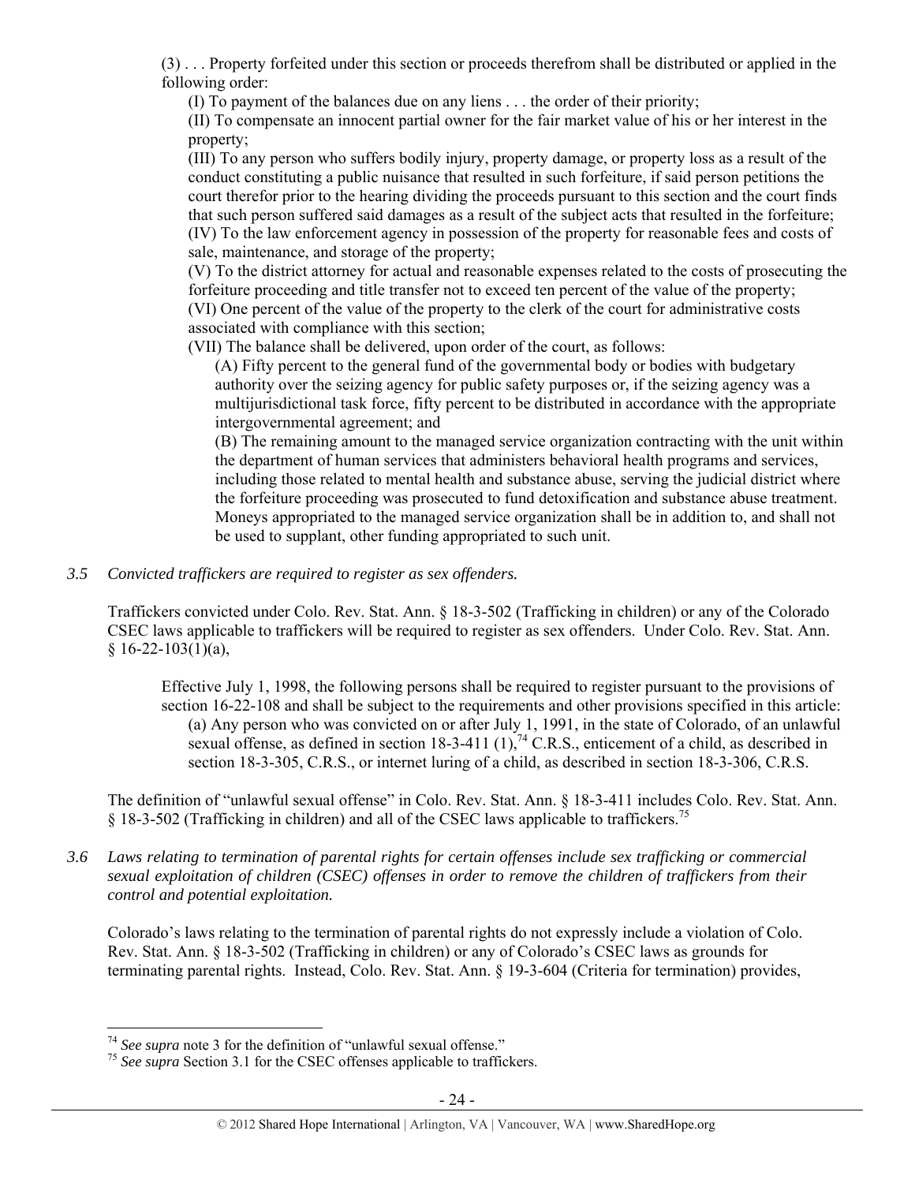(3) . . . Property forfeited under this section or proceeds therefrom shall be distributed or applied in the following order:

(I) To payment of the balances due on any liens . . . the order of their priority;

(II) To compensate an innocent partial owner for the fair market value of his or her interest in the property;

(III) To any person who suffers bodily injury, property damage, or property loss as a result of the conduct constituting a public nuisance that resulted in such forfeiture, if said person petitions the court therefor prior to the hearing dividing the proceeds pursuant to this section and the court finds that such person suffered said damages as a result of the subject acts that resulted in the forfeiture;

(IV) To the law enforcement agency in possession of the property for reasonable fees and costs of sale, maintenance, and storage of the property;

(V) To the district attorney for actual and reasonable expenses related to the costs of prosecuting the forfeiture proceeding and title transfer not to exceed ten percent of the value of the property;

(VI) One percent of the value of the property to the clerk of the court for administrative costs associated with compliance with this section;

(VII) The balance shall be delivered, upon order of the court, as follows:

(A) Fifty percent to the general fund of the governmental body or bodies with budgetary authority over the seizing agency for public safety purposes or, if the seizing agency was a multijurisdictional task force, fifty percent to be distributed in accordance with the appropriate intergovernmental agreement; and

(B) The remaining amount to the managed service organization contracting with the unit within the department of human services that administers behavioral health programs and services, including those related to mental health and substance abuse, serving the judicial district where the forfeiture proceeding was prosecuted to fund detoxification and substance abuse treatment. Moneys appropriated to the managed service organization shall be in addition to, and shall not be used to supplant, other funding appropriated to such unit.

*3.5 Convicted traffickers are required to register as sex offenders.*

Traffickers convicted under Colo. Rev. Stat. Ann. § 18-3-502 (Trafficking in children) or any of the Colorado CSEC laws applicable to traffickers will be required to register as sex offenders. Under Colo. Rev. Stat. Ann. § 16-22-103(1)(a),

> Effective July 1, 1998, the following persons shall be required to register pursuant to the provisions of section 16-22-108 and shall be subject to the requirements and other provisions specified in this article:
>
> (a) Any person who was convicted on or after July 1, 1991, in the state of Colorado, of an unlawful sexual offense, as defined in section 18-3-411 (1),[74] C.R.S., enticement of a child, as described in section 18-3-305, C.R.S., or internet luring of a child, as described in section 18-3-306, C.R.S.

The definition of "unlawful sexual offense" in Colo. Rev. Stat. Ann. § 18-3-411 includes Colo. Rev. Stat. Ann. § 18-3-502 (Trafficking in children) and all of the CSEC laws applicable to traffickers.[75]

*3.6 Laws relating to termination of parental rights for certain offenses include sex trafficking or commercial sexual exploitation of children (CSEC) offenses in order to remove the children of traffickers from their control and potential exploitation.*

Colorado's laws relating to the termination of parental rights do not expressly include a violation of Colo. Rev. Stat. Ann. § 18-3-502 (Trafficking in children) or any of Colorado's CSEC laws as grounds for terminating parental rights. Instead, Colo. Rev. Stat. Ann. § 19-3-604 (Criteria for termination) provides,

---

[74] *See supra* note 3 for the definition of "unlawful sexual offense."

[75] *See supra* Section 3.1 for the CSEC offenses applicable to traffickers.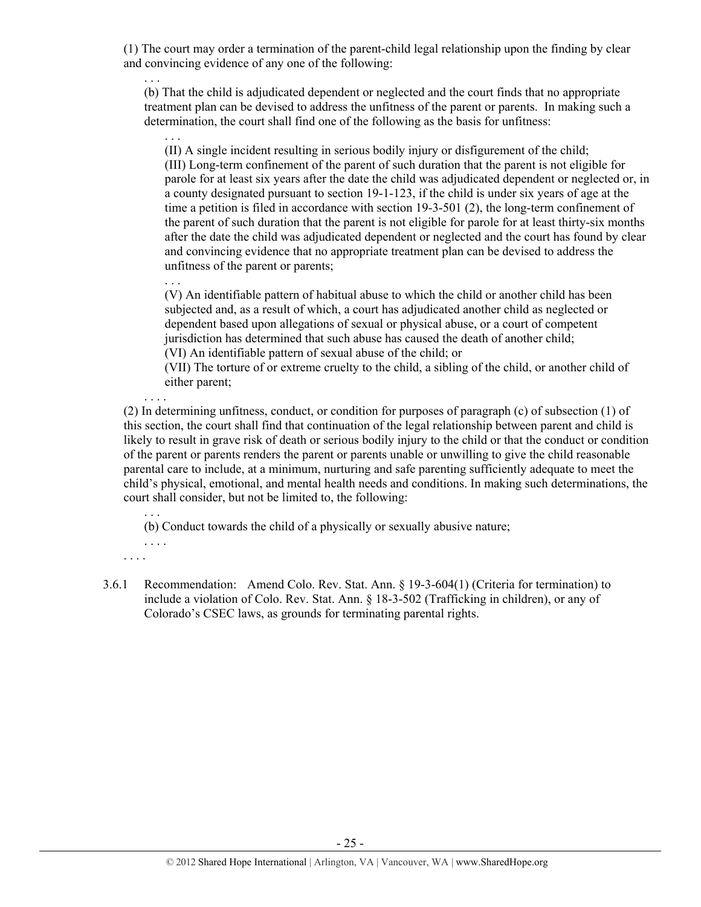(1) The court may order a termination of the parent-child legal relationship upon the finding by clear and convincing evidence of any one of the following:

> . . .
>
> (b) That the child is adjudicated dependent or neglected and the court finds that no appropriate treatment plan can be devised to address the unfitness of the parent or parents. In making such a determination, the court shall find one of the following as the basis for unfitness:
>
> > . . .
> >
> > (II) A single incident resulting in serious bodily injury or disfigurement of the child;
> >
> > (III) Long-term confinement of the parent of such duration that the parent is not eligible for parole for at least six years after the date the child was adjudicated dependent or neglected or, in a county designated pursuant to section 19-1-123, if the child is under six years of age at the time a petition is filed in accordance with section 19-3-501 (2), the long-term confinement of the parent of such duration that the parent is not eligible for parole for at least thirty-six months after the date the child was adjudicated dependent or neglected and the court has found by clear and convincing evidence that no appropriate treatment plan can be devised to address the unfitness of the parent or parents;
> >
> > . . .
> >
> > (V) An identifiable pattern of habitual abuse to which the child or another child has been subjected and, as a result of which, a court has adjudicated another child as neglected or dependent based upon allegations of sexual or physical abuse, or a court of competent jurisdiction has determined that such abuse has caused the death of another child;
> >
> > (VI) An identifiable pattern of sexual abuse of the child; or
> >
> > (VII) The torture of or extreme cruelty to the child, a sibling of the child, or another child of either parent;
>
> . . . .

(2) In determining unfitness, conduct, or condition for purposes of paragraph (c) of subsection (1) of this section, the court shall find that continuation of the legal relationship between parent and child is likely to result in grave risk of death or serious bodily injury to the child or that the conduct or condition of the parent or parents renders the parent or parents unable or unwilling to give the child reasonable parental care to include, at a minimum, nurturing and safe parenting sufficiently adequate to meet the child's physical, emotional, and mental health needs and conditions. In making such determinations, the court shall consider, but not be limited to, the following:

> . . .
>
> (b) Conduct towards the child of a physically or sexually abusive nature;
>
> . . . .

. . . .

3.6.1 Recommendation: Amend Colo. Rev. Stat. Ann. § 19-3-604(1) (Criteria for termination) to include a violation of Colo. Rev. Stat. Ann. § 18-3-502 (Trafficking in children), or any of Colorado's CSEC laws, as grounds for terminating parental rights.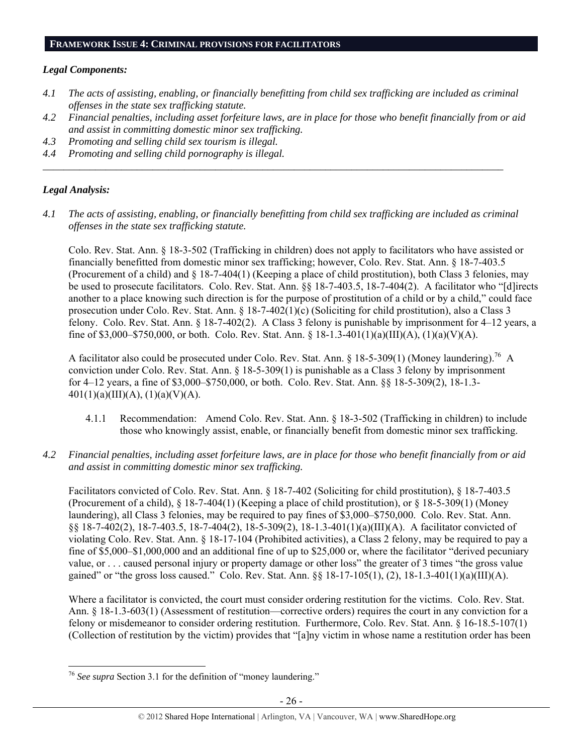## FRAMEWORK ISSUE 4: CRIMINAL PROVISIONS FOR FACILITATORS

### *Legal Components:*

*4.1 The acts of assisting, enabling, or financially benefitting from child sex trafficking are included as criminal offenses in the state sex trafficking statute.*

*4.2 Financial penalties, including asset forfeiture laws, are in place for those who benefit financially from or aid and assist in committing domestic minor sex trafficking.*

*4.3 Promoting and selling child sex tourism is illegal.*

*4.4 Promoting and selling child pornography is illegal.*

---

### *Legal Analysis:*

*4.1 The acts of assisting, enabling, or financially benefitting from child sex trafficking are included as criminal offenses in the state sex trafficking statute.*

Colo. Rev. Stat. Ann. § 18-3-502 (Trafficking in children) does not apply to facilitators who have assisted or financially benefitted from domestic minor sex trafficking; however, Colo. Rev. Stat. Ann. § 18-7-403.5 (Procurement of a child) and § 18-7-404(1) (Keeping a place of child prostitution), both Class 3 felonies, may be used to prosecute facilitators. Colo. Rev. Stat. Ann. §§ 18-7-403.5, 18-7-404(2). A facilitator who "[d]irects another to a place knowing such direction is for the purpose of prostitution of a child or by a child," could face prosecution under Colo. Rev. Stat. Ann. § 18-7-402(1)(c) (Soliciting for child prostitution), also a Class 3 felony. Colo. Rev. Stat. Ann. § 18-7-402(2). A Class 3 felony is punishable by imprisonment for 4–12 years, a fine of $3,000–$750,000, or both. Colo. Rev. Stat. Ann. § 18-1.3-401(1)(a)(III)(A), (1)(a)(V)(A).

A facilitator also could be prosecuted under Colo. Rev. Stat. Ann. § 18-5-309(1) (Money laundering).[76] A conviction under Colo. Rev. Stat. Ann. § 18-5-309(1) is punishable as a Class 3 felony by imprisonment for 4–12 years, a fine of $3,000–$750,000, or both. Colo. Rev. Stat. Ann. §§ 18-5-309(2), 18-1.3-401(1)(a)(III)(A), (1)(a)(V)(A).

4.1.1 Recommendation: Amend Colo. Rev. Stat. Ann. § 18-3-502 (Trafficking in children) to include those who knowingly assist, enable, or financially benefit from domestic minor sex trafficking.

*4.2 Financial penalties, including asset forfeiture laws, are in place for those who benefit financially from or aid and assist in committing domestic minor sex trafficking.*

Facilitators convicted of Colo. Rev. Stat. Ann. § 18-7-402 (Soliciting for child prostitution), § 18-7-403.5 (Procurement of a child), § 18-7-404(1) (Keeping a place of child prostitution), or § 18-5-309(1) (Money laundering), all Class 3 felonies, may be required to pay fines of $3,000–$750,000. Colo. Rev. Stat. Ann. §§ 18-7-402(2), 18-7-403.5, 18-7-404(2), 18-5-309(2), 18-1.3-401(1)(a)(III)(A). A facilitator convicted of violating Colo. Rev. Stat. Ann. § 18-17-104 (Prohibited activities), a Class 2 felony, may be required to pay a fine of $5,000–$1,000,000 and an additional fine of up to $25,000 or, where the facilitator "derived pecuniary value, or . . . caused personal injury or property damage or other loss" the greater of 3 times "the gross value gained" or "the gross loss caused." Colo. Rev. Stat. Ann. §§ 18-17-105(1), (2), 18-1.3-401(1)(a)(III)(A).

Where a facilitator is convicted, the court must consider ordering restitution for the victims. Colo. Rev. Stat. Ann. § 18-1.3-603(1) (Assessment of restitution—corrective orders) requires the court in any conviction for a felony or misdemeanor to consider ordering restitution. Furthermore, Colo. Rev. Stat. Ann. § 16-18.5-107(1) (Collection of restitution by the victim) provides that "[a]ny victim in whose name a restitution order has been

---

[76] *See supra* Section 3.1 for the definition of "money laundering."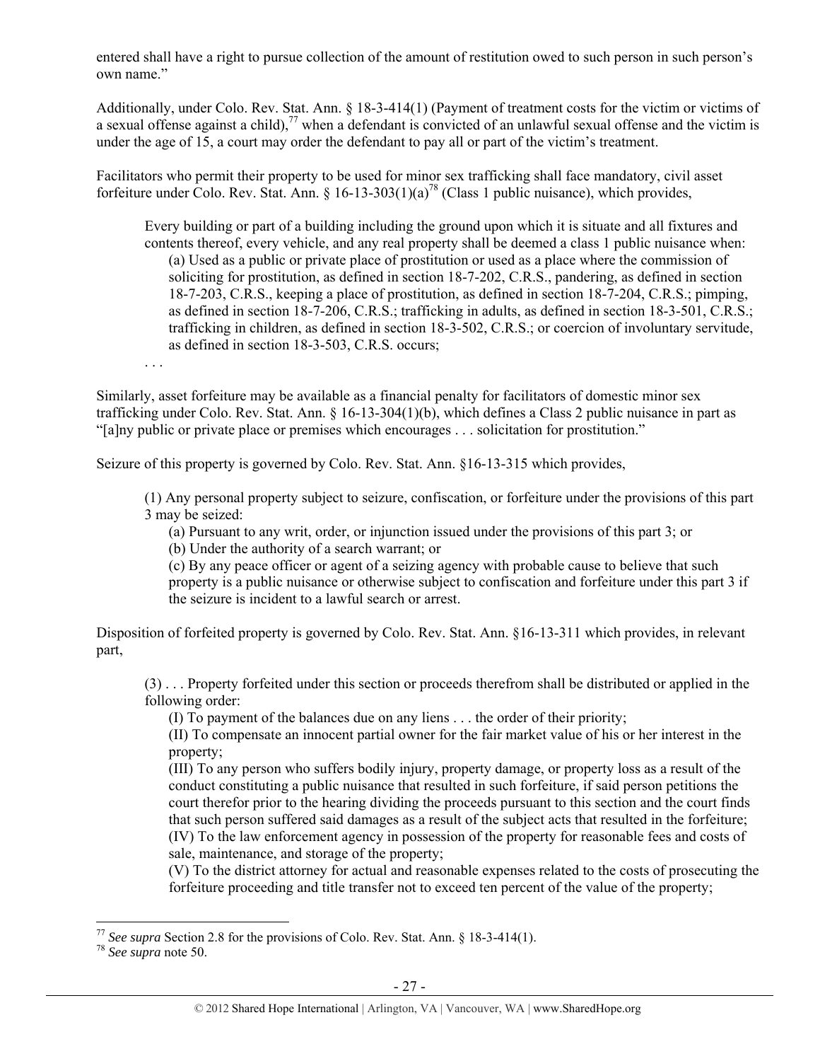entered shall have a right to pursue collection of the amount of restitution owed to such person in such person's own name."

Additionally, under Colo. Rev. Stat. Ann. § 18-3-414(1) (Payment of treatment costs for the victim or victims of a sexual offense against a child),[77] when a defendant is convicted of an unlawful sexual offense and the victim is under the age of 15, a court may order the defendant to pay all or part of the victim's treatment.

Facilitators who permit their property to be used for minor sex trafficking shall face mandatory, civil asset forfeiture under Colo. Rev. Stat. Ann. § 16-13-303(1)(a)[78] (Class 1 public nuisance), which provides,

> Every building or part of a building including the ground upon which it is situate and all fixtures and contents thereof, every vehicle, and any real property shall be deemed a class 1 public nuisance when:
>
> (a) Used as a public or private place of prostitution or used as a place where the commission of soliciting for prostitution, as defined in section 18-7-202, C.R.S., pandering, as defined in section 18-7-203, C.R.S., keeping a place of prostitution, as defined in section 18-7-204, C.R.S.; pimping, as defined in section 18-7-206, C.R.S.; trafficking in adults, as defined in section 18-3-501, C.R.S.; trafficking in children, as defined in section 18-3-502, C.R.S.; or coercion of involuntary servitude, as defined in section 18-3-503, C.R.S. occurs;
>
> . . .

Similarly, asset forfeiture may be available as a financial penalty for facilitators of domestic minor sex trafficking under Colo. Rev. Stat. Ann. § 16-13-304(1)(b), which defines a Class 2 public nuisance in part as "[a]ny public or private place or premises which encourages . . . solicitation for prostitution."

Seizure of this property is governed by Colo. Rev. Stat. Ann. §16-13-315 which provides,

> (1) Any personal property subject to seizure, confiscation, or forfeiture under the provisions of this part 3 may be seized:
>
> (a) Pursuant to any writ, order, or injunction issued under the provisions of this part 3; or
>
> (b) Under the authority of a search warrant; or
>
> (c) By any peace officer or agent of a seizing agency with probable cause to believe that such property is a public nuisance or otherwise subject to confiscation and forfeiture under this part 3 if the seizure is incident to a lawful search or arrest.

Disposition of forfeited property is governed by Colo. Rev. Stat. Ann. §16-13-311 which provides, in relevant part,

> (3) . . . Property forfeited under this section or proceeds therefrom shall be distributed or applied in the following order:
>
> (I) To payment of the balances due on any liens . . . the order of their priority;
>
> (II) To compensate an innocent partial owner for the fair market value of his or her interest in the property;
>
> (III) To any person who suffers bodily injury, property damage, or property loss as a result of the conduct constituting a public nuisance that resulted in such forfeiture, if said person petitions the court therefor prior to the hearing dividing the proceeds pursuant to this section and the court finds that such person suffered said damages as a result of the subject acts that resulted in the forfeiture;
>
> (IV) To the law enforcement agency in possession of the property for reasonable fees and costs of sale, maintenance, and storage of the property;
>
> (V) To the district attorney for actual and reasonable expenses related to the costs of prosecuting the forfeiture proceeding and title transfer not to exceed ten percent of the value of the property;

---

[77] *See supra* Section 2.8 for the provisions of Colo. Rev. Stat. Ann. § 18-3-414(1).

[78] *See supra* note 50.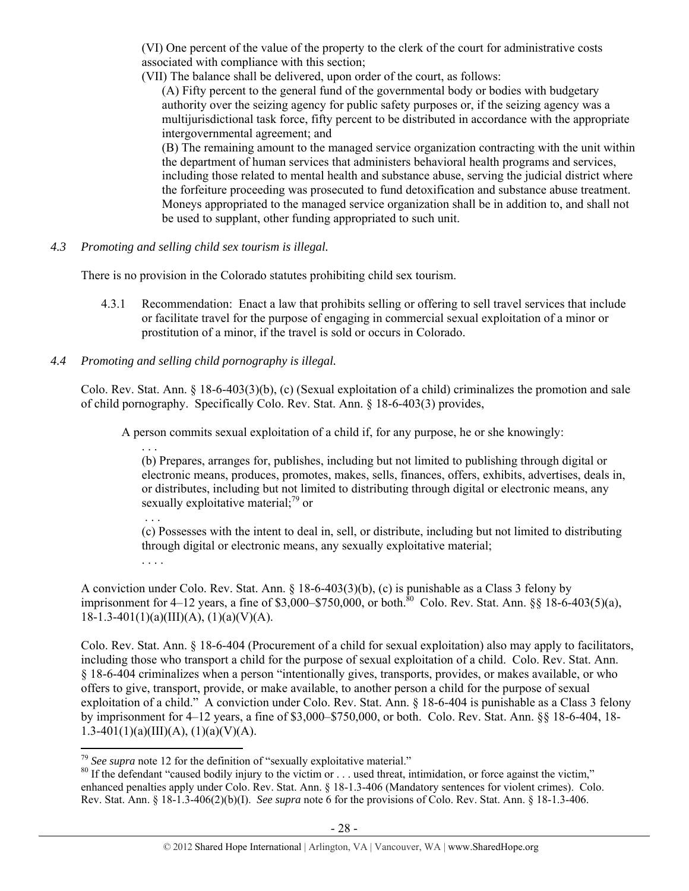(VI) One percent of the value of the property to the clerk of the court for administrative costs associated with compliance with this section;

(VII) The balance shall be delivered, upon order of the court, as follows:

(A) Fifty percent to the general fund of the governmental body or bodies with budgetary authority over the seizing agency for public safety purposes or, if the seizing agency was a multijurisdictional task force, fifty percent to be distributed in accordance with the appropriate intergovernmental agreement; and

(B) The remaining amount to the managed service organization contracting with the unit within the department of human services that administers behavioral health programs and services, including those related to mental health and substance abuse, serving the judicial district where the forfeiture proceeding was prosecuted to fund detoxification and substance abuse treatment. Moneys appropriated to the managed service organization shall be in addition to, and shall not be used to supplant, other funding appropriated to such unit.

*4.3 Promoting and selling child sex tourism is illegal.*

There is no provision in the Colorado statutes prohibiting child sex tourism.

4.3.1 Recommendation: Enact a law that prohibits selling or offering to sell travel services that include or facilitate travel for the purpose of engaging in commercial sexual exploitation of a minor or prostitution of a minor, if the travel is sold or occurs in Colorado.

*4.4 Promoting and selling child pornography is illegal.*

Colo. Rev. Stat. Ann. § 18-6-403(3)(b), (c) (Sexual exploitation of a child) criminalizes the promotion and sale of child pornography. Specifically Colo. Rev. Stat. Ann. § 18-6-403(3) provides,

> A person commits sexual exploitation of a child if, for any purpose, he or she knowingly:
>
> . . .
>
> (b) Prepares, arranges for, publishes, including but not limited to publishing through digital or electronic means, produces, promotes, makes, sells, finances, offers, exhibits, advertises, deals in, or distributes, including but not limited to distributing through digital or electronic means, any sexually exploitative material;[79] or
>
> . . .
>
> (c) Possesses with the intent to deal in, sell, or distribute, including but not limited to distributing through digital or electronic means, any sexually exploitative material;
>
> . . . .

A conviction under Colo. Rev. Stat. Ann. § 18-6-403(3)(b), (c) is punishable as a Class 3 felony by imprisonment for 4–12 years, a fine of $3,000–$750,000, or both.[80] Colo. Rev. Stat. Ann. §§ 18-6-403(5)(a), 18-1.3-401(1)(a)(III)(A), (1)(a)(V)(A).

Colo. Rev. Stat. Ann. § 18-6-404 (Procurement of a child for sexual exploitation) also may apply to facilitators, including those who transport a child for the purpose of sexual exploitation of a child. Colo. Rev. Stat. Ann. § 18-6-404 criminalizes when a person "intentionally gives, transports, provides, or makes available, or who offers to give, transport, provide, or make available, to another person a child for the purpose of sexual exploitation of a child." A conviction under Colo. Rev. Stat. Ann. § 18-6-404 is punishable as a Class 3 felony by imprisonment for 4–12 years, a fine of $3,000–$750,000, or both. Colo. Rev. Stat. Ann. §§ 18-6-404, 18-1.3-401(1)(a)(III)(A), (1)(a)(V)(A).

---

[79] *See supra* note 12 for the definition of "sexually exploitative material."

[80] If the defendant "caused bodily injury to the victim or . . . used threat, intimidation, or force against the victim," enhanced penalties apply under Colo. Rev. Stat. Ann. § 18-1.3-406 (Mandatory sentences for violent crimes). Colo. Rev. Stat. Ann. § 18-1.3-406(2)(b)(I). *See supra* note 6 for the provisions of Colo. Rev. Stat. Ann. § 18-1.3-406.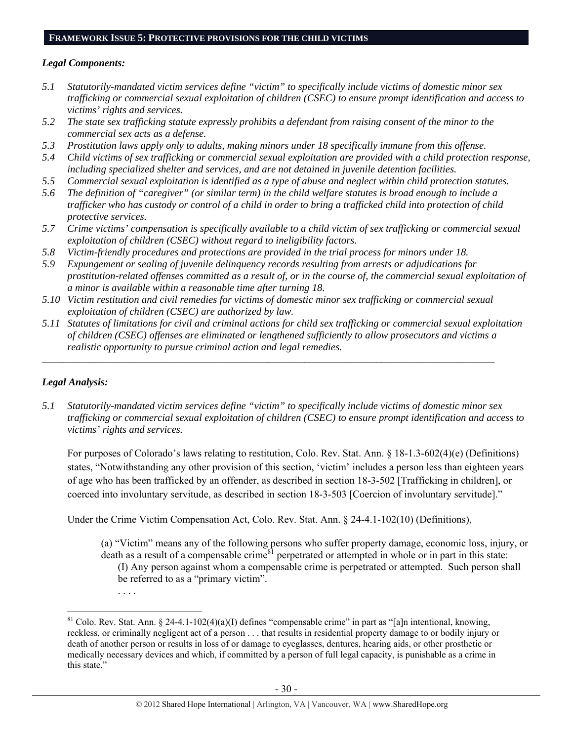## FRAMEWORK ISSUE 5: PROTECTIVE PROVISIONS FOR THE CHILD VICTIMS

### *Legal Components:*

*5.1 Statutorily-mandated victim services define "victim" to specifically include victims of domestic minor sex trafficking or commercial sexual exploitation of children (CSEC) to ensure prompt identification and access to victims' rights and services.*

*5.2 The state sex trafficking statute expressly prohibits a defendant from raising consent of the minor to the commercial sex acts as a defense.*

*5.3 Prostitution laws apply only to adults, making minors under 18 specifically immune from this offense.*

*5.4 Child victims of sex trafficking or commercial sexual exploitation are provided with a child protection response, including specialized shelter and services, and are not detained in juvenile detention facilities.*

*5.5 Commercial sexual exploitation is identified as a type of abuse and neglect within child protection statutes.*

*5.6 The definition of "caregiver" (or similar term) in the child welfare statutes is broad enough to include a trafficker who has custody or control of a child in order to bring a trafficked child into protection of child protective services.*

*5.7 Crime victims' compensation is specifically available to a child victim of sex trafficking or commercial sexual exploitation of children (CSEC) without regard to ineligibility factors.*

*5.8 Victim-friendly procedures and protections are provided in the trial process for minors under 18.*

*5.9 Expungement or sealing of juvenile delinquency records resulting from arrests or adjudications for prostitution-related offenses committed as a result of, or in the course of, the commercial sexual exploitation of a minor is available within a reasonable time after turning 18.*

*5.10 Victim restitution and civil remedies for victims of domestic minor sex trafficking or commercial sexual exploitation of children (CSEC) are authorized by law.*

*5.11 Statutes of limitations for civil and criminal actions for child sex trafficking or commercial sexual exploitation of children (CSEC) offenses are eliminated or lengthened sufficiently to allow prosecutors and victims a realistic opportunity to pursue criminal action and legal remedies.*

---

### *Legal Analysis:*

*5.1 Statutorily-mandated victim services define "victim" to specifically include victims of domestic minor sex trafficking or commercial sexual exploitation of children (CSEC) to ensure prompt identification and access to victims' rights and services.*

For purposes of Colorado's laws relating to restitution, Colo. Rev. Stat. Ann. § 18-1.3-602(4)(e) (Definitions) states, "Notwithstanding any other provision of this section, 'victim' includes a person less than eighteen years of age who has been trafficked by an offender, as described in section 18-3-502 [Trafficking in children], or coerced into involuntary servitude, as described in section 18-3-503 [Coercion of involuntary servitude]."

Under the Crime Victim Compensation Act, Colo. Rev. Stat. Ann. § 24-4.1-102(10) (Definitions),

> (a) "Victim" means any of the following persons who suffer property damage, economic loss, injury, or death as a result of a compensable crime[81] perpetrated or attempted in whole or in part in this state:
>
> (I) Any person against whom a compensable crime is perpetrated or attempted. Such person shall be referred to as a "primary victim".
>
> . . . .

---

[81] Colo. Rev. Stat. Ann. § 24-4.1-102(4)(a)(I) defines "compensable crime" in part as "[a]n intentional, knowing, reckless, or criminally negligent act of a person . . . that results in residential property damage to or bodily injury or death of another person or results in loss of or damage to eyeglasses, dentures, hearing aids, or other prosthetic or medically necessary devices and which, if committed by a person of full legal capacity, is punishable as a crime in this state."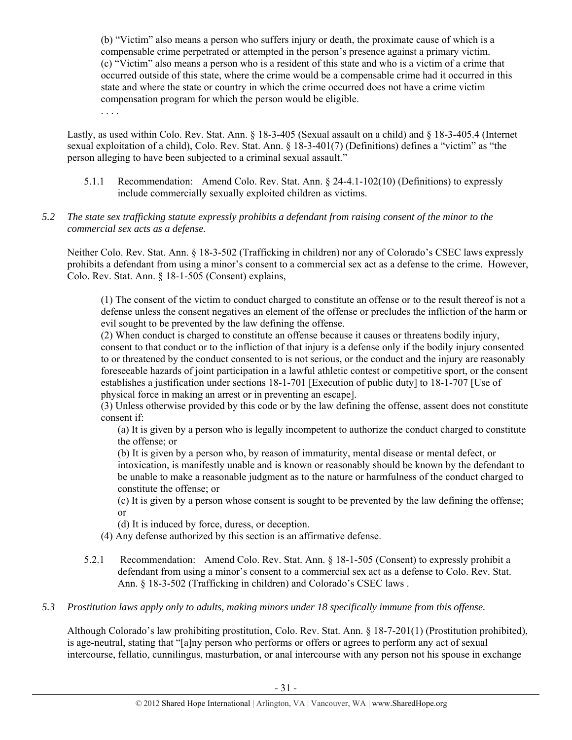(b) "Victim" also means a person who suffers injury or death, the proximate cause of which is a compensable crime perpetrated or attempted in the person's presence against a primary victim.
(c) "Victim" also means a person who is a resident of this state and who is a victim of a crime that occurred outside of this state, where the crime would be a compensable crime had it occurred in this state and where the state or country in which the crime occurred does not have a crime victim compensation program for which the person would be eligible.
. . . .

Lastly, as used within Colo. Rev. Stat. Ann. § 18-3-405 (Sexual assault on a child) and § 18-3-405.4 (Internet sexual exploitation of a child), Colo. Rev. Stat. Ann. § 18-3-401(7) (Definitions) defines a "victim" as "the person alleging to have been subjected to a criminal sexual assault."

5.1.1 Recommendation: Amend Colo. Rev. Stat. Ann. § 24-4.1-102(10) (Definitions) to expressly include commercially sexually exploited children as victims.

*5.2 The state sex trafficking statute expressly prohibits a defendant from raising consent of the minor to the commercial sex acts as a defense.*

Neither Colo. Rev. Stat. Ann. § 18-3-502 (Trafficking in children) nor any of Colorado's CSEC laws expressly prohibits a defendant from using a minor's consent to a commercial sex act as a defense to the crime. However, Colo. Rev. Stat. Ann. § 18-1-505 (Consent) explains,

(1) The consent of the victim to conduct charged to constitute an offense or to the result thereof is not a defense unless the consent negatives an element of the offense or precludes the infliction of the harm or evil sought to be prevented by the law defining the offense.
(2) When conduct is charged to constitute an offense because it causes or threatens bodily injury, consent to that conduct or to the infliction of that injury is a defense only if the bodily injury consented to or threatened by the conduct consented to is not serious, or the conduct and the injury are reasonably foreseeable hazards of joint participation in a lawful athletic contest or competitive sport, or the consent establishes a justification under sections 18-1-701 [Execution of public duty] to 18-1-707 [Use of physical force in making an arrest or in preventing an escape].
(3) Unless otherwise provided by this code or by the law defining the offense, assent does not constitute consent if:
(a) It is given by a person who is legally incompetent to authorize the conduct charged to constitute the offense; or
(b) It is given by a person who, by reason of immaturity, mental disease or mental defect, or intoxication, is manifestly unable and is known or reasonably should be known by the defendant to be unable to make a reasonable judgment as to the nature or harmfulness of the conduct charged to constitute the offense; or
(c) It is given by a person whose consent is sought to be prevented by the law defining the offense; or
(d) It is induced by force, duress, or deception.
(4) Any defense authorized by this section is an affirmative defense.

5.2.1 Recommendation: Amend Colo. Rev. Stat. Ann. § 18-1-505 (Consent) to expressly prohibit a defendant from using a minor's consent to a commercial sex act as a defense to Colo. Rev. Stat. Ann. § 18-3-502 (Trafficking in children) and Colorado's CSEC laws .

*5.3 Prostitution laws apply only to adults, making minors under 18 specifically immune from this offense.*

Although Colorado's law prohibiting prostitution, Colo. Rev. Stat. Ann. § 18-7-201(1) (Prostitution prohibited), is age-neutral, stating that "[a]ny person who performs or offers or agrees to perform any act of sexual intercourse, fellatio, cunnilingus, masturbation, or anal intercourse with any person not his spouse in exchange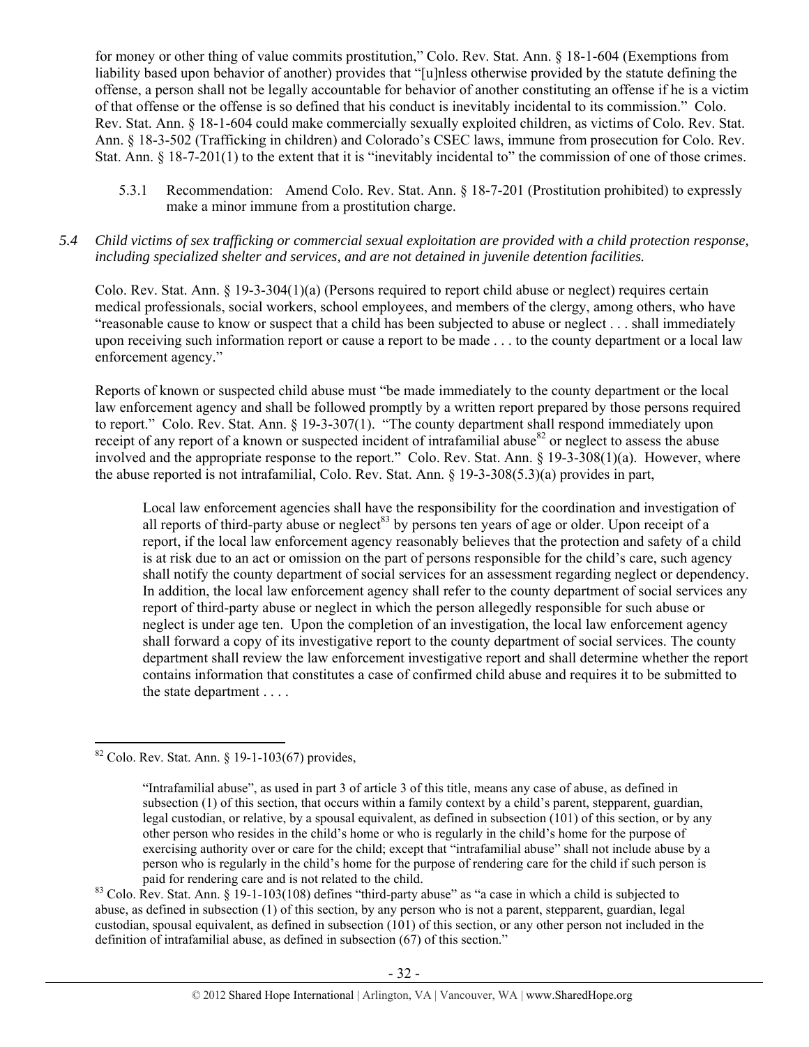for money or other thing of value commits prostitution," Colo. Rev. Stat. Ann. § 18-1-604 (Exemptions from liability based upon behavior of another) provides that "[u]nless otherwise provided by the statute defining the offense, a person shall not be legally accountable for behavior of another constituting an offense if he is a victim of that offense or the offense is so defined that his conduct is inevitably incidental to its commission." Colo. Rev. Stat. Ann. § 18-1-604 could make commercially sexually exploited children, as victims of Colo. Rev. Stat. Ann. § 18-3-502 (Trafficking in children) and Colorado's CSEC laws, immune from prosecution for Colo. Rev. Stat. Ann. § 18-7-201(1) to the extent that it is "inevitably incidental to" the commission of one of those crimes.

5.3.1 Recommendation: Amend Colo. Rev. Stat. Ann. § 18-7-201 (Prostitution prohibited) to expressly make a minor immune from a prostitution charge.

*5.4 Child victims of sex trafficking or commercial sexual exploitation are provided with a child protection response, including specialized shelter and services, and are not detained in juvenile detention facilities.*

Colo. Rev. Stat. Ann. § 19-3-304(1)(a) (Persons required to report child abuse or neglect) requires certain medical professionals, social workers, school employees, and members of the clergy, among others, who have "reasonable cause to know or suspect that a child has been subjected to abuse or neglect . . . shall immediately upon receiving such information report or cause a report to be made . . . to the county department or a local law enforcement agency."

Reports of known or suspected child abuse must "be made immediately to the county department or the local law enforcement agency and shall be followed promptly by a written report prepared by those persons required to report." Colo. Rev. Stat. Ann. § 19-3-307(1). "The county department shall respond immediately upon receipt of any report of a known or suspected incident of intrafamilial abuse[82] or neglect to assess the abuse involved and the appropriate response to the report." Colo. Rev. Stat. Ann. § 19-3-308(1)(a). However, where the abuse reported is not intrafamilial, Colo. Rev. Stat. Ann. § 19-3-308(5.3)(a) provides in part,

> Local law enforcement agencies shall have the responsibility for the coordination and investigation of all reports of third-party abuse or neglect[83] by persons ten years of age or older. Upon receipt of a report, if the local law enforcement agency reasonably believes that the protection and safety of a child is at risk due to an act or omission on the part of persons responsible for the child's care, such agency shall notify the county department of social services for an assessment regarding neglect or dependency. In addition, the local law enforcement agency shall refer to the county department of social services any report of third-party abuse or neglect in which the person allegedly responsible for such abuse or neglect is under age ten. Upon the completion of an investigation, the local law enforcement agency shall forward a copy of its investigative report to the county department of social services. The county department shall review the law enforcement investigative report and shall determine whether the report contains information that constitutes a case of confirmed child abuse and requires it to be submitted to the state department . . . .

---

[82] Colo. Rev. Stat. Ann. § 19-1-103(67) provides,

> "Intrafamilial abuse", as used in part 3 of article 3 of this title, means any case of abuse, as defined in subsection (1) of this section, that occurs within a family context by a child's parent, stepparent, guardian, legal custodian, or relative, by a spousal equivalent, as defined in subsection (101) of this section, or by any other person who resides in the child's home or who is regularly in the child's home for the purpose of exercising authority over or care for the child; except that "intrafamilial abuse" shall not include abuse by a person who is regularly in the child's home for the purpose of rendering care for the child if such person is paid for rendering care and is not related to the child.

[83] Colo. Rev. Stat. Ann. § 19-1-103(108) defines "third-party abuse" as "a case in which a child is subjected to abuse, as defined in subsection (1) of this section, by any person who is not a parent, stepparent, guardian, legal custodian, spousal equivalent, as defined in subsection (101) of this section, or any other person not included in the definition of intrafamilial abuse, as defined in subsection (67) of this section."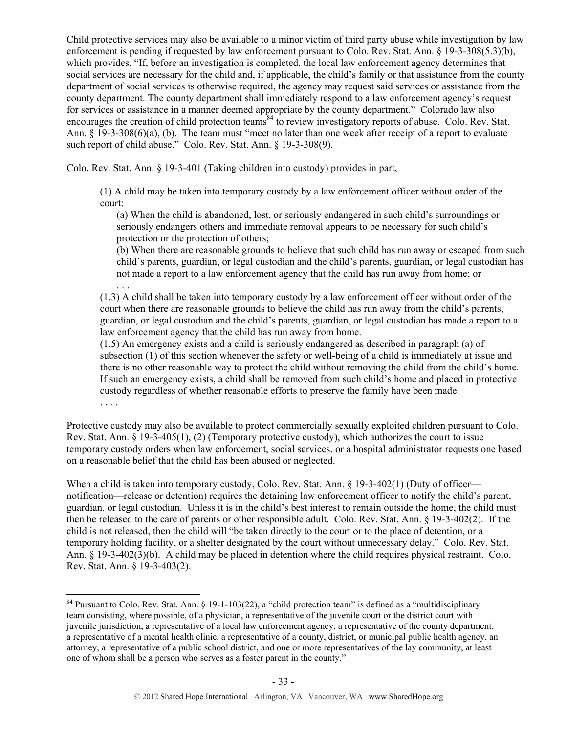Child protective services may also be available to a minor victim of third party abuse while investigation by law enforcement is pending if requested by law enforcement pursuant to Colo. Rev. Stat. Ann. § 19-3-308(5.3)(b), which provides, "If, before an investigation is completed, the local law enforcement agency determines that social services are necessary for the child and, if applicable, the child's family or that assistance from the county department of social services is otherwise required, the agency may request said services or assistance from the county department. The county department shall immediately respond to a law enforcement agency's request for services or assistance in a manner deemed appropriate by the county department." Colorado law also encourages the creation of child protection teams[84] to review investigatory reports of abuse. Colo. Rev. Stat. Ann. § 19-3-308(6)(a), (b). The team must "meet no later than one week after receipt of a report to evaluate such report of child abuse." Colo. Rev. Stat. Ann. § 19-3-308(9).

Colo. Rev. Stat. Ann. § 19-3-401 (Taking children into custody) provides in part,

> (1) A child may be taken into temporary custody by a law enforcement officer without order of the court:
>
> > (a) When the child is abandoned, lost, or seriously endangered in such child's surroundings or seriously endangers others and immediate removal appears to be necessary for such child's protection or the protection of others;
> >
> > (b) When there are reasonable grounds to believe that such child has run away or escaped from such child's parents, guardian, or legal custodian and the child's parents, guardian, or legal custodian has not made a report to a law enforcement agency that the child has run away from home; or
> >
> > . . .
>
> (1.3) A child shall be taken into temporary custody by a law enforcement officer without order of the court when there are reasonable grounds to believe the child has run away from the child's parents, guardian, or legal custodian and the child's parents, guardian, or legal custodian has made a report to a law enforcement agency that the child has run away from home.
>
> (1.5) An emergency exists and a child is seriously endangered as described in paragraph (a) of subsection (1) of this section whenever the safety or well-being of a child is immediately at issue and there is no other reasonable way to protect the child without removing the child from the child's home. If such an emergency exists, a child shall be removed from such child's home and placed in protective custody regardless of whether reasonable efforts to preserve the family have been made.
>
> . . . .

Protective custody may also be available to protect commercially sexually exploited children pursuant to Colo. Rev. Stat. Ann. § 19-3-405(1), (2) (Temporary protective custody), which authorizes the court to issue temporary custody orders when law enforcement, social services, or a hospital administrator requests one based on a reasonable belief that the child has been abused or neglected.

When a child is taken into temporary custody, Colo. Rev. Stat. Ann. § 19-3-402(1) (Duty of officer—notification—release or detention) requires the detaining law enforcement officer to notify the child's parent, guardian, or legal custodian. Unless it is in the child's best interest to remain outside the home, the child must then be released to the care of parents or other responsible adult. Colo. Rev. Stat. Ann. § 19-3-402(2). If the child is not released, then the child will "be taken directly to the court or to the place of detention, or a temporary holding facility, or a shelter designated by the court without unnecessary delay." Colo. Rev. Stat. Ann. § 19-3-402(3)(b). A child may be placed in detention where the child requires physical restraint. Colo. Rev. Stat. Ann. § 19-3-403(2).

---

[84] Pursuant to Colo. Rev. Stat. Ann. § 19-1-103(22), a "child protection team" is defined as a "multidisciplinary team consisting, where possible, of a physician, a representative of the juvenile court or the district court with juvenile jurisdiction, a representative of a local law enforcement agency, a representative of the county department, a representative of a mental health clinic, a representative of a county, district, or municipal public health agency, an attorney, a representative of a public school district, and one or more representatives of the lay community, at least one of whom shall be a person who serves as a foster parent in the county."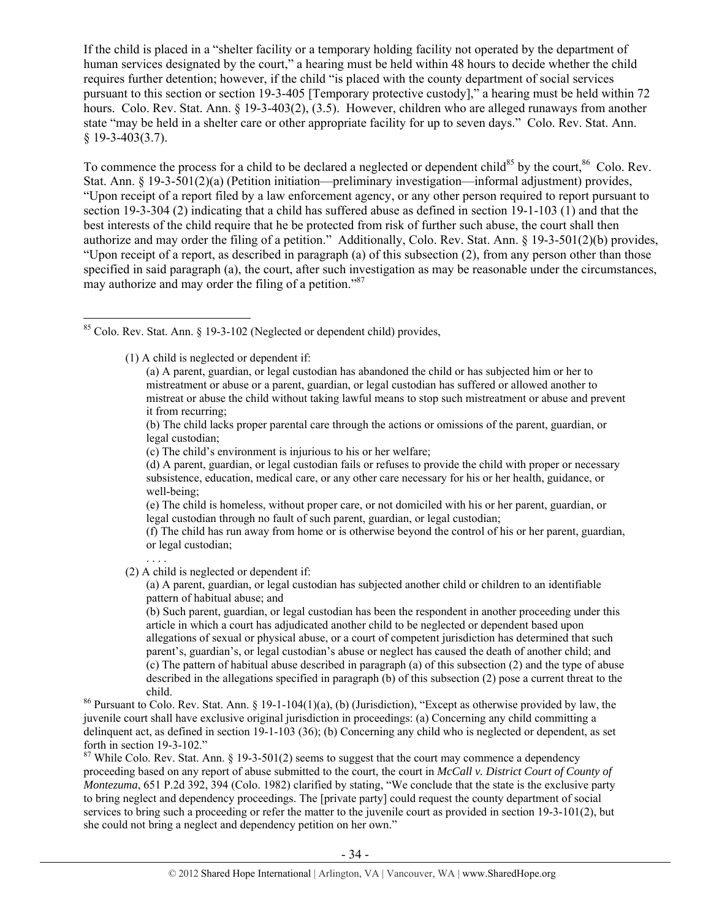If the child is placed in a "shelter facility or a temporary holding facility not operated by the department of human services designated by the court," a hearing must be held within 48 hours to decide whether the child requires further detention; however, if the child "is placed with the county department of social services pursuant to this section or section 19-3-405 [Temporary protective custody]," a hearing must be held within 72 hours. Colo. Rev. Stat. Ann. § 19-3-403(2), (3.5). However, children who are alleged runaways from another state "may be held in a shelter care or other appropriate facility for up to seven days." Colo. Rev. Stat. Ann. § 19-3-403(3.7).

To commence the process for a child to be declared a neglected or dependent child[85] by the court,[86] Colo. Rev. Stat. Ann. § 19-3-501(2)(a) (Petition initiation—preliminary investigation—informal adjustment) provides, "Upon receipt of a report filed by a law enforcement agency, or any other person required to report pursuant to section 19-3-304 (2) indicating that a child has suffered abuse as defined in section 19-1-103 (1) and that the best interests of the child require that he be protected from risk of further such abuse, the court shall then authorize and may order the filing of a petition." Additionally, Colo. Rev. Stat. Ann. § 19-3-501(2)(b) provides, "Upon receipt of a report, as described in paragraph (a) of this subsection (2), from any person other than those specified in said paragraph (a), the court, after such investigation as may be reasonable under the circumstances, may authorize and may order the filing of a petition."[87]

---

[85] Colo. Rev. Stat. Ann. § 19-3-102 (Neglected or dependent child) provides,

> (1) A child is neglected or dependent if:
>
> > (a) A parent, guardian, or legal custodian has abandoned the child or has subjected him or her to mistreatment or abuse or a parent, guardian, or legal custodian has suffered or allowed another to mistreat or abuse the child without taking lawful means to stop such mistreatment or abuse and prevent it from recurring;
> >
> > (b) The child lacks proper parental care through the actions or omissions of the parent, guardian, or legal custodian;
> >
> > (c) The child's environment is injurious to his or her welfare;
> >
> > (d) A parent, guardian, or legal custodian fails or refuses to provide the child with proper or necessary subsistence, education, medical care, or any other care necessary for his or her health, guidance, or well-being;
> >
> > (e) The child is homeless, without proper care, or not domiciled with his or her parent, guardian, or legal custodian through no fault of such parent, guardian, or legal custodian;
> >
> > (f) The child has run away from home or is otherwise beyond the control of his or her parent, guardian, or legal custodian;
> >
> > . . . .
>
> (2) A child is neglected or dependent if:
>
> > (a) A parent, guardian, or legal custodian has subjected another child or children to an identifiable pattern of habitual abuse; and
> >
> > (b) Such parent, guardian, or legal custodian has been the respondent in another proceeding under this article in which a court has adjudicated another child to be neglected or dependent based upon allegations of sexual or physical abuse, or a court of competent jurisdiction has determined that such parent's, guardian's, or legal custodian's abuse or neglect has caused the death of another child; and
> >
> > (c) The pattern of habitual abuse described in paragraph (a) of this subsection (2) and the type of abuse described in the allegations specified in paragraph (b) of this subsection (2) pose a current threat to the child.

[86] Pursuant to Colo. Rev. Stat. Ann. § 19-1-104(1)(a), (b) (Jurisdiction), "Except as otherwise provided by law, the juvenile court shall have exclusive original jurisdiction in proceedings: (a) Concerning any child committing a delinquent act, as defined in section 19-1-103 (36); (b) Concerning any child who is neglected or dependent, as set forth in section 19-3-102."

[87] While Colo. Rev. Stat. Ann. § 19-3-501(2) seems to suggest that the court may commence a dependency proceeding based on any report of abuse submitted to the court, the court in *McCall v. District Court of County of Montezuma*, 651 P.2d 392, 394 (Colo. 1982) clarified by stating, "We conclude that the state is the exclusive party to bring neglect and dependency proceedings. The [private party] could request the county department of social services to bring such a proceeding or refer the matter to the juvenile court as provided in section 19-3-101(2), but she could not bring a neglect and dependency petition on her own."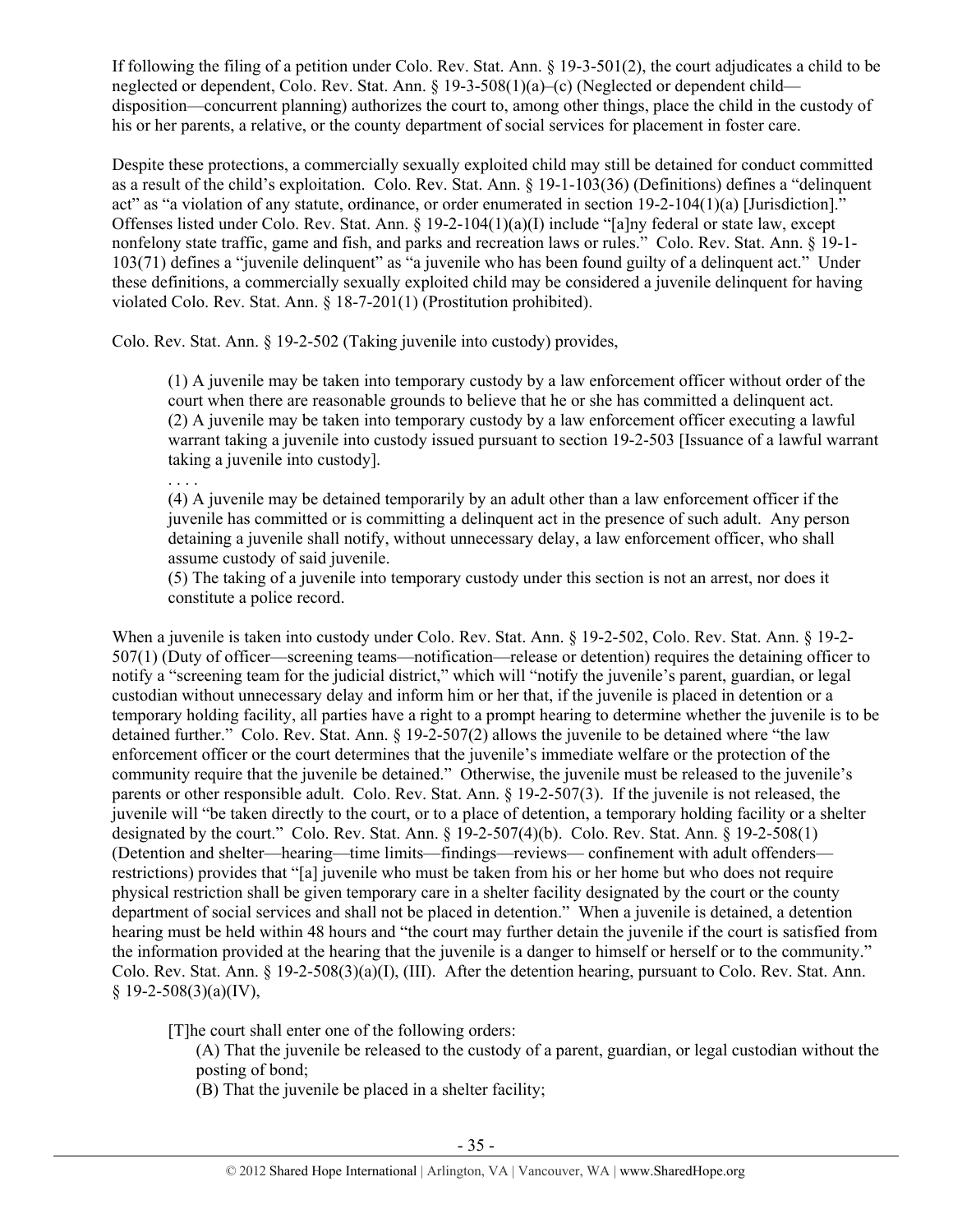If following the filing of a petition under Colo. Rev. Stat. Ann. § 19-3-501(2), the court adjudicates a child to be neglected or dependent, Colo. Rev. Stat. Ann. § 19-3-508(1)(a)–(c) (Neglected or dependent child—disposition—concurrent planning) authorizes the court to, among other things, place the child in the custody of his or her parents, a relative, or the county department of social services for placement in foster care.

Despite these protections, a commercially sexually exploited child may still be detained for conduct committed as a result of the child's exploitation. Colo. Rev. Stat. Ann. § 19-1-103(36) (Definitions) defines a "delinquent act" as "a violation of any statute, ordinance, or order enumerated in section 19-2-104(1)(a) [Jurisdiction]." Offenses listed under Colo. Rev. Stat. Ann. § 19-2-104(1)(a)(I) include "[a]ny federal or state law, except nonfelony state traffic, game and fish, and parks and recreation laws or rules." Colo. Rev. Stat. Ann. § 19-1-103(71) defines a "juvenile delinquent" as "a juvenile who has been found guilty of a delinquent act." Under these definitions, a commercially sexually exploited child may be considered a juvenile delinquent for having violated Colo. Rev. Stat. Ann. § 18-7-201(1) (Prostitution prohibited).

Colo. Rev. Stat. Ann. § 19-2-502 (Taking juvenile into custody) provides,

> (1) A juvenile may be taken into temporary custody by a law enforcement officer without order of the court when there are reasonable grounds to believe that he or she has committed a delinquent act.
> (2) A juvenile may be taken into temporary custody by a law enforcement officer executing a lawful warrant taking a juvenile into custody issued pursuant to section 19-2-503 [Issuance of a lawful warrant taking a juvenile into custody].
> . . . .
> (4) A juvenile may be detained temporarily by an adult other than a law enforcement officer if the juvenile has committed or is committing a delinquent act in the presence of such adult. Any person detaining a juvenile shall notify, without unnecessary delay, a law enforcement officer, who shall assume custody of said juvenile.
> (5) The taking of a juvenile into temporary custody under this section is not an arrest, nor does it constitute a police record.

When a juvenile is taken into custody under Colo. Rev. Stat. Ann. § 19-2-502, Colo. Rev. Stat. Ann. § 19-2-507(1) (Duty of officer—screening teams—notification—release or detention) requires the detaining officer to notify a "screening team for the judicial district," which will "notify the juvenile's parent, guardian, or legal custodian without unnecessary delay and inform him or her that, if the juvenile is placed in detention or a temporary holding facility, all parties have a right to a prompt hearing to determine whether the juvenile is to be detained further." Colo. Rev. Stat. Ann. § 19-2-507(2) allows the juvenile to be detained where "the law enforcement officer or the court determines that the juvenile's immediate welfare or the protection of the community require that the juvenile be detained." Otherwise, the juvenile must be released to the juvenile's parents or other responsible adult. Colo. Rev. Stat. Ann. § 19-2-507(3). If the juvenile is not released, the juvenile will "be taken directly to the court, or to a place of detention, a temporary holding facility or a shelter designated by the court." Colo. Rev. Stat. Ann. § 19-2-507(4)(b). Colo. Rev. Stat. Ann. § 19-2-508(1) (Detention and shelter—hearing—time limits—findings—reviews— confinement with adult offenders—restrictions) provides that "[a] juvenile who must be taken from his or her home but who does not require physical restriction shall be given temporary care in a shelter facility designated by the court or the county department of social services and shall not be placed in detention." When a juvenile is detained, a detention hearing must be held within 48 hours and "the court may further detain the juvenile if the court is satisfied from the information provided at the hearing that the juvenile is a danger to himself or herself or to the community." Colo. Rev. Stat. Ann. § 19-2-508(3)(a)(I), (III). After the detention hearing, pursuant to Colo. Rev. Stat. Ann. § 19-2-508(3)(a)(IV),

> [T]he court shall enter one of the following orders:
> (A) That the juvenile be released to the custody of a parent, guardian, or legal custodian without the posting of bond;
> (B) That the juvenile be placed in a shelter facility;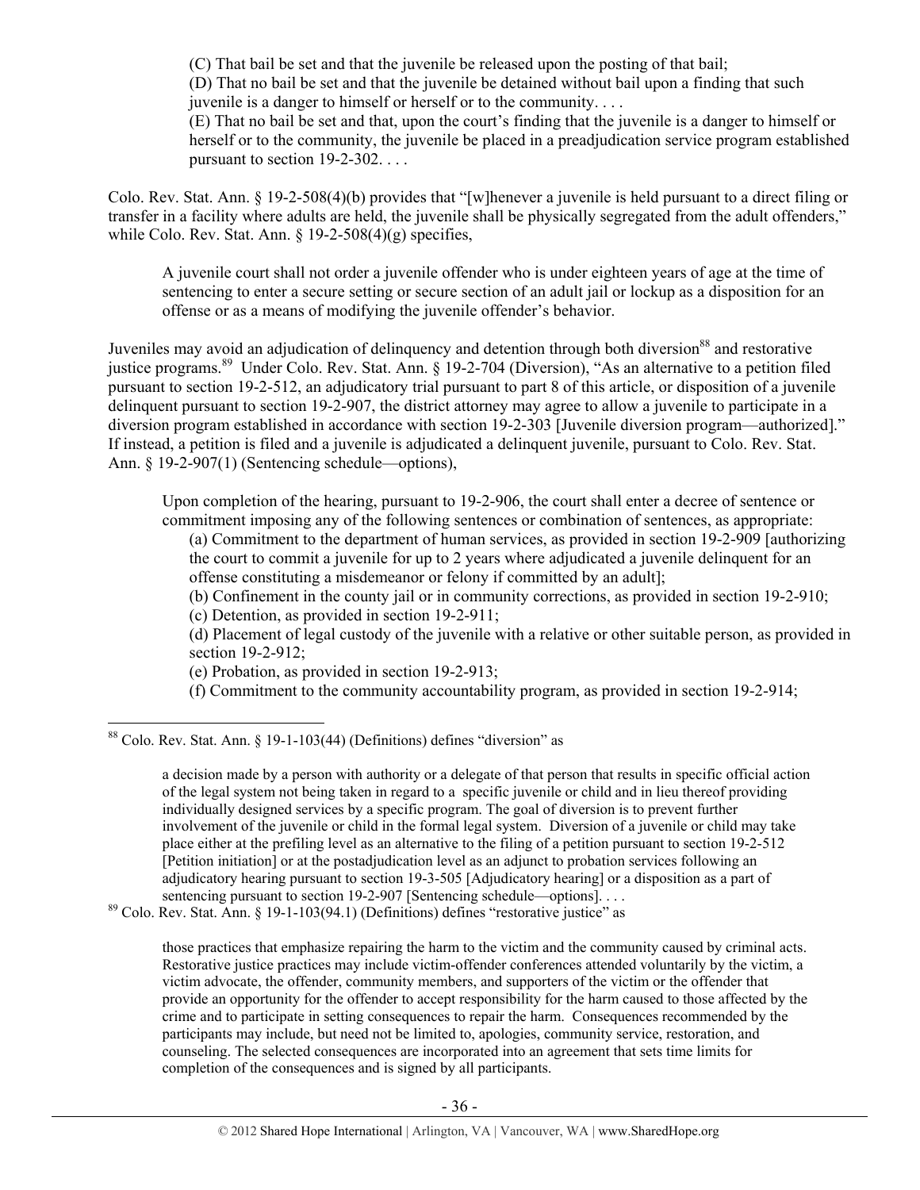> (C) That bail be set and that the juvenile be released upon the posting of that bail;
> (D) That no bail be set and that the juvenile be detained without bail upon a finding that such juvenile is a danger to himself or herself or to the community. . . .
> (E) That no bail be set and that, upon the court's finding that the juvenile is a danger to himself or herself or to the community, the juvenile be placed in a preadjudication service program established pursuant to section 19-2-302. . . .

Colo. Rev. Stat. Ann. § 19-2-508(4)(b) provides that "[w]henever a juvenile is held pursuant to a direct filing or transfer in a facility where adults are held, the juvenile shall be physically segregated from the adult offenders," while Colo. Rev. Stat. Ann. § 19-2-508(4)(g) specifies,

> A juvenile court shall not order a juvenile offender who is under eighteen years of age at the time of sentencing to enter a secure setting or secure section of an adult jail or lockup as a disposition for an offense or as a means of modifying the juvenile offender's behavior.

Juveniles may avoid an adjudication of delinquency and detention through both diversion[88] and restorative justice programs.[89] Under Colo. Rev. Stat. Ann. § 19-2-704 (Diversion), "As an alternative to a petition filed pursuant to section 19-2-512, an adjudicatory trial pursuant to part 8 of this article, or disposition of a juvenile delinquent pursuant to section 19-2-907, the district attorney may agree to allow a juvenile to participate in a diversion program established in accordance with section 19-2-303 [Juvenile diversion program—authorized]." If instead, a petition is filed and a juvenile is adjudicated a delinquent juvenile, pursuant to Colo. Rev. Stat. Ann. § 19-2-907(1) (Sentencing schedule—options),

> Upon completion of the hearing, pursuant to 19-2-906, the court shall enter a decree of sentence or commitment imposing any of the following sentences or combination of sentences, as appropriate:
> (a) Commitment to the department of human services, as provided in section 19-2-909 [authorizing the court to commit a juvenile for up to 2 years where adjudicated a juvenile delinquent for an offense constituting a misdemeanor or felony if committed by an adult];
> (b) Confinement in the county jail or in community corrections, as provided in section 19-2-910;
> (c) Detention, as provided in section 19-2-911;
> (d) Placement of legal custody of the juvenile with a relative or other suitable person, as provided in section 19-2-912;
> (e) Probation, as provided in section 19-2-913;
> (f) Commitment to the community accountability program, as provided in section 19-2-914;

---

[88] Colo. Rev. Stat. Ann. § 19-1-103(44) (Definitions) defines "diversion" as

> a decision made by a person with authority or a delegate of that person that results in specific official action of the legal system not being taken in regard to a specific juvenile or child and in lieu thereof providing individually designed services by a specific program. The goal of diversion is to prevent further involvement of the juvenile or child in the formal legal system. Diversion of a juvenile or child may take place either at the prefiling level as an alternative to the filing of a petition pursuant to section 19-2-512 [Petition initiation] or at the postadjudication level as an adjunct to probation services following an adjudicatory hearing pursuant to section 19-3-505 [Adjudicatory hearing] or a disposition as a part of sentencing pursuant to section 19-2-907 [Sentencing schedule—options]. . . .

[89] Colo. Rev. Stat. Ann. § 19-1-103(94.1) (Definitions) defines "restorative justice" as

> those practices that emphasize repairing the harm to the victim and the community caused by criminal acts. Restorative justice practices may include victim-offender conferences attended voluntarily by the victim, a victim advocate, the offender, community members, and supporters of the victim or the offender that provide an opportunity for the offender to accept responsibility for the harm caused to those affected by the crime and to participate in setting consequences to repair the harm. Consequences recommended by the participants may include, but need not be limited to, apologies, community service, restoration, and counseling. The selected consequences are incorporated into an agreement that sets time limits for completion of the consequences and is signed by all participants.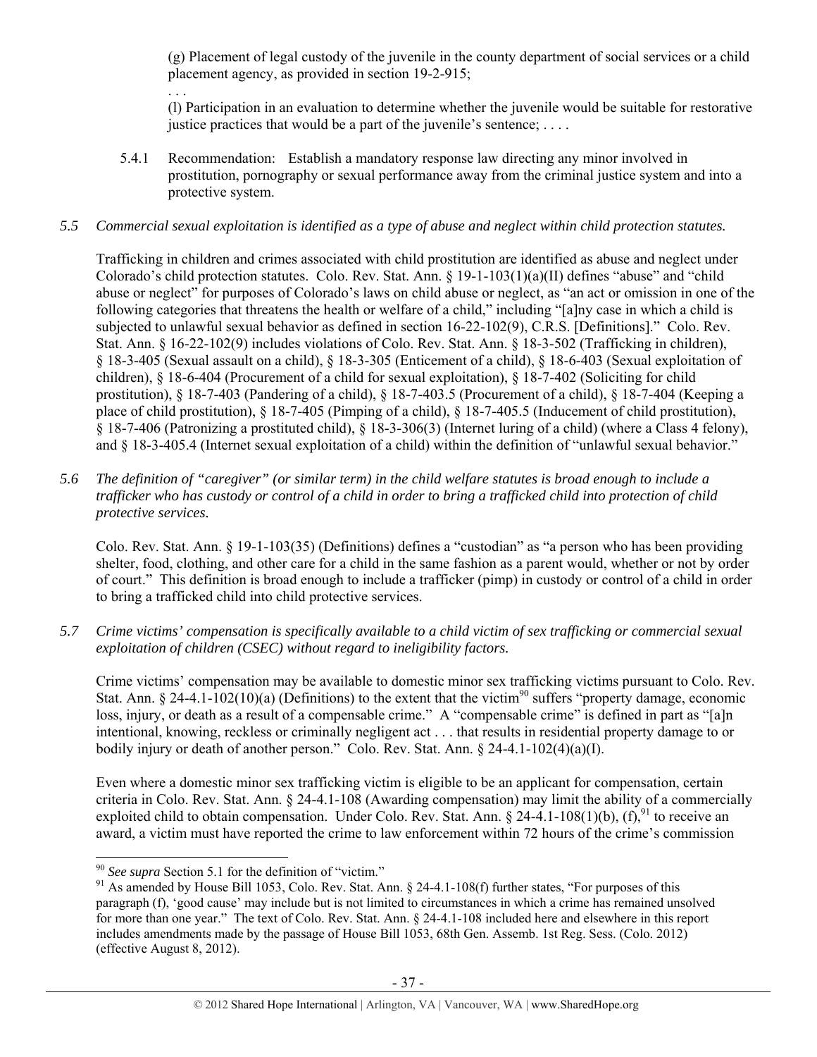(g) Placement of legal custody of the juvenile in the county department of social services or a child placement agency, as provided in section 19-2-915;

. . .

(l) Participation in an evaluation to determine whether the juvenile would be suitable for restorative justice practices that would be a part of the juvenile's sentence; . . . .

5.4.1 Recommendation: Establish a mandatory response law directing any minor involved in prostitution, pornography or sexual performance away from the criminal justice system and into a protective system.

*5.5 Commercial sexual exploitation is identified as a type of abuse and neglect within child protection statutes.*

Trafficking in children and crimes associated with child prostitution are identified as abuse and neglect under Colorado's child protection statutes. Colo. Rev. Stat. Ann. § 19-1-103(1)(a)(II) defines "abuse" and "child abuse or neglect" for purposes of Colorado's laws on child abuse or neglect, as "an act or omission in one of the following categories that threatens the health or welfare of a child," including "[a]ny case in which a child is subjected to unlawful sexual behavior as defined in section 16-22-102(9), C.R.S. [Definitions]." Colo. Rev. Stat. Ann. § 16-22-102(9) includes violations of Colo. Rev. Stat. Ann. § 18-3-502 (Trafficking in children), § 18-3-405 (Sexual assault on a child), § 18-3-305 (Enticement of a child), § 18-6-403 (Sexual exploitation of children), § 18-6-404 (Procurement of a child for sexual exploitation), § 18-7-402 (Soliciting for child prostitution), § 18-7-403 (Pandering of a child), § 18-7-403.5 (Procurement of a child), § 18-7-404 (Keeping a place of child prostitution), § 18-7-405 (Pimping of a child), § 18-7-405.5 (Inducement of child prostitution), § 18-7-406 (Patronizing a prostituted child), § 18-3-306(3) (Internet luring of a child) (where a Class 4 felony), and § 18-3-405.4 (Internet sexual exploitation of a child) within the definition of "unlawful sexual behavior."

*5.6 The definition of "caregiver" (or similar term) in the child welfare statutes is broad enough to include a trafficker who has custody or control of a child in order to bring a trafficked child into protection of child protective services.*

Colo. Rev. Stat. Ann. § 19-1-103(35) (Definitions) defines a "custodian" as "a person who has been providing shelter, food, clothing, and other care for a child in the same fashion as a parent would, whether or not by order of court." This definition is broad enough to include a trafficker (pimp) in custody or control of a child in order to bring a trafficked child into child protective services.

*5.7 Crime victims' compensation is specifically available to a child victim of sex trafficking or commercial sexual exploitation of children (CSEC) without regard to ineligibility factors.*

Crime victims' compensation may be available to domestic minor sex trafficking victims pursuant to Colo. Rev. Stat. Ann. § 24-4.1-102(10)(a) (Definitions) to the extent that the victim[90] suffers "property damage, economic loss, injury, or death as a result of a compensable crime." A "compensable crime" is defined in part as "[a]n intentional, knowing, reckless or criminally negligent act . . . that results in residential property damage to or bodily injury or death of another person." Colo. Rev. Stat. Ann. § 24-4.1-102(4)(a)(I).

Even where a domestic minor sex trafficking victim is eligible to be an applicant for compensation, certain criteria in Colo. Rev. Stat. Ann. § 24-4.1-108 (Awarding compensation) may limit the ability of a commercially exploited child to obtain compensation. Under Colo. Rev. Stat. Ann. § 24-4.1-108(1)(b), (f),[91] to receive an award, a victim must have reported the crime to law enforcement within 72 hours of the crime's commission

---

[90] *See supra* Section 5.1 for the definition of "victim."

[91] As amended by House Bill 1053, Colo. Rev. Stat. Ann. § 24-4.1-108(f) further states, "For purposes of this paragraph (f), 'good cause' may include but is not limited to circumstances in which a crime has remained unsolved for more than one year." The text of Colo. Rev. Stat. Ann. § 24-4.1-108 included here and elsewhere in this report includes amendments made by the passage of House Bill 1053, 68th Gen. Assemb. 1st Reg. Sess. (Colo. 2012) (effective August 8, 2012).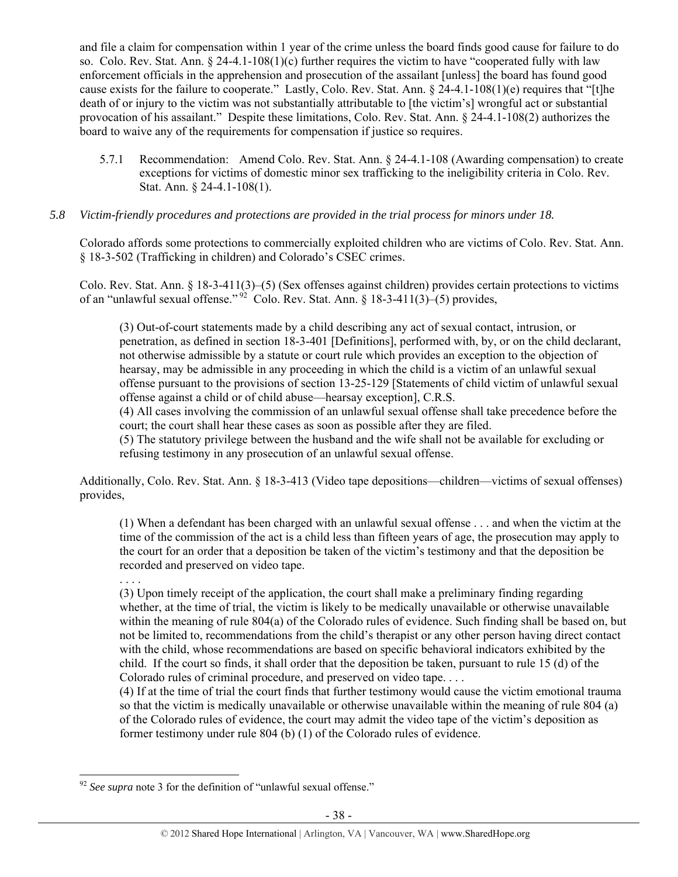and file a claim for compensation within 1 year of the crime unless the board finds good cause for failure to do so. Colo. Rev. Stat. Ann. § 24-4.1-108(1)(c) further requires the victim to have "cooperated fully with law enforcement officials in the apprehension and prosecution of the assailant [unless] the board has found good cause exists for the failure to cooperate." Lastly, Colo. Rev. Stat. Ann. § 24-4.1-108(1)(e) requires that "[t]he death of or injury to the victim was not substantially attributable to [the victim's] wrongful act or substantial provocation of his assailant." Despite these limitations, Colo. Rev. Stat. Ann. § 24-4.1-108(2) authorizes the board to waive any of the requirements for compensation if justice so requires.

5.7.1 Recommendation: Amend Colo. Rev. Stat. Ann. § 24-4.1-108 (Awarding compensation) to create exceptions for victims of domestic minor sex trafficking to the ineligibility criteria in Colo. Rev. Stat. Ann. § 24-4.1-108(1).

*5.8 Victim-friendly procedures and protections are provided in the trial process for minors under 18.*

Colorado affords some protections to commercially exploited children who are victims of Colo. Rev. Stat. Ann. § 18-3-502 (Trafficking in children) and Colorado's CSEC crimes.

Colo. Rev. Stat. Ann. § 18-3-411(3)–(5) (Sex offenses against children) provides certain protections to victims of an "unlawful sexual offense."[92] Colo. Rev. Stat. Ann. § 18-3-411(3)–(5) provides,

> (3) Out-of-court statements made by a child describing any act of sexual contact, intrusion, or penetration, as defined in section 18-3-401 [Definitions], performed with, by, or on the child declarant, not otherwise admissible by a statute or court rule which provides an exception to the objection of hearsay, may be admissible in any proceeding in which the child is a victim of an unlawful sexual offense pursuant to the provisions of section 13-25-129 [Statements of child victim of unlawful sexual offense against a child or of child abuse—hearsay exception], C.R.S.
> (4) All cases involving the commission of an unlawful sexual offense shall take precedence before the court; the court shall hear these cases as soon as possible after they are filed.
> (5) The statutory privilege between the husband and the wife shall not be available for excluding or refusing testimony in any prosecution of an unlawful sexual offense.

Additionally, Colo. Rev. Stat. Ann. § 18-3-413 (Video tape depositions—children—victims of sexual offenses) provides,

> (1) When a defendant has been charged with an unlawful sexual offense . . . and when the victim at the time of the commission of the act is a child less than fifteen years of age, the prosecution may apply to the court for an order that a deposition be taken of the victim's testimony and that the deposition be recorded and preserved on video tape.
> . . . .
> (3) Upon timely receipt of the application, the court shall make a preliminary finding regarding whether, at the time of trial, the victim is likely to be medically unavailable or otherwise unavailable within the meaning of rule 804(a) of the Colorado rules of evidence. Such finding shall be based on, but not be limited to, recommendations from the child's therapist or any other person having direct contact with the child, whose recommendations are based on specific behavioral indicators exhibited by the child. If the court so finds, it shall order that the deposition be taken, pursuant to rule 15 (d) of the Colorado rules of criminal procedure, and preserved on video tape. . . .
> (4) If at the time of trial the court finds that further testimony would cause the victim emotional trauma so that the victim is medically unavailable or otherwise unavailable within the meaning of rule 804 (a) of the Colorado rules of evidence, the court may admit the video tape of the victim's deposition as former testimony under rule 804 (b) (1) of the Colorado rules of evidence.

---

[92] *See supra* note 3 for the definition of "unlawful sexual offense."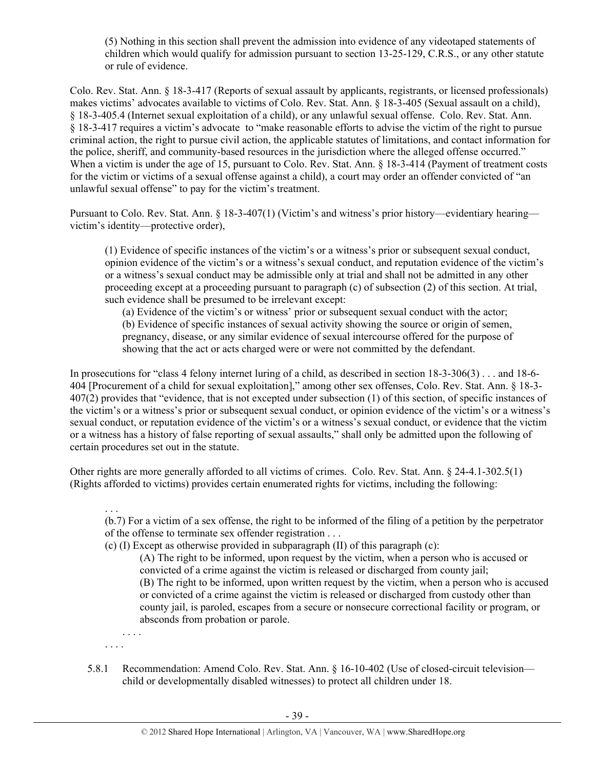(5) Nothing in this section shall prevent the admission into evidence of any videotaped statements of children which would qualify for admission pursuant to section 13-25-129, C.R.S., or any other statute or rule of evidence.

Colo. Rev. Stat. Ann. § 18-3-417 (Reports of sexual assault by applicants, registrants, or licensed professionals) makes victims' advocates available to victims of Colo. Rev. Stat. Ann. § 18-3-405 (Sexual assault on a child), § 18-3-405.4 (Internet sexual exploitation of a child), or any unlawful sexual offense. Colo. Rev. Stat. Ann. § 18-3-417 requires a victim's advocate to "make reasonable efforts to advise the victim of the right to pursue criminal action, the right to pursue civil action, the applicable statutes of limitations, and contact information for the police, sheriff, and community-based resources in the jurisdiction where the alleged offense occurred." When a victim is under the age of 15, pursuant to Colo. Rev. Stat. Ann. § 18-3-414 (Payment of treatment costs for the victim or victims of a sexual offense against a child), a court may order an offender convicted of "an unlawful sexual offense" to pay for the victim's treatment.

Pursuant to Colo. Rev. Stat. Ann. § 18-3-407(1) (Victim's and witness's prior history—evidentiary hearing—victim's identity—protective order),

> (1) Evidence of specific instances of the victim's or a witness's prior or subsequent sexual conduct, opinion evidence of the victim's or a witness's sexual conduct, and reputation evidence of the victim's or a witness's sexual conduct may be admissible only at trial and shall not be admitted in any other proceeding except at a proceeding pursuant to paragraph (c) of subsection (2) of this section. At trial, such evidence shall be presumed to be irrelevant except:
>
> (a) Evidence of the victim's or witness' prior or subsequent sexual conduct with the actor;
>
> (b) Evidence of specific instances of sexual activity showing the source or origin of semen, pregnancy, disease, or any similar evidence of sexual intercourse offered for the purpose of showing that the act or acts charged were or were not committed by the defendant.

In prosecutions for "class 4 felony internet luring of a child, as described in section 18-3-306(3) . . . and 18-6-404 [Procurement of a child for sexual exploitation]," among other sex offenses, Colo. Rev. Stat. Ann. § 18-3-407(2) provides that "evidence, that is not excepted under subsection (1) of this section, of specific instances of the victim's or a witness's prior or subsequent sexual conduct, or opinion evidence of the victim's or a witness's sexual conduct, or reputation evidence of the victim's or a witness's sexual conduct, or evidence that the victim or a witness has a history of false reporting of sexual assaults," shall only be admitted upon the following of certain procedures set out in the statute.

Other rights are more generally afforded to all victims of crimes. Colo. Rev. Stat. Ann. § 24-4.1-302.5(1) (Rights afforded to victims) provides certain enumerated rights for victims, including the following:

> . . .
>
> (b.7) For a victim of a sex offense, the right to be informed of the filing of a petition by the perpetrator of the offense to terminate sex offender registration . . .
>
> (c) (I) Except as otherwise provided in subparagraph (II) of this paragraph (c):
>
> (A) The right to be informed, upon request by the victim, when a person who is accused or convicted of a crime against the victim is released or discharged from county jail;
>
> (B) The right to be informed, upon written request by the victim, when a person who is accused or convicted of a crime against the victim is released or discharged from custody other than county jail, is paroled, escapes from a secure or nonsecure correctional facility or program, or absconds from probation or parole.
>
> . . . .
>
> . . . .

5.8.1 Recommendation: Amend Colo. Rev. Stat. Ann. § 16-10-402 (Use of closed-circuit television—child or developmentally disabled witnesses) to protect all children under 18.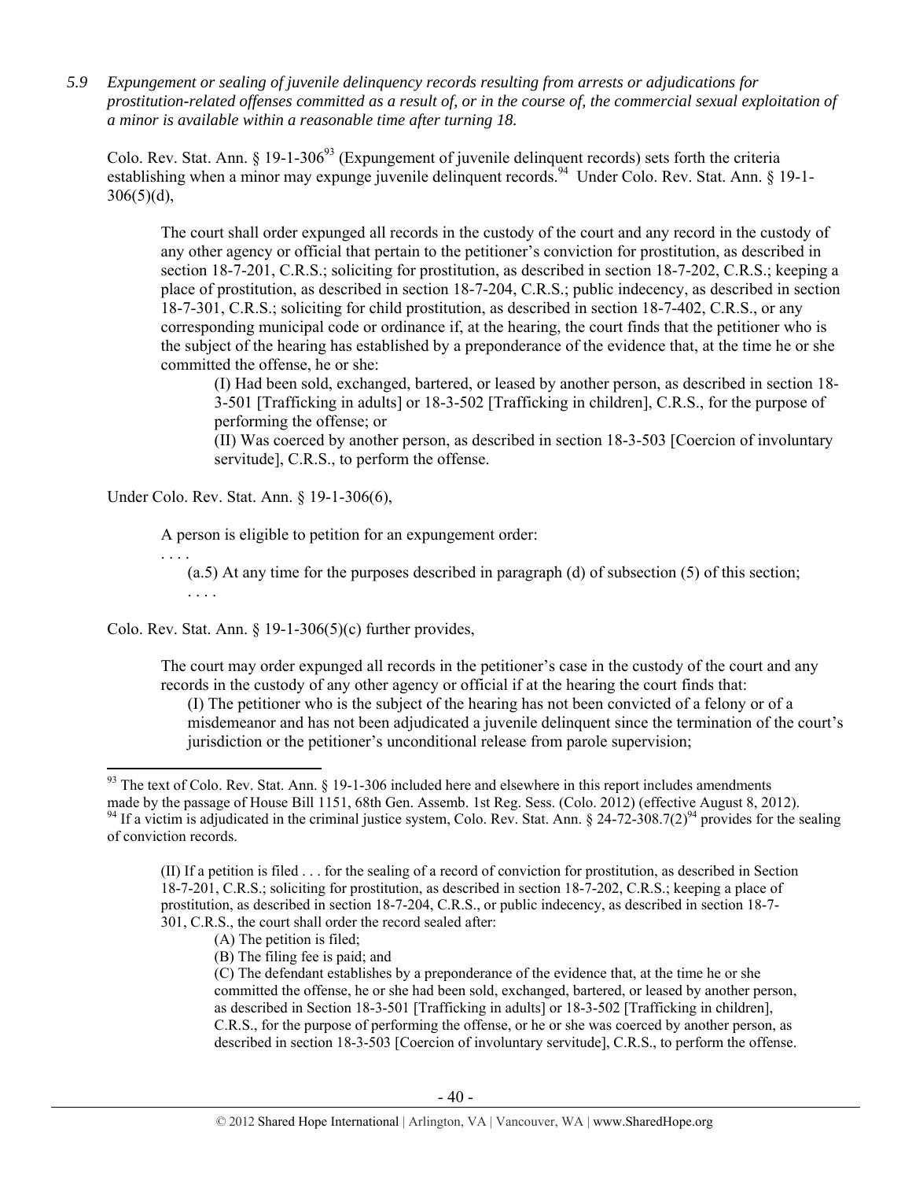*5.9 Expungement or sealing of juvenile delinquency records resulting from arrests or adjudications for prostitution-related offenses committed as a result of, or in the course of, the commercial sexual exploitation of a minor is available within a reasonable time after turning 18.*

Colo. Rev. Stat. Ann. § 19-1-306[93] (Expungement of juvenile delinquent records) sets forth the criteria establishing when a minor may expunge juvenile delinquent records.[94] Under Colo. Rev. Stat. Ann. § 19-1-306(5)(d),

> The court shall order expunged all records in the custody of the court and any record in the custody of any other agency or official that pertain to the petitioner's conviction for prostitution, as described in section 18-7-201, C.R.S.; soliciting for prostitution, as described in section 18-7-202, C.R.S.; keeping a place of prostitution, as described in section 18-7-204, C.R.S.; public indecency, as described in section 18-7-301, C.R.S.; soliciting for child prostitution, as described in section 18-7-402, C.R.S., or any corresponding municipal code or ordinance if, at the hearing, the court finds that the petitioner who is the subject of the hearing has established by a preponderance of the evidence that, at the time he or she committed the offense, he or she:
>
> (I) Had been sold, exchanged, bartered, or leased by another person, as described in section 18-3-501 [Trafficking in adults] or 18-3-502 [Trafficking in children], C.R.S., for the purpose of performing the offense; or
>
> (II) Was coerced by another person, as described in section 18-3-503 [Coercion of involuntary servitude], C.R.S., to perform the offense.

Under Colo. Rev. Stat. Ann. § 19-1-306(6),

> A person is eligible to petition for an expungement order:
>
> . . . .
>
> (a.5) At any time for the purposes described in paragraph (d) of subsection (5) of this section;
>
> . . . .

Colo. Rev. Stat. Ann. § 19-1-306(5)(c) further provides,

> The court may order expunged all records in the petitioner's case in the custody of the court and any records in the custody of any other agency or official if at the hearing the court finds that:
>
> (I) The petitioner who is the subject of the hearing has not been convicted of a felony or of a misdemeanor and has not been adjudicated a juvenile delinquent since the termination of the court's jurisdiction or the petitioner's unconditional release from parole supervision;

---

[93] The text of Colo. Rev. Stat. Ann. § 19-1-306 included here and elsewhere in this report includes amendments made by the passage of House Bill 1151, 68th Gen. Assemb. 1st Reg. Sess. (Colo. 2012) (effective August 8, 2012).

[94] If a victim is adjudicated in the criminal justice system, Colo. Rev. Stat. Ann. § 24-72-308.7(2)[94] provides for the sealing of conviction records.

> (II) If a petition is filed . . . for the sealing of a record of conviction for prostitution, as described in Section 18-7-201, C.R.S.; soliciting for prostitution, as described in section 18-7-202, C.R.S.; keeping a place of prostitution, as described in section 18-7-204, C.R.S., or public indecency, as described in section 18-7-301, C.R.S., the court shall order the record sealed after:
>
> (A) The petition is filed;
>
> (B) The filing fee is paid; and
>
> (C) The defendant establishes by a preponderance of the evidence that, at the time he or she committed the offense, he or she had been sold, exchanged, bartered, or leased by another person, as described in Section 18-3-501 [Trafficking in adults] or 18-3-502 [Trafficking in children], C.R.S., for the purpose of performing the offense, or he or she was coerced by another person, as described in section 18-3-503 [Coercion of involuntary servitude], C.R.S., to perform the offense.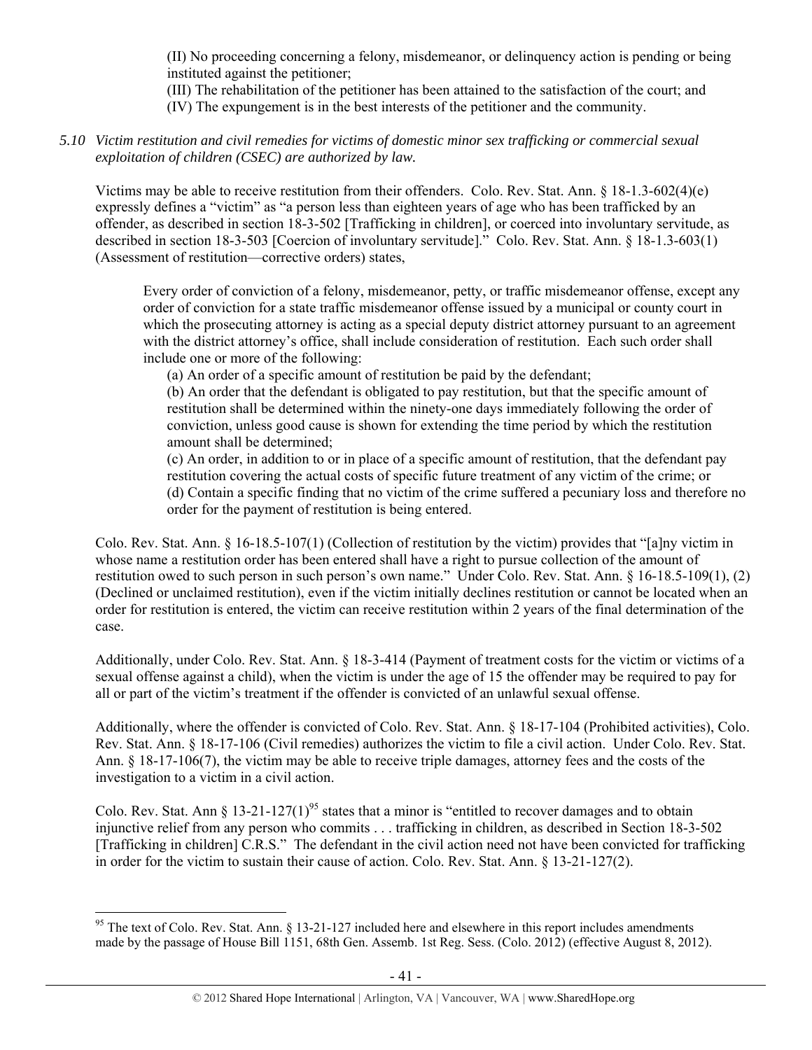(II) No proceeding concerning a felony, misdemeanor, or delinquency action is pending or being instituted against the petitioner;

(III) The rehabilitation of the petitioner has been attained to the satisfaction of the court; and

(IV) The expungement is in the best interests of the petitioner and the community.

*5.10 Victim restitution and civil remedies for victims of domestic minor sex trafficking or commercial sexual exploitation of children (CSEC) are authorized by law.*

Victims may be able to receive restitution from their offenders. Colo. Rev. Stat. Ann. § 18-1.3-602(4)(e) expressly defines a "victim" as "a person less than eighteen years of age who has been trafficked by an offender, as described in section 18-3-502 [Trafficking in children], or coerced into involuntary servitude, as described in section 18-3-503 [Coercion of involuntary servitude]." Colo. Rev. Stat. Ann. § 18-1.3-603(1) (Assessment of restitution—corrective orders) states,

> Every order of conviction of a felony, misdemeanor, petty, or traffic misdemeanor offense, except any order of conviction for a state traffic misdemeanor offense issued by a municipal or county court in which the prosecuting attorney is acting as a special deputy district attorney pursuant to an agreement with the district attorney's office, shall include consideration of restitution. Each such order shall include one or more of the following:
>
> (a) An order of a specific amount of restitution be paid by the defendant;
>
> (b) An order that the defendant is obligated to pay restitution, but that the specific amount of restitution shall be determined within the ninety-one days immediately following the order of conviction, unless good cause is shown for extending the time period by which the restitution amount shall be determined;
>
> (c) An order, in addition to or in place of a specific amount of restitution, that the defendant pay restitution covering the actual costs of specific future treatment of any victim of the crime; or
>
> (d) Contain a specific finding that no victim of the crime suffered a pecuniary loss and therefore no order for the payment of restitution is being entered.

Colo. Rev. Stat. Ann. § 16-18.5-107(1) (Collection of restitution by the victim) provides that "[a]ny victim in whose name a restitution order has been entered shall have a right to pursue collection of the amount of restitution owed to such person in such person's own name." Under Colo. Rev. Stat. Ann. § 16-18.5-109(1), (2) (Declined or unclaimed restitution), even if the victim initially declines restitution or cannot be located when an order for restitution is entered, the victim can receive restitution within 2 years of the final determination of the case.

Additionally, under Colo. Rev. Stat. Ann. § 18-3-414 (Payment of treatment costs for the victim or victims of a sexual offense against a child), when the victim is under the age of 15 the offender may be required to pay for all or part of the victim's treatment if the offender is convicted of an unlawful sexual offense.

Additionally, where the offender is convicted of Colo. Rev. Stat. Ann. § 18-17-104 (Prohibited activities), Colo. Rev. Stat. Ann. § 18-17-106 (Civil remedies) authorizes the victim to file a civil action. Under Colo. Rev. Stat. Ann. § 18-17-106(7), the victim may be able to receive triple damages, attorney fees and the costs of the investigation to a victim in a civil action.

Colo. Rev. Stat Ann § 13-21-127(1)[95] states that a minor is "entitled to recover damages and to obtain injunctive relief from any person who commits . . . trafficking in children, as described in Section 18-3-502 [Trafficking in children] C.R.S." The defendant in the civil action need not have been convicted for trafficking in order for the victim to sustain their cause of action. Colo. Rev. Stat. Ann. § 13-21-127(2).

---

[95] The text of Colo. Rev. Stat. Ann. § 13-21-127 included here and elsewhere in this report includes amendments made by the passage of House Bill 1151, 68th Gen. Assemb. 1st Reg. Sess. (Colo. 2012) (effective August 8, 2012).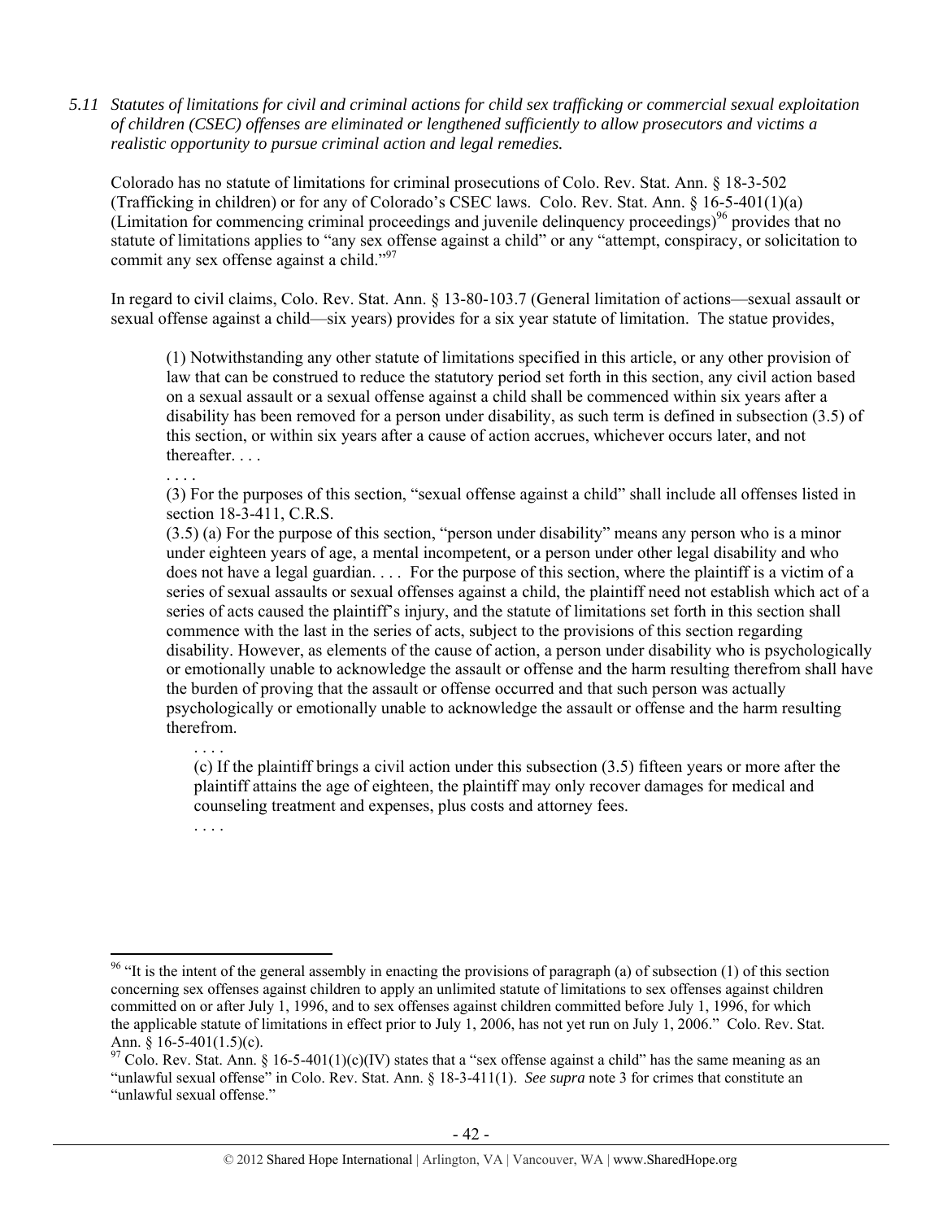*5.11 Statutes of limitations for civil and criminal actions for child sex trafficking or commercial sexual exploitation of children (CSEC) offenses are eliminated or lengthened sufficiently to allow prosecutors and victims a realistic opportunity to pursue criminal action and legal remedies.*

Colorado has no statute of limitations for criminal prosecutions of Colo. Rev. Stat. Ann. § 18-3-502 (Trafficking in children) or for any of Colorado's CSEC laws. Colo. Rev. Stat. Ann. § 16-5-401(1)(a) (Limitation for commencing criminal proceedings and juvenile delinquency proceedings)[96] provides that no statute of limitations applies to "any sex offense against a child" or any "attempt, conspiracy, or solicitation to commit any sex offense against a child."[97]

In regard to civil claims, Colo. Rev. Stat. Ann. § 13-80-103.7 (General limitation of actions—sexual assault or sexual offense against a child—six years) provides for a six year statute of limitation. The statue provides,

> (1) Notwithstanding any other statute of limitations specified in this article, or any other provision of law that can be construed to reduce the statutory period set forth in this section, any civil action based on a sexual assault or a sexual offense against a child shall be commenced within six years after a disability has been removed for a person under disability, as such term is defined in subsection (3.5) of this section, or within six years after a cause of action accrues, whichever occurs later, and not thereafter. . . .
>
> . . . .
>
> (3) For the purposes of this section, "sexual offense against a child" shall include all offenses listed in section 18-3-411, C.R.S.
>
> (3.5) (a) For the purpose of this section, "person under disability" means any person who is a minor under eighteen years of age, a mental incompetent, or a person under other legal disability and who does not have a legal guardian. . . . For the purpose of this section, where the plaintiff is a victim of a series of sexual assaults or sexual offenses against a child, the plaintiff need not establish which act of a series of acts caused the plaintiff's injury, and the statute of limitations set forth in this section shall commence with the last in the series of acts, subject to the provisions of this section regarding disability. However, as elements of the cause of action, a person under disability who is psychologically or emotionally unable to acknowledge the assault or offense and the harm resulting therefrom shall have the burden of proving that the assault or offense occurred and that such person was actually psychologically or emotionally unable to acknowledge the assault or offense and the harm resulting therefrom.
>
> . . . .
>
> (c) If the plaintiff brings a civil action under this subsection (3.5) fifteen years or more after the plaintiff attains the age of eighteen, the plaintiff may only recover damages for medical and counseling treatment and expenses, plus costs and attorney fees.
>
> . . . .

---

[96] "It is the intent of the general assembly in enacting the provisions of paragraph (a) of subsection (1) of this section concerning sex offenses against children to apply an unlimited statute of limitations to sex offenses against children committed on or after July 1, 1996, and to sex offenses against children committed before July 1, 1996, for which the applicable statute of limitations in effect prior to July 1, 2006, has not yet run on July 1, 2006." Colo. Rev. Stat. Ann. § 16-5-401(1.5)(c).

[97] Colo. Rev. Stat. Ann. § 16-5-401(1)(c)(IV) states that a "sex offense against a child" has the same meaning as an "unlawful sexual offense" in Colo. Rev. Stat. Ann. § 18-3-411(1). *See supra* note 3 for crimes that constitute an "unlawful sexual offense."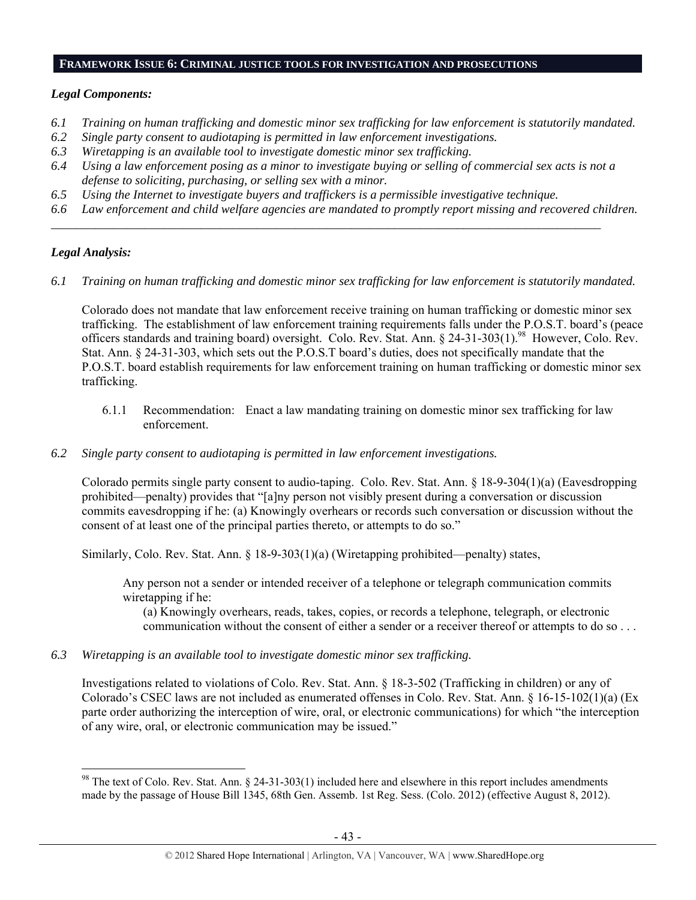## FRAMEWORK ISSUE 6: CRIMINAL JUSTICE TOOLS FOR INVESTIGATION AND PROSECUTIONS

### *Legal Components:*

*6.1 Training on human trafficking and domestic minor sex trafficking for law enforcement is statutorily mandated.*
*6.2 Single party consent to audiotaping is permitted in law enforcement investigations.*
*6.3 Wiretapping is an available tool to investigate domestic minor sex trafficking.*
*6.4 Using a law enforcement posing as a minor to investigate buying or selling of commercial sex acts is not a defense to soliciting, purchasing, or selling sex with a minor.*
*6.5 Using the Internet to investigate buyers and traffickers is a permissible investigative technique.*
*6.6 Law enforcement and child welfare agencies are mandated to promptly report missing and recovered children.*

---

### *Legal Analysis:*

*6.1 Training on human trafficking and domestic minor sex trafficking for law enforcement is statutorily mandated.*

Colorado does not mandate that law enforcement receive training on human trafficking or domestic minor sex trafficking. The establishment of law enforcement training requirements falls under the P.O.S.T. board's (peace officers standards and training board) oversight. Colo. Rev. Stat. Ann. § 24-31-303(1).[98] However, Colo. Rev. Stat. Ann. § 24-31-303, which sets out the P.O.S.T board's duties, does not specifically mandate that the P.O.S.T. board establish requirements for law enforcement training on human trafficking or domestic minor sex trafficking.

6.1.1 Recommendation: Enact a law mandating training on domestic minor sex trafficking for law enforcement.

*6.2 Single party consent to audiotaping is permitted in law enforcement investigations.*

Colorado permits single party consent to audio-taping. Colo. Rev. Stat. Ann. § 18-9-304(1)(a) (Eavesdropping prohibited—penalty) provides that "[a]ny person not visibly present during a conversation or discussion commits eavesdropping if he: (a) Knowingly overhears or records such conversation or discussion without the consent of at least one of the principal parties thereto, or attempts to do so."

Similarly, Colo. Rev. Stat. Ann. § 18-9-303(1)(a) (Wiretapping prohibited—penalty) states,

> Any person not a sender or intended receiver of a telephone or telegraph communication commits wiretapping if he:
>
> (a) Knowingly overhears, reads, takes, copies, or records a telephone, telegraph, or electronic communication without the consent of either a sender or a receiver thereof or attempts to do so . . .

*6.3 Wiretapping is an available tool to investigate domestic minor sex trafficking.*

Investigations related to violations of Colo. Rev. Stat. Ann. § 18-3-502 (Trafficking in children) or any of Colorado's CSEC laws are not included as enumerated offenses in Colo. Rev. Stat. Ann. § 16-15-102(1)(a) (Ex parte order authorizing the interception of wire, oral, or electronic communications) for which "the interception of any wire, oral, or electronic communication may be issued."

---

[98] The text of Colo. Rev. Stat. Ann. § 24-31-303(1) included here and elsewhere in this report includes amendments made by the passage of House Bill 1345, 68th Gen. Assemb. 1st Reg. Sess. (Colo. 2012) (effective August 8, 2012).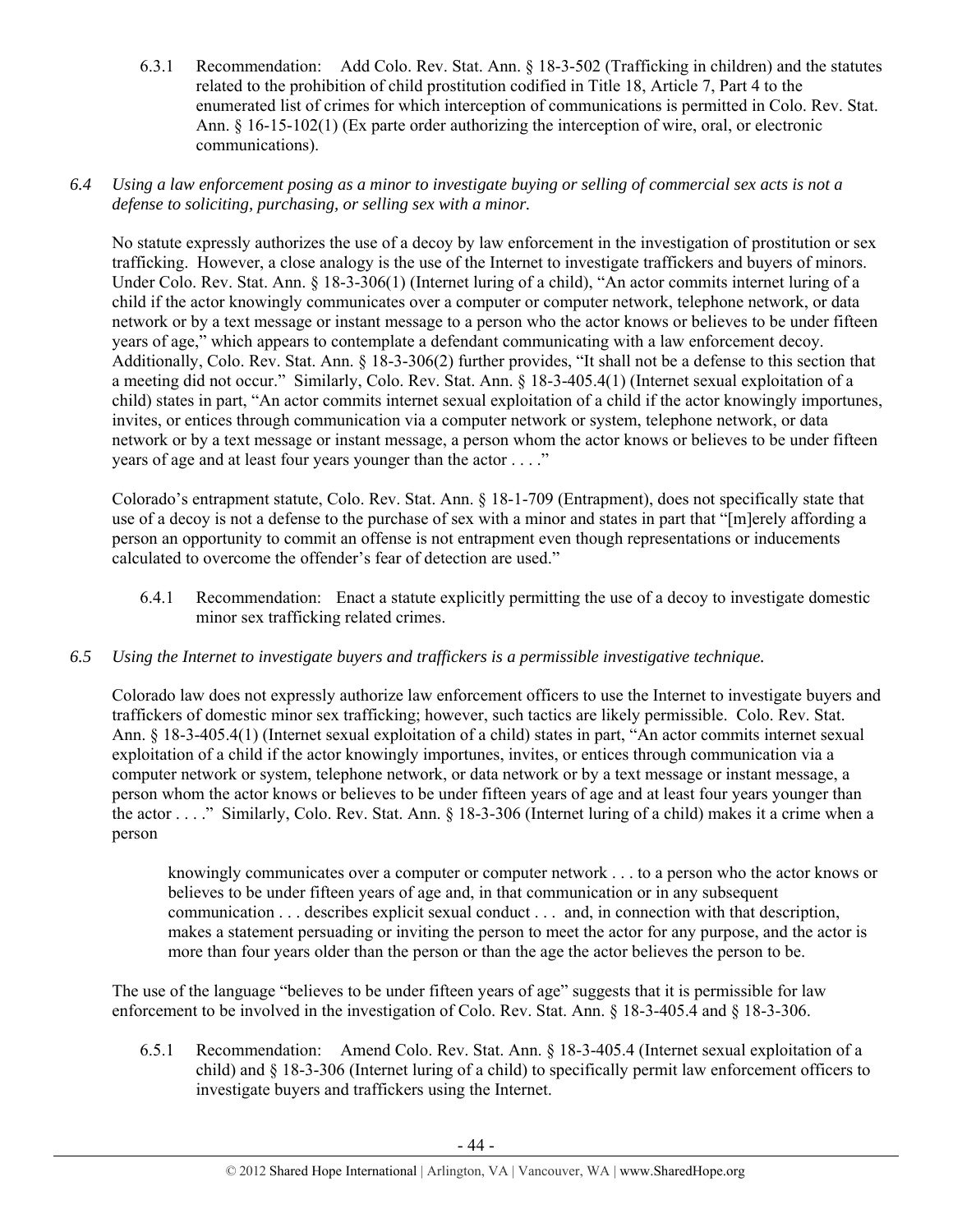6.3.1 Recommendation: Add Colo. Rev. Stat. Ann. § 18-3-502 (Trafficking in children) and the statutes related to the prohibition of child prostitution codified in Title 18, Article 7, Part 4 to the enumerated list of crimes for which interception of communications is permitted in Colo. Rev. Stat. Ann. § 16-15-102(1) (Ex parte order authorizing the interception of wire, oral, or electronic communications).

*6.4 Using a law enforcement posing as a minor to investigate buying or selling of commercial sex acts is not a defense to soliciting, purchasing, or selling sex with a minor.*

No statute expressly authorizes the use of a decoy by law enforcement in the investigation of prostitution or sex trafficking. However, a close analogy is the use of the Internet to investigate traffickers and buyers of minors. Under Colo. Rev. Stat. Ann. § 18-3-306(1) (Internet luring of a child), "An actor commits internet luring of a child if the actor knowingly communicates over a computer or computer network, telephone network, or data network or by a text message or instant message to a person who the actor knows or believes to be under fifteen years of age," which appears to contemplate a defendant communicating with a law enforcement decoy. Additionally, Colo. Rev. Stat. Ann. § 18-3-306(2) further provides, "It shall not be a defense to this section that a meeting did not occur." Similarly, Colo. Rev. Stat. Ann. § 18-3-405.4(1) (Internet sexual exploitation of a child) states in part, "An actor commits internet sexual exploitation of a child if the actor knowingly importunes, invites, or entices through communication via a computer network or system, telephone network, or data network or by a text message or instant message, a person whom the actor knows or believes to be under fifteen years of age and at least four years younger than the actor . . . ."

Colorado's entrapment statute, Colo. Rev. Stat. Ann. § 18-1-709 (Entrapment), does not specifically state that use of a decoy is not a defense to the purchase of sex with a minor and states in part that "[m]erely affording a person an opportunity to commit an offense is not entrapment even though representations or inducements calculated to overcome the offender's fear of detection are used."

6.4.1 Recommendation: Enact a statute explicitly permitting the use of a decoy to investigate domestic minor sex trafficking related crimes.

*6.5 Using the Internet to investigate buyers and traffickers is a permissible investigative technique.*

Colorado law does not expressly authorize law enforcement officers to use the Internet to investigate buyers and traffickers of domestic minor sex trafficking; however, such tactics are likely permissible. Colo. Rev. Stat. Ann. § 18-3-405.4(1) (Internet sexual exploitation of a child) states in part, "An actor commits internet sexual exploitation of a child if the actor knowingly importunes, invites, or entices through communication via a computer network or system, telephone network, or data network or by a text message or instant message, a person whom the actor knows or believes to be under fifteen years of age and at least four years younger than the actor . . . ." Similarly, Colo. Rev. Stat. Ann. § 18-3-306 (Internet luring of a child) makes it a crime when a person

> knowingly communicates over a computer or computer network . . . to a person who the actor knows or believes to be under fifteen years of age and, in that communication or in any subsequent communication . . . describes explicit sexual conduct . . . and, in connection with that description, makes a statement persuading or inviting the person to meet the actor for any purpose, and the actor is more than four years older than the person or than the age the actor believes the person to be.

The use of the language "believes to be under fifteen years of age" suggests that it is permissible for law enforcement to be involved in the investigation of Colo. Rev. Stat. Ann. § 18-3-405.4 and § 18-3-306.

6.5.1 Recommendation: Amend Colo. Rev. Stat. Ann. § 18-3-405.4 (Internet sexual exploitation of a child) and § 18-3-306 (Internet luring of a child) to specifically permit law enforcement officers to investigate buyers and traffickers using the Internet.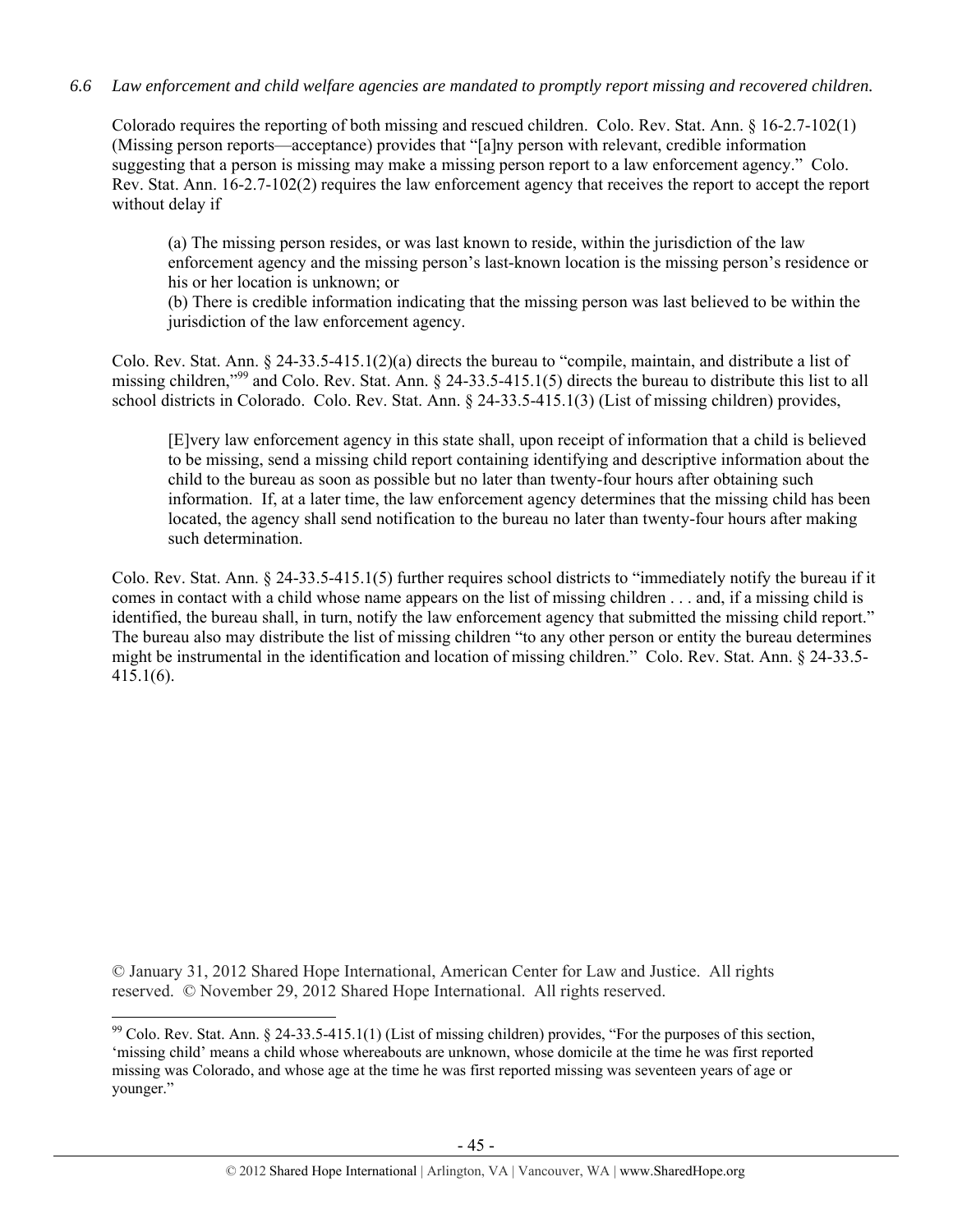*6.6 Law enforcement and child welfare agencies are mandated to promptly report missing and recovered children.*

Colorado requires the reporting of both missing and rescued children. Colo. Rev. Stat. Ann. § 16-2.7-102(1) (Missing person reports—acceptance) provides that "[a]ny person with relevant, credible information suggesting that a person is missing may make a missing person report to a law enforcement agency." Colo. Rev. Stat. Ann. 16-2.7-102(2) requires the law enforcement agency that receives the report to accept the report without delay if

> (a) The missing person resides, or was last known to reside, within the jurisdiction of the law enforcement agency and the missing person's last-known location is the missing person's residence or his or her location is unknown; or
> (b) There is credible information indicating that the missing person was last believed to be within the jurisdiction of the law enforcement agency.

Colo. Rev. Stat. Ann. § 24-33.5-415.1(2)(a) directs the bureau to "compile, maintain, and distribute a list of missing children,"[99] and Colo. Rev. Stat. Ann. § 24-33.5-415.1(5) directs the bureau to distribute this list to all school districts in Colorado. Colo. Rev. Stat. Ann. § 24-33.5-415.1(3) (List of missing children) provides,

> [E]very law enforcement agency in this state shall, upon receipt of information that a child is believed to be missing, send a missing child report containing identifying and descriptive information about the child to the bureau as soon as possible but no later than twenty-four hours after obtaining such information. If, at a later time, the law enforcement agency determines that the missing child has been located, the agency shall send notification to the bureau no later than twenty-four hours after making such determination.

Colo. Rev. Stat. Ann. § 24-33.5-415.1(5) further requires school districts to "immediately notify the bureau if it comes in contact with a child whose name appears on the list of missing children . . . and, if a missing child is identified, the bureau shall, in turn, notify the law enforcement agency that submitted the missing child report." The bureau also may distribute the list of missing children "to any other person or entity the bureau determines might be instrumental in the identification and location of missing children." Colo. Rev. Stat. Ann. § 24-33.5-415.1(6).

© January 31, 2012 Shared Hope International, American Center for Law and Justice. All rights reserved. © November 29, 2012 Shared Hope International. All rights reserved.

[99] Colo. Rev. Stat. Ann. § 24-33.5-415.1(1) (List of missing children) provides, "For the purposes of this section, 'missing child' means a child whose whereabouts are unknown, whose domicile at the time he was first reported missing was Colorado, and whose age at the time he was first reported missing was seventeen years of age or younger."